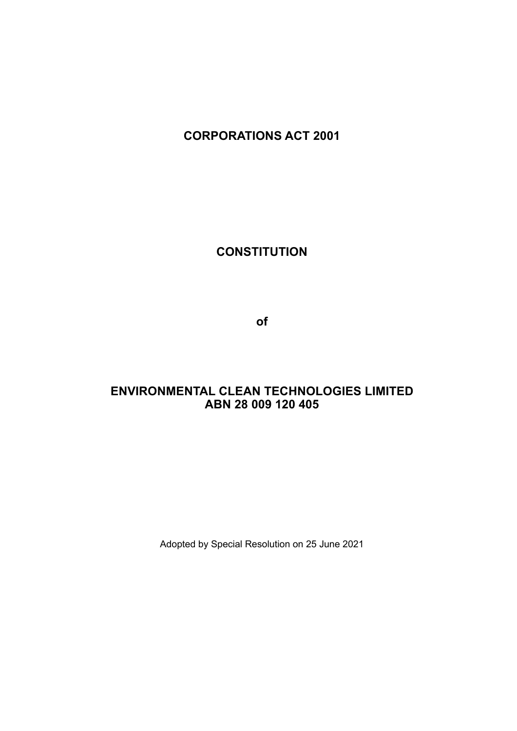# CORPORATIONS ACT 2001

# CONSTITUTION

**of**

# ENVIRONMENTAL CLEAN TECHNOLOGIES LIMITED
# ABN 28 009 120 405

Adopted by Special Resolution on 25 June 2021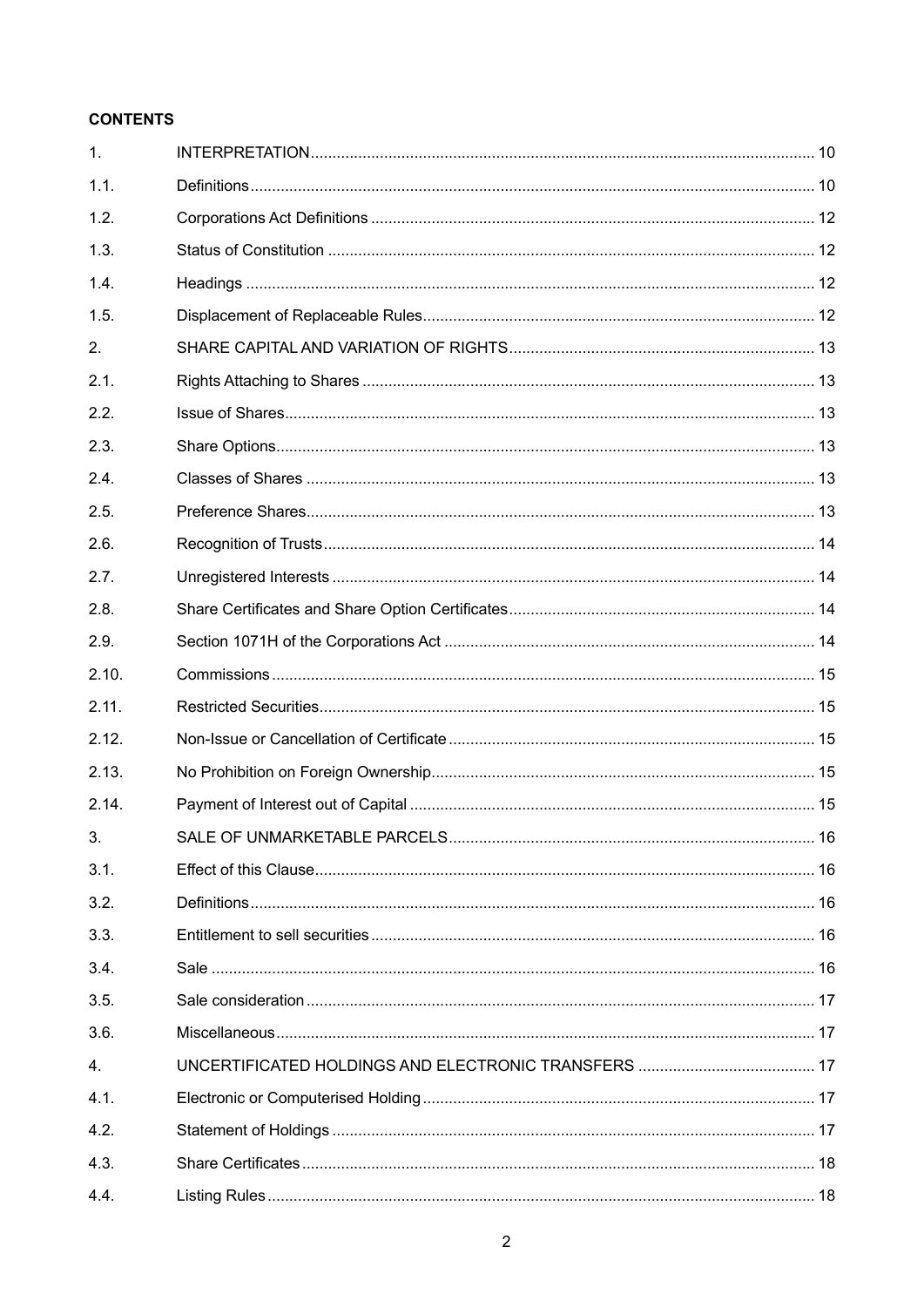**CONTENTS**

| | | |
|---|---|---|
| 1. | INTERPRETATION | 10 |
| 1.1. | Definitions | 10 |
| 1.2. | Corporations Act Definitions | 12 |
| 1.3. | Status of Constitution | 12 |
| 1.4. | Headings | 12 |
| 1.5. | Displacement of Replaceable Rules | 12 |
| 2. | SHARE CAPITAL AND VARIATION OF RIGHTS | 13 |
| 2.1. | Rights Attaching to Shares | 13 |
| 2.2. | Issue of Shares | 13 |
| 2.3. | Share Options | 13 |
| 2.4. | Classes of Shares | 13 |
| 2.5. | Preference Shares | 13 |
| 2.6. | Recognition of Trusts | 14 |
| 2.7. | Unregistered Interests | 14 |
| 2.8. | Share Certificates and Share Option Certificates | 14 |
| 2.9. | Section 1071H of the Corporations Act | 14 |
| 2.10. | Commissions | 15 |
| 2.11. | Restricted Securities | 15 |
| 2.12. | Non-Issue or Cancellation of Certificate | 15 |
| 2.13. | No Prohibition on Foreign Ownership | 15 |
| 2.14. | Payment of Interest out of Capital | 15 |
| 3. | SALE OF UNMARKETABLE PARCELS | 16 |
| 3.1. | Effect of this Clause | 16 |
| 3.2. | Definitions | 16 |
| 3.3. | Entitlement to sell securities | 16 |
| 3.4. | Sale | 16 |
| 3.5. | Sale consideration | 17 |
| 3.6. | Miscellaneous | 17 |
| 4. | UNCERTIFICATED HOLDINGS AND ELECTRONIC TRANSFERS | 17 |
| 4.1. | Electronic or Computerised Holding | 17 |
| 4.2. | Statement of Holdings | 17 |
| 4.3. | Share Certificates | 18 |
| 4.4. | Listing Rules | 18 |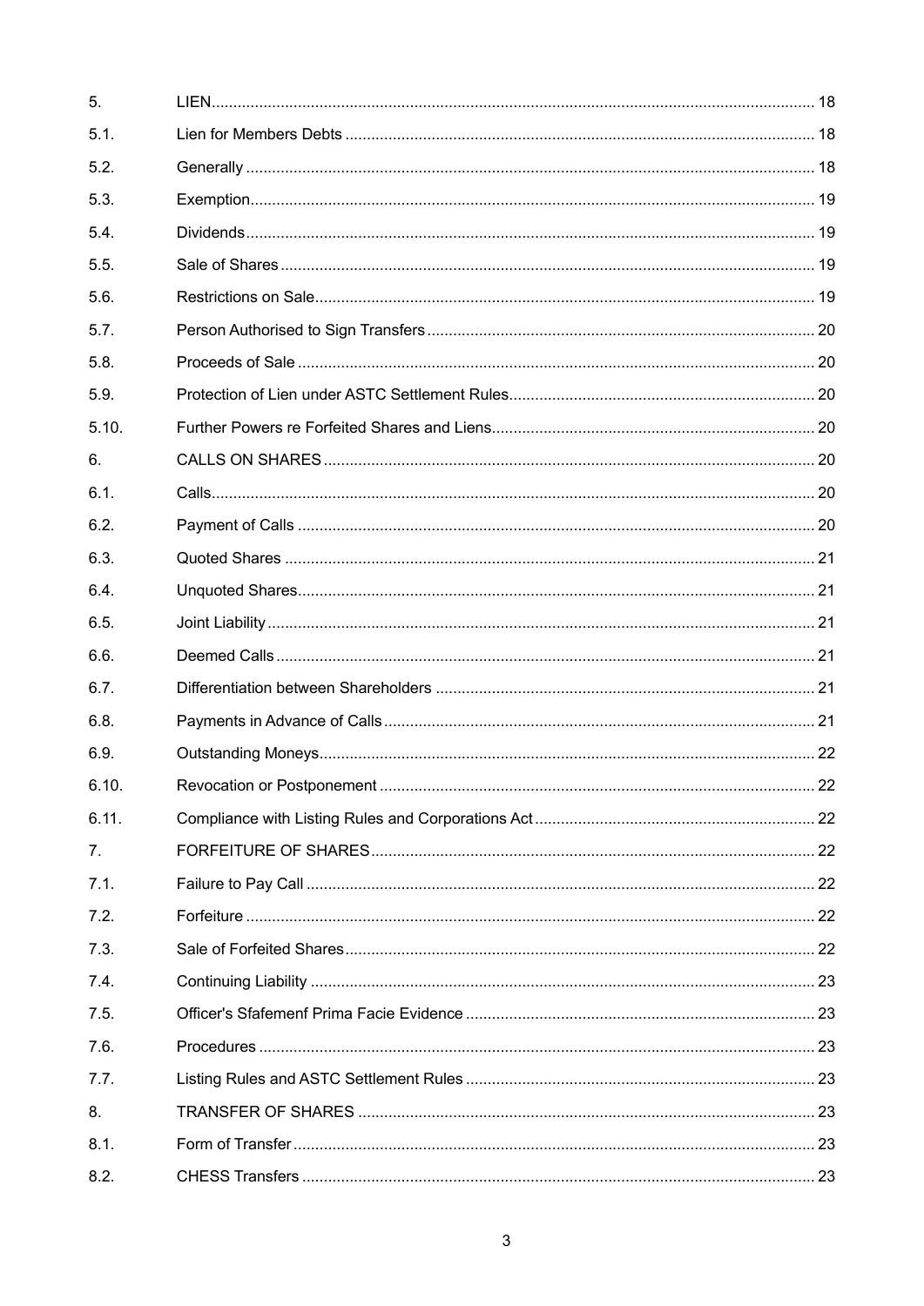| | | |
|---|---|---|
| 5. | LIEN | 18 |
| 5.1. | Lien for Members Debts | 18 |
| 5.2. | Generally | 18 |
| 5.3. | Exemption | 19 |
| 5.4. | Dividends | 19 |
| 5.5. | Sale of Shares | 19 |
| 5.6. | Restrictions on Sale | 19 |
| 5.7. | Person Authorised to Sign Transfers | 20 |
| 5.8. | Proceeds of Sale | 20 |
| 5.9. | Protection of Lien under ASTC Settlement Rules | 20 |
| 5.10. | Further Powers re Forfeited Shares and Liens | 20 |
| 6. | CALLS ON SHARES | 20 |
| 6.1. | Calls | 20 |
| 6.2. | Payment of Calls | 20 |
| 6.3. | Quoted Shares | 21 |
| 6.4. | Unquoted Shares | 21 |
| 6.5. | Joint Liability | 21 |
| 6.6. | Deemed Calls | 21 |
| 6.7. | Differentiation between Shareholders | 21 |
| 6.8. | Payments in Advance of Calls | 21 |
| 6.9. | Outstanding Moneys | 22 |
| 6.10. | Revocation or Postponement | 22 |
| 6.11. | Compliance with Listing Rules and Corporations Act | 22 |
| 7. | FORFEITURE OF SHARES | 22 |
| 7.1. | Failure to Pay Call | 22 |
| 7.2. | Forfeiture | 22 |
| 7.3. | Sale of Forfeited Shares | 22 |
| 7.4. | Continuing Liability | 23 |
| 7.5. | Officer's Sfafemenf Prima Facie Evidence | 23 |
| 7.6. | Procedures | 23 |
| 7.7. | Listing Rules and ASTC Settlement Rules | 23 |
| 8. | TRANSFER OF SHARES | 23 |
| 8.1. | Form of Transfer | 23 |
| 8.2. | CHESS Transfers | 23 |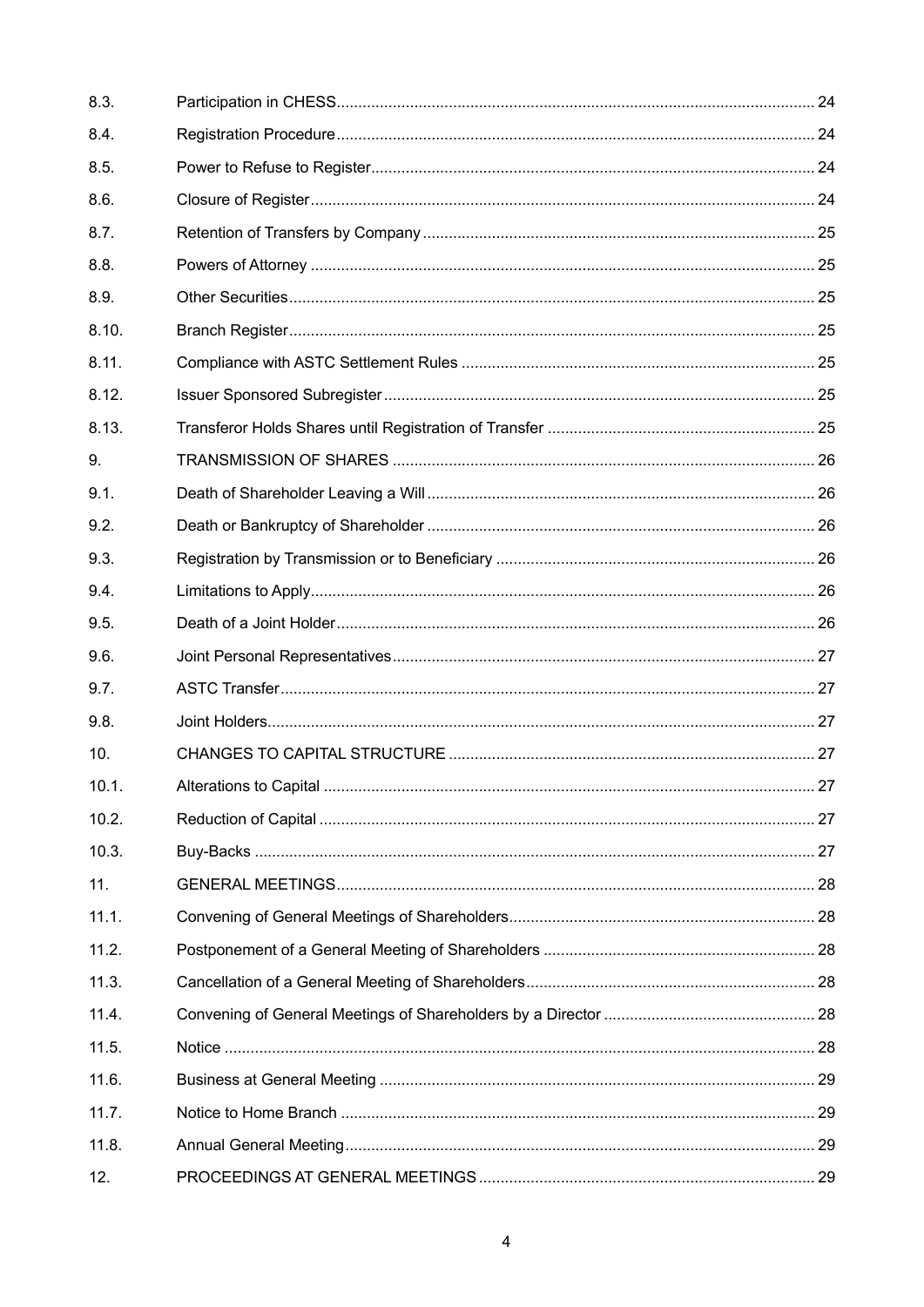| | | |
|---|---|---|
| 8.3. | Participation in CHESS | 24 |
| 8.4. | Registration Procedure | 24 |
| 8.5. | Power to Refuse to Register | 24 |
| 8.6. | Closure of Register | 24 |
| 8.7. | Retention of Transfers by Company | 25 |
| 8.8. | Powers of Attorney | 25 |
| 8.9. | Other Securities | 25 |
| 8.10. | Branch Register | 25 |
| 8.11. | Compliance with ASTC Settlement Rules | 25 |
| 8.12. | Issuer Sponsored Subregister | 25 |
| 8.13. | Transferor Holds Shares until Registration of Transfer | 25 |
| 9. | TRANSMISSION OF SHARES | 26 |
| 9.1. | Death of Shareholder Leaving a Will | 26 |
| 9.2. | Death or Bankruptcy of Shareholder | 26 |
| 9.3. | Registration by Transmission or to Beneficiary | 26 |
| 9.4. | Limitations to Apply | 26 |
| 9.5. | Death of a Joint Holder | 26 |
| 9.6. | Joint Personal Representatives | 27 |
| 9.7. | ASTC Transfer | 27 |
| 9.8. | Joint Holders | 27 |
| 10. | CHANGES TO CAPITAL STRUCTURE | 27 |
| 10.1. | Alterations to Capital | 27 |
| 10.2. | Reduction of Capital | 27 |
| 10.3. | Buy-Backs | 27 |
| 11. | GENERAL MEETINGS | 28 |
| 11.1. | Convening of General Meetings of Shareholders | 28 |
| 11.2. | Postponement of a General Meeting of Shareholders | 28 |
| 11.3. | Cancellation of a General Meeting of Shareholders | 28 |
| 11.4. | Convening of General Meetings of Shareholders by a Director | 28 |
| 11.5. | Notice | 28 |
| 11.6. | Business at General Meeting | 29 |
| 11.7. | Notice to Home Branch | 29 |
| 11.8. | Annual General Meeting | 29 |
| 12. | PROCEEDINGS AT GENERAL MEETINGS | 29 |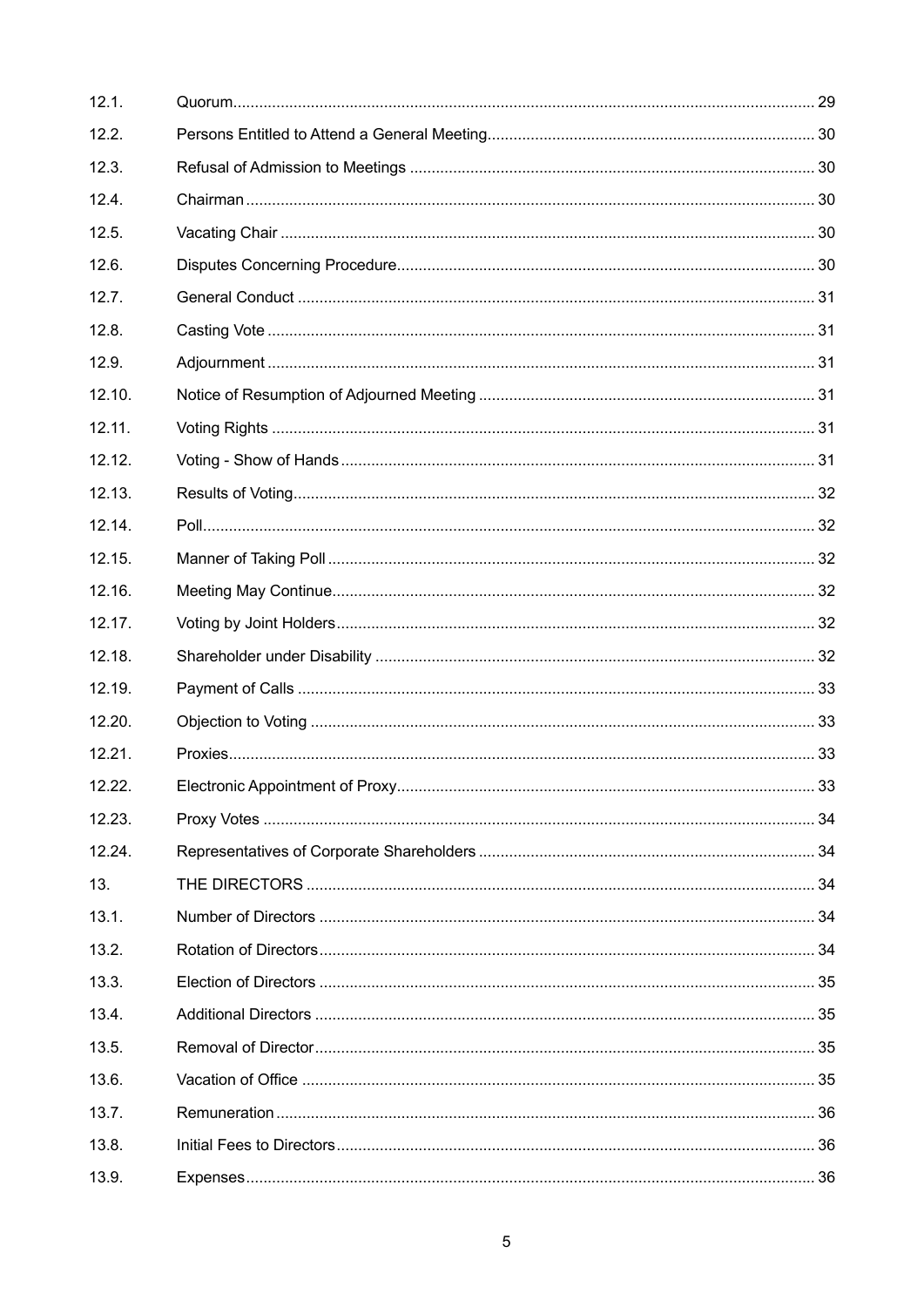| | | |
|---|---|---|
| 12.1. | Quorum | 29 |
| 12.2. | Persons Entitled to Attend a General Meeting | 30 |
| 12.3. | Refusal of Admission to Meetings | 30 |
| 12.4. | Chairman | 30 |
| 12.5. | Vacating Chair | 30 |
| 12.6. | Disputes Concerning Procedure | 30 |
| 12.7. | General Conduct | 31 |
| 12.8. | Casting Vote | 31 |
| 12.9. | Adjournment | 31 |
| 12.10. | Notice of Resumption of Adjourned Meeting | 31 |
| 12.11. | Voting Rights | 31 |
| 12.12. | Voting - Show of Hands | 31 |
| 12.13. | Results of Voting | 32 |
| 12.14. | Poll | 32 |
| 12.15. | Manner of Taking Poll | 32 |
| 12.16. | Meeting May Continue | 32 |
| 12.17. | Voting by Joint Holders | 32 |
| 12.18. | Shareholder under Disability | 32 |
| 12.19. | Payment of Calls | 33 |
| 12.20. | Objection to Voting | 33 |
| 12.21. | Proxies | 33 |
| 12.22. | Electronic Appointment of Proxy | 33 |
| 12.23. | Proxy Votes | 34 |
| 12.24. | Representatives of Corporate Shareholders | 34 |
| 13. | THE DIRECTORS | 34 |
| 13.1. | Number of Directors | 34 |
| 13.2. | Rotation of Directors | 34 |
| 13.3. | Election of Directors | 35 |
| 13.4. | Additional Directors | 35 |
| 13.5. | Removal of Director | 35 |
| 13.6. | Vacation of Office | 35 |
| 13.7. | Remuneration | 36 |
| 13.8. | Initial Fees to Directors | 36 |
| 13.9. | Expenses | 36 |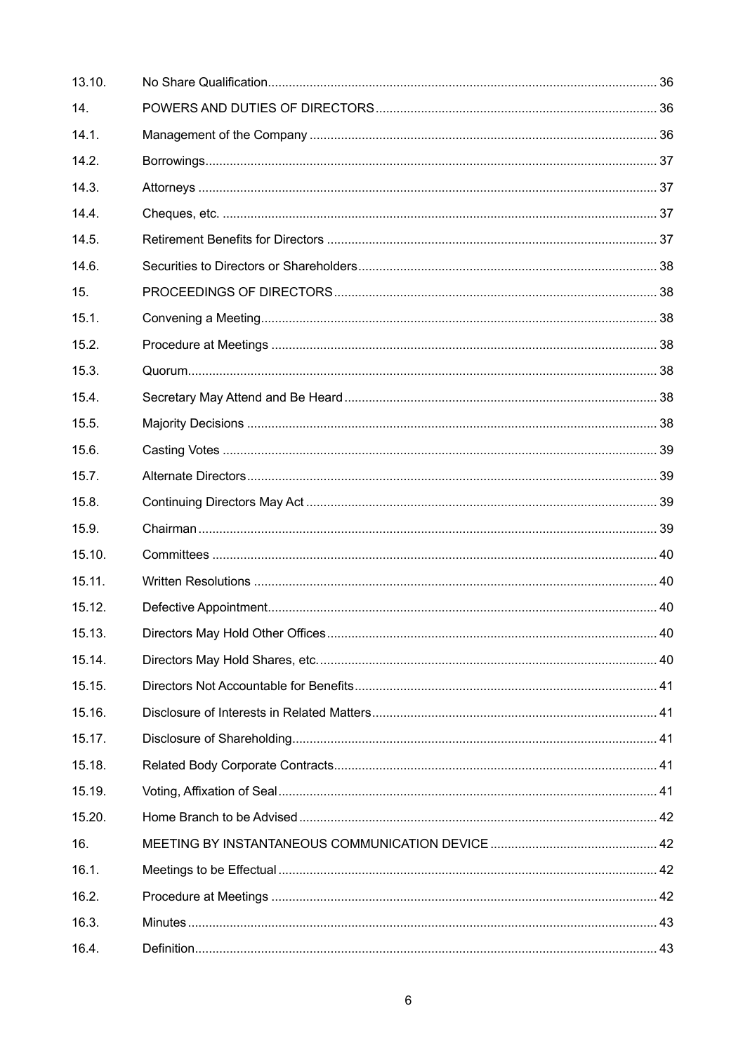| | | |
|---|---|---|
| 13.10. | No Share Qualification | 36 |
| 14. | POWERS AND DUTIES OF DIRECTORS | 36 |
| 14.1. | Management of the Company | 36 |
| 14.2. | Borrowings | 37 |
| 14.3. | Attorneys | 37 |
| 14.4. | Cheques, etc. | 37 |
| 14.5. | Retirement Benefits for Directors | 37 |
| 14.6. | Securities to Directors or Shareholders | 38 |
| 15. | PROCEEDINGS OF DIRECTORS | 38 |
| 15.1. | Convening a Meeting | 38 |
| 15.2. | Procedure at Meetings | 38 |
| 15.3. | Quorum | 38 |
| 15.4. | Secretary May Attend and Be Heard | 38 |
| 15.5. | Majority Decisions | 38 |
| 15.6. | Casting Votes | 39 |
| 15.7. | Alternate Directors | 39 |
| 15.8. | Continuing Directors May Act | 39 |
| 15.9. | Chairman | 39 |
| 15.10. | Committees | 40 |
| 15.11. | Written Resolutions | 40 |
| 15.12. | Defective Appointment | 40 |
| 15.13. | Directors May Hold Other Offices | 40 |
| 15.14. | Directors May Hold Shares, etc. | 40 |
| 15.15. | Directors Not Accountable for Benefits | 41 |
| 15.16. | Disclosure of Interests in Related Matters | 41 |
| 15.17. | Disclosure of Shareholding | 41 |
| 15.18. | Related Body Corporate Contracts | 41 |
| 15.19. | Voting, Affixation of Seal | 41 |
| 15.20. | Home Branch to be Advised | 42 |
| 16. | MEETING BY INSTANTANEOUS COMMUNICATION DEVICE | 42 |
| 16.1. | Meetings to be Effectual | 42 |
| 16.2. | Procedure at Meetings | 42 |
| 16.3. | Minutes | 43 |
| 16.4. | Definition | 43 |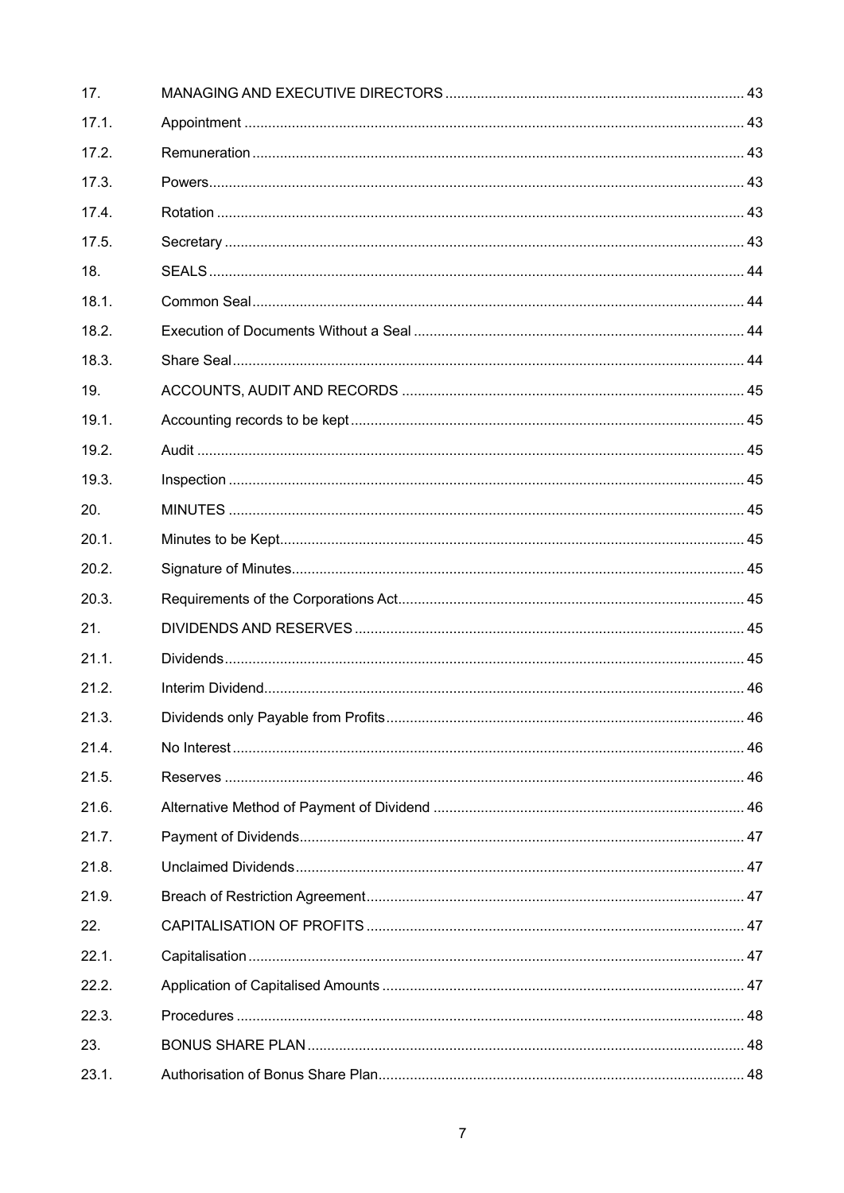| | | |
|---|---|---|
| 17. | MANAGING AND EXECUTIVE DIRECTORS | 43 |
| 17.1. | Appointment | 43 |
| 17.2. | Remuneration | 43 |
| 17.3. | Powers | 43 |
| 17.4. | Rotation | 43 |
| 17.5. | Secretary | 43 |
| 18. | SEALS | 44 |
| 18.1. | Common Seal | 44 |
| 18.2. | Execution of Documents Without a Seal | 44 |
| 18.3. | Share Seal | 44 |
| 19. | ACCOUNTS, AUDIT AND RECORDS | 45 |
| 19.1. | Accounting records to be kept | 45 |
| 19.2. | Audit | 45 |
| 19.3. | Inspection | 45 |
| 20. | MINUTES | 45 |
| 20.1. | Minutes to be Kept | 45 |
| 20.2. | Signature of Minutes | 45 |
| 20.3. | Requirements of the Corporations Act | 45 |
| 21. | DIVIDENDS AND RESERVES | 45 |
| 21.1. | Dividends | 45 |
| 21.2. | Interim Dividend | 46 |
| 21.3. | Dividends only Payable from Profits | 46 |
| 21.4. | No Interest | 46 |
| 21.5. | Reserves | 46 |
| 21.6. | Alternative Method of Payment of Dividend | 46 |
| 21.7. | Payment of Dividends | 47 |
| 21.8. | Unclaimed Dividends | 47 |
| 21.9. | Breach of Restriction Agreement | 47 |
| 22. | CAPITALISATION OF PROFITS | 47 |
| 22.1. | Capitalisation | 47 |
| 22.2. | Application of Capitalised Amounts | 47 |
| 22.3. | Procedures | 48 |
| 23. | BONUS SHARE PLAN | 48 |
| 23.1. | Authorisation of Bonus Share Plan | 48 |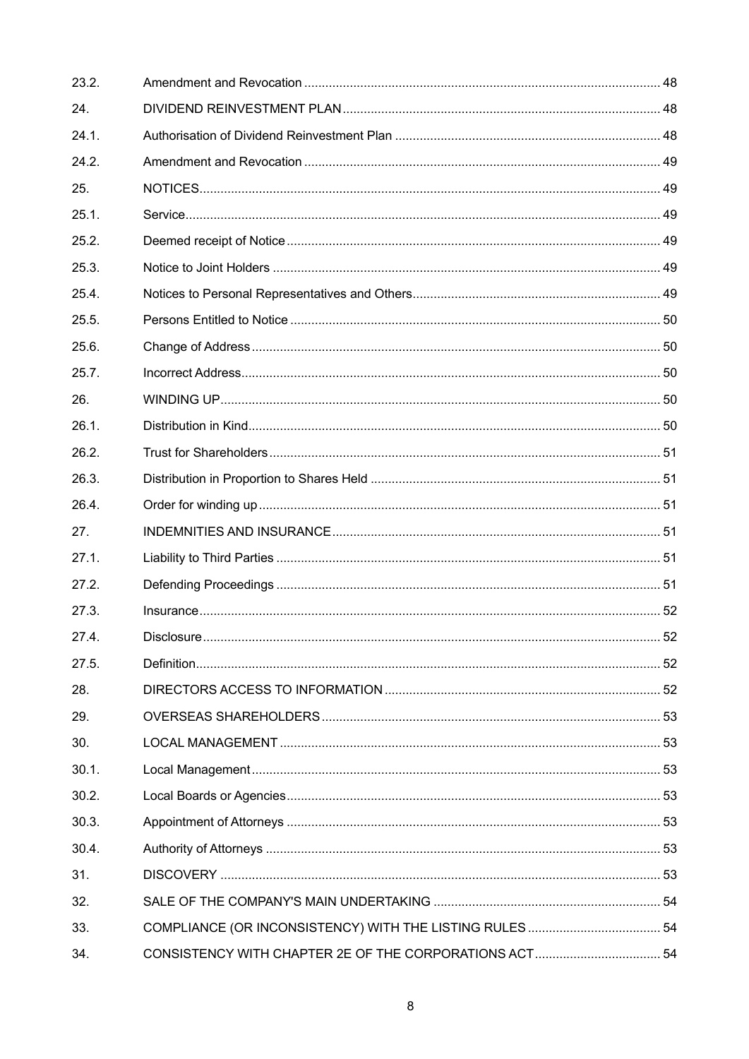| | | |
|---|---|---|
| 23.2. | Amendment and Revocation | 48 |
| 24. | DIVIDEND REINVESTMENT PLAN | 48 |
| 24.1. | Authorisation of Dividend Reinvestment Plan | 48 |
| 24.2. | Amendment and Revocation | 49 |
| 25. | NOTICES | 49 |
| 25.1. | Service | 49 |
| 25.2. | Deemed receipt of Notice | 49 |
| 25.3. | Notice to Joint Holders | 49 |
| 25.4. | Notices to Personal Representatives and Others | 49 |
| 25.5. | Persons Entitled to Notice | 50 |
| 25.6. | Change of Address | 50 |
| 25.7. | Incorrect Address | 50 |
| 26. | WINDING UP | 50 |
| 26.1. | Distribution in Kind | 50 |
| 26.2. | Trust for Shareholders | 51 |
| 26.3. | Distribution in Proportion to Shares Held | 51 |
| 26.4. | Order for winding up | 51 |
| 27. | INDEMNITIES AND INSURANCE | 51 |
| 27.1. | Liability to Third Parties | 51 |
| 27.2. | Defending Proceedings | 51 |
| 27.3. | Insurance | 52 |
| 27.4. | Disclosure | 52 |
| 27.5. | Definition | 52 |
| 28. | DIRECTORS ACCESS TO INFORMATION | 52 |
| 29. | OVERSEAS SHAREHOLDERS | 53 |
| 30. | LOCAL MANAGEMENT | 53 |
| 30.1. | Local Management | 53 |
| 30.2. | Local Boards or Agencies | 53 |
| 30.3. | Appointment of Attorneys | 53 |
| 30.4. | Authority of Attorneys | 53 |
| 31. | DISCOVERY | 53 |
| 32. | SALE OF THE COMPANY'S MAIN UNDERTAKING | 54 |
| 33. | COMPLIANCE (OR INCONSISTENCY) WITH THE LISTING RULES | 54 |
| 34. | CONSISTENCY WITH CHAPTER 2E OF THE CORPORATIONS ACT | 54 |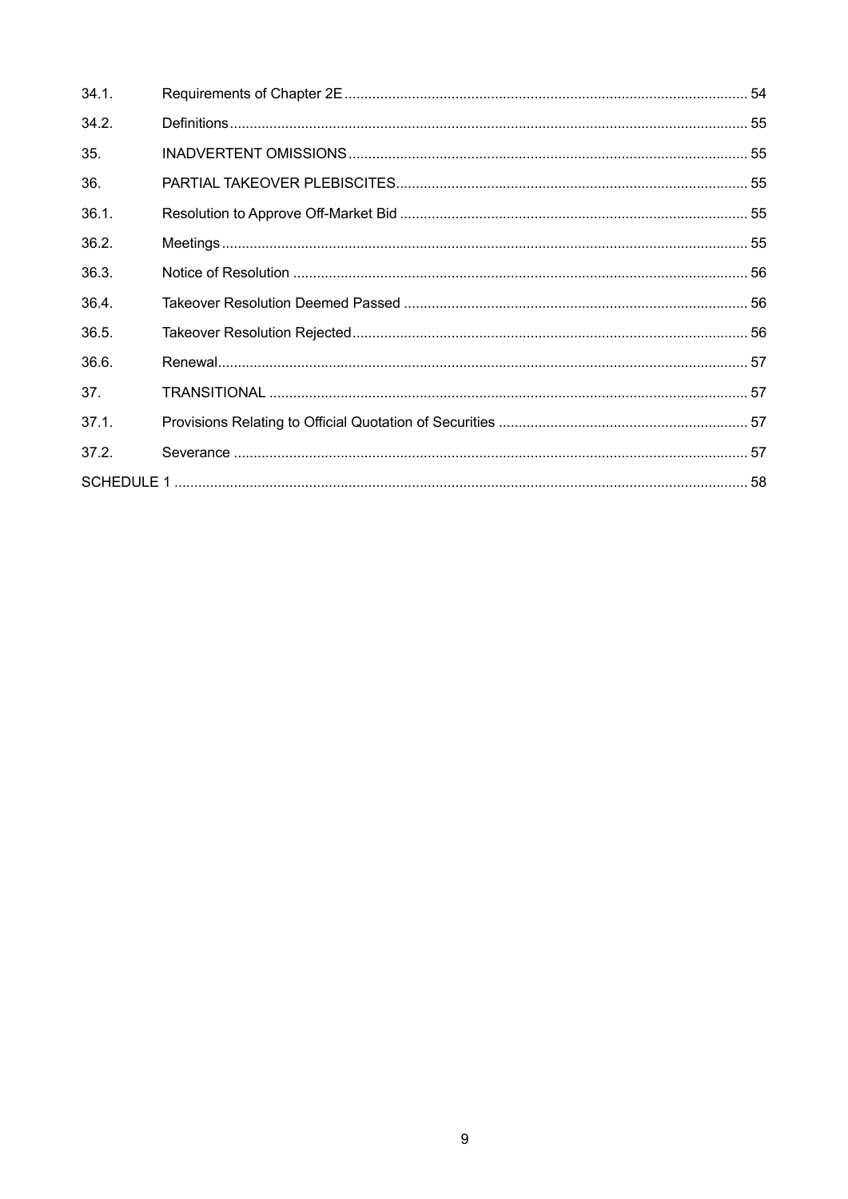| | | |
|---|---|---|
| 34.1. | Requirements of Chapter 2E | 54 |
| 34.2. | Definitions | 55 |
| 35. | INADVERTENT OMISSIONS | 55 |
| 36. | PARTIAL TAKEOVER PLEBISCITES | 55 |
| 36.1. | Resolution to Approve Off-Market Bid | 55 |
| 36.2. | Meetings | 55 |
| 36.3. | Notice of Resolution | 56 |
| 36.4. | Takeover Resolution Deemed Passed | 56 |
| 36.5. | Takeover Resolution Rejected | 56 |
| 36.6. | Renewal | 57 |
| 37. | TRANSITIONAL | 57 |
| 37.1. | Provisions Relating to Official Quotation of Securities | 57 |
| 37.2. | Severance | 57 |
| SCHEDULE 1 | | 58 |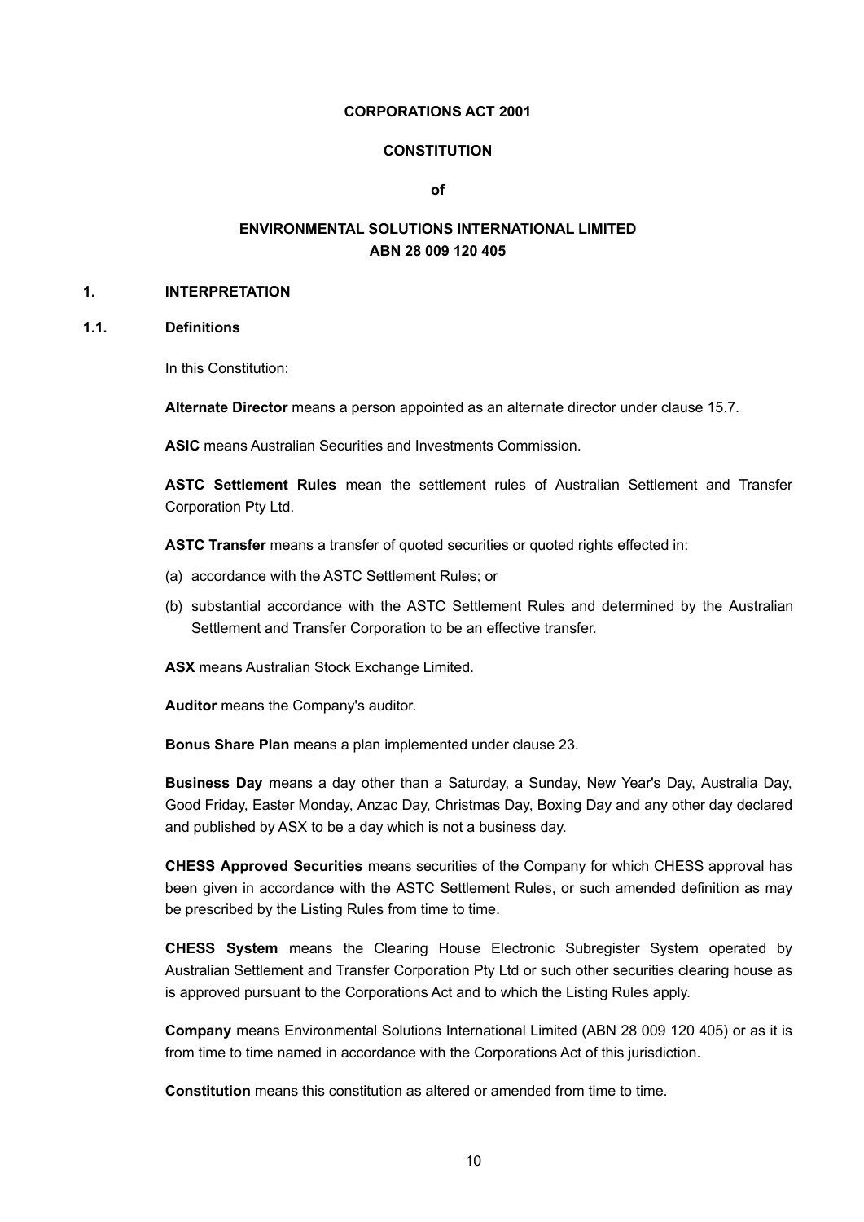**CORPORATIONS ACT 2001**

**CONSTITUTION**

**of**

**ENVIRONMENTAL SOLUTIONS INTERNATIONAL LIMITED**
**ABN 28 009 120 405**

## 1. INTERPRETATION

### 1.1. Definitions

In this Constitution:

**Alternate Director** means a person appointed as an alternate director under clause 15.7.

**ASIC** means Australian Securities and Investments Commission.

**ASTC Settlement Rules** mean the settlement rules of Australian Settlement and Transfer Corporation Pty Ltd.

**ASTC Transfer** means a transfer of quoted securities or quoted rights effected in:

(a) accordance with the ASTC Settlement Rules; or

(b) substantial accordance with the ASTC Settlement Rules and determined by the Australian Settlement and Transfer Corporation to be an effective transfer.

**ASX** means Australian Stock Exchange Limited.

**Auditor** means the Company's auditor.

**Bonus Share Plan** means a plan implemented under clause 23.

**Business Day** means a day other than a Saturday, a Sunday, New Year's Day, Australia Day, Good Friday, Easter Monday, Anzac Day, Christmas Day, Boxing Day and any other day declared and published by ASX to be a day which is not a business day.

**CHESS Approved Securities** means securities of the Company for which CHESS approval has been given in accordance with the ASTC Settlement Rules, or such amended definition as may be prescribed by the Listing Rules from time to time.

**CHESS System** means the Clearing House Electronic Subregister System operated by Australian Settlement and Transfer Corporation Pty Ltd or such other securities clearing house as is approved pursuant to the Corporations Act and to which the Listing Rules apply.

**Company** means Environmental Solutions International Limited (ABN 28 009 120 405) or as it is from time to time named in accordance with the Corporations Act of this jurisdiction.

**Constitution** means this constitution as altered or amended from time to time.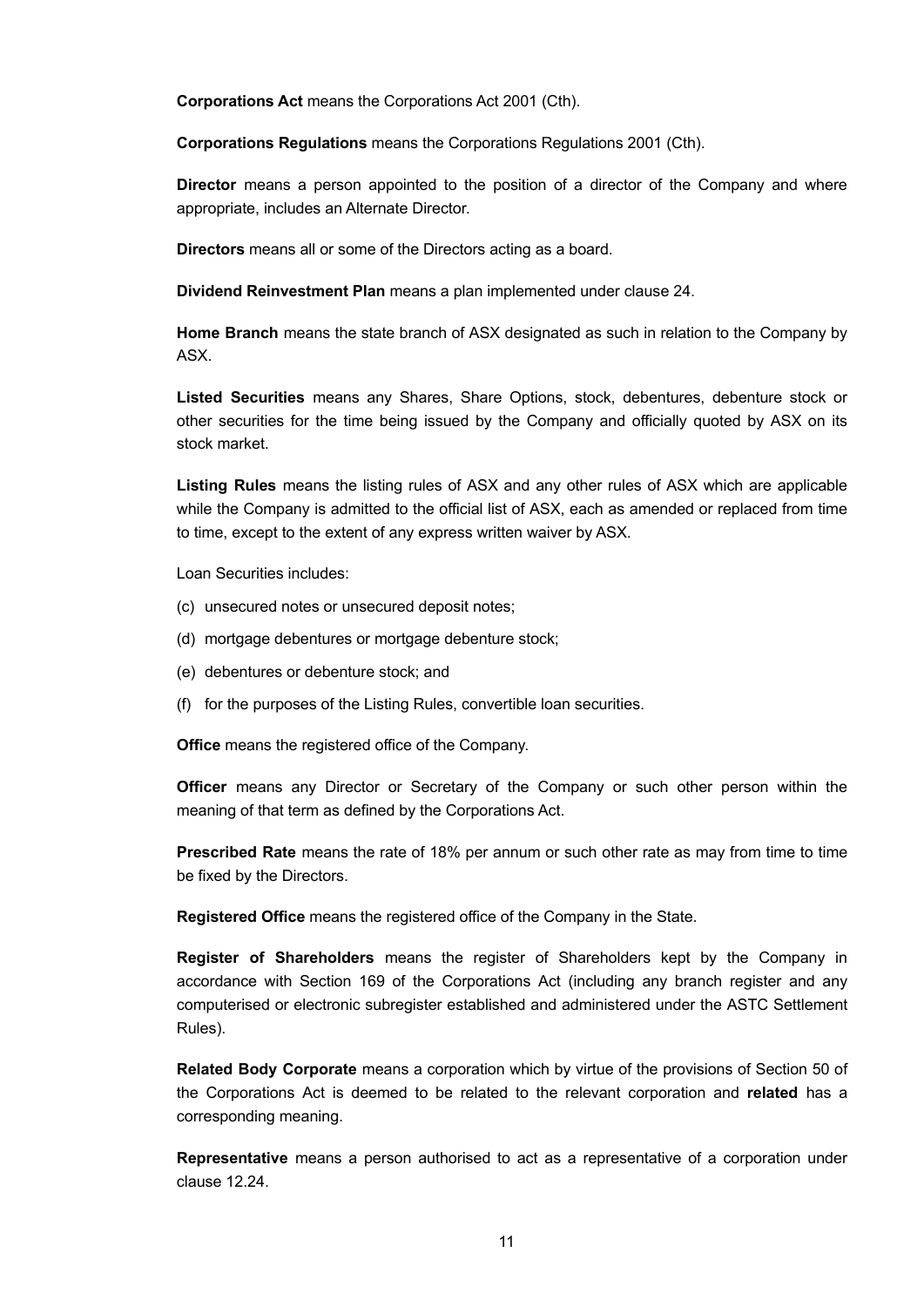**Corporations Act** means the Corporations Act 2001 (Cth).

**Corporations Regulations** means the Corporations Regulations 2001 (Cth).

**Director** means a person appointed to the position of a director of the Company and where appropriate, includes an Alternate Director.

**Directors** means all or some of the Directors acting as a board.

**Dividend Reinvestment Plan** means a plan implemented under clause 24.

**Home Branch** means the state branch of ASX designated as such in relation to the Company by ASX.

**Listed Securities** means any Shares, Share Options, stock, debentures, debenture stock or other securities for the time being issued by the Company and officially quoted by ASX on its stock market.

**Listing Rules** means the listing rules of ASX and any other rules of ASX which are applicable while the Company is admitted to the official list of ASX, each as amended or replaced from time to time, except to the extent of any express written waiver by ASX.

Loan Securities includes:

(c) unsecured notes or unsecured deposit notes;

(d) mortgage debentures or mortgage debenture stock;

(e) debentures or debenture stock; and

(f) for the purposes of the Listing Rules, convertible loan securities.

**Office** means the registered office of the Company.

**Officer** means any Director or Secretary of the Company or such other person within the meaning of that term as defined by the Corporations Act.

**Prescribed Rate** means the rate of 18% per annum or such other rate as may from time to time be fixed by the Directors.

**Registered Office** means the registered office of the Company in the State.

**Register of Shareholders** means the register of Shareholders kept by the Company in accordance with Section 169 of the Corporations Act (including any branch register and any computerised or electronic subregister established and administered under the ASTC Settlement Rules).

**Related Body Corporate** means a corporation which by virtue of the provisions of Section 50 of the Corporations Act is deemed to be related to the relevant corporation and **related** has a corresponding meaning.

**Representative** means a person authorised to act as a representative of a corporation under clause 12.24.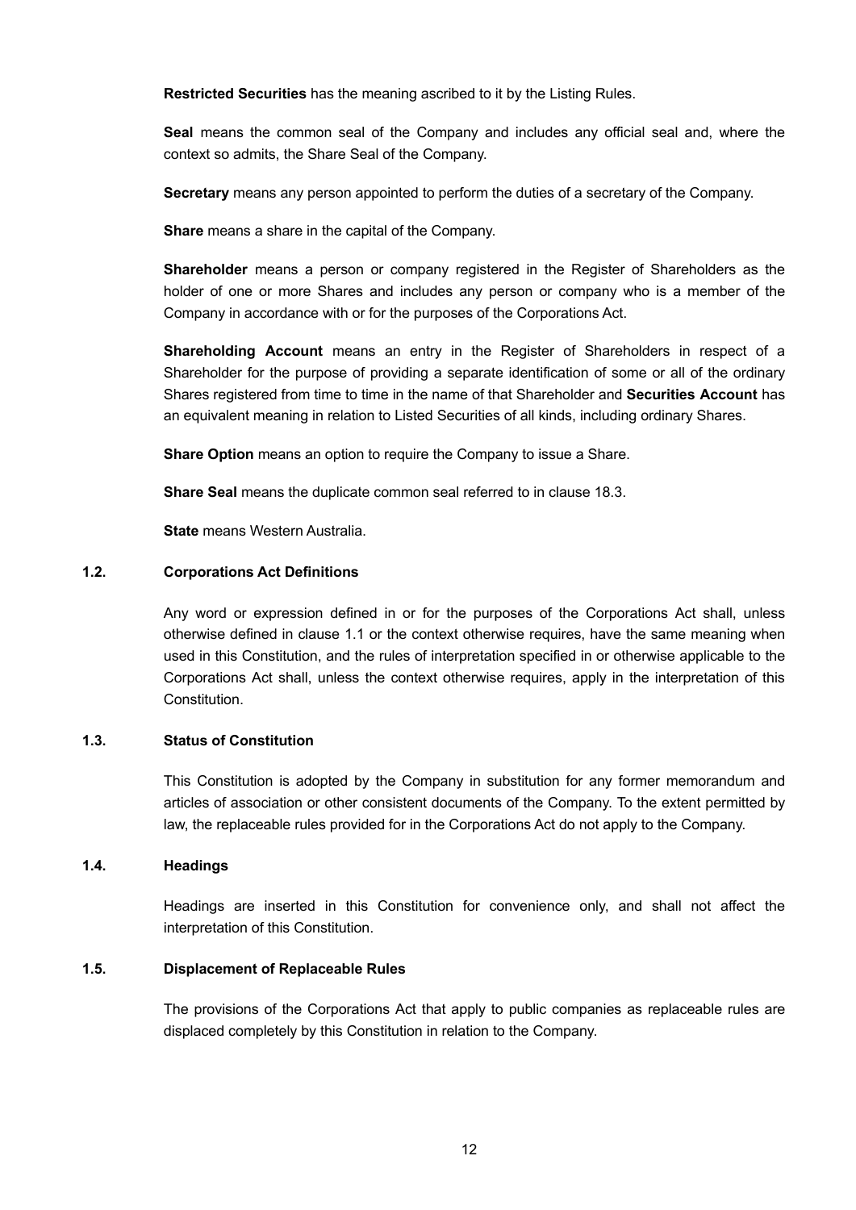**Restricted Securities** has the meaning ascribed to it by the Listing Rules.

**Seal** means the common seal of the Company and includes any official seal and, where the context so admits, the Share Seal of the Company.

**Secretary** means any person appointed to perform the duties of a secretary of the Company.

**Share** means a share in the capital of the Company.

**Shareholder** means a person or company registered in the Register of Shareholders as the holder of one or more Shares and includes any person or company who is a member of the Company in accordance with or for the purposes of the Corporations Act.

**Shareholding Account** means an entry in the Register of Shareholders in respect of a Shareholder for the purpose of providing a separate identification of some or all of the ordinary Shares registered from time to time in the name of that Shareholder and **Securities Account** has an equivalent meaning in relation to Listed Securities of all kinds, including ordinary Shares.

**Share Option** means an option to require the Company to issue a Share.

**Share Seal** means the duplicate common seal referred to in clause 18.3.

**State** means Western Australia.

### 1.2. Corporations Act Definitions

Any word or expression defined in or for the purposes of the Corporations Act shall, unless otherwise defined in clause 1.1 or the context otherwise requires, have the same meaning when used in this Constitution, and the rules of interpretation specified in or otherwise applicable to the Corporations Act shall, unless the context otherwise requires, apply in the interpretation of this Constitution.

### 1.3. Status of Constitution

This Constitution is adopted by the Company in substitution for any former memorandum and articles of association or other consistent documents of the Company. To the extent permitted by law, the replaceable rules provided for in the Corporations Act do not apply to the Company.

### 1.4. Headings

Headings are inserted in this Constitution for convenience only, and shall not affect the interpretation of this Constitution.

### 1.5. Displacement of Replaceable Rules

The provisions of the Corporations Act that apply to public companies as replaceable rules are displaced completely by this Constitution in relation to the Company.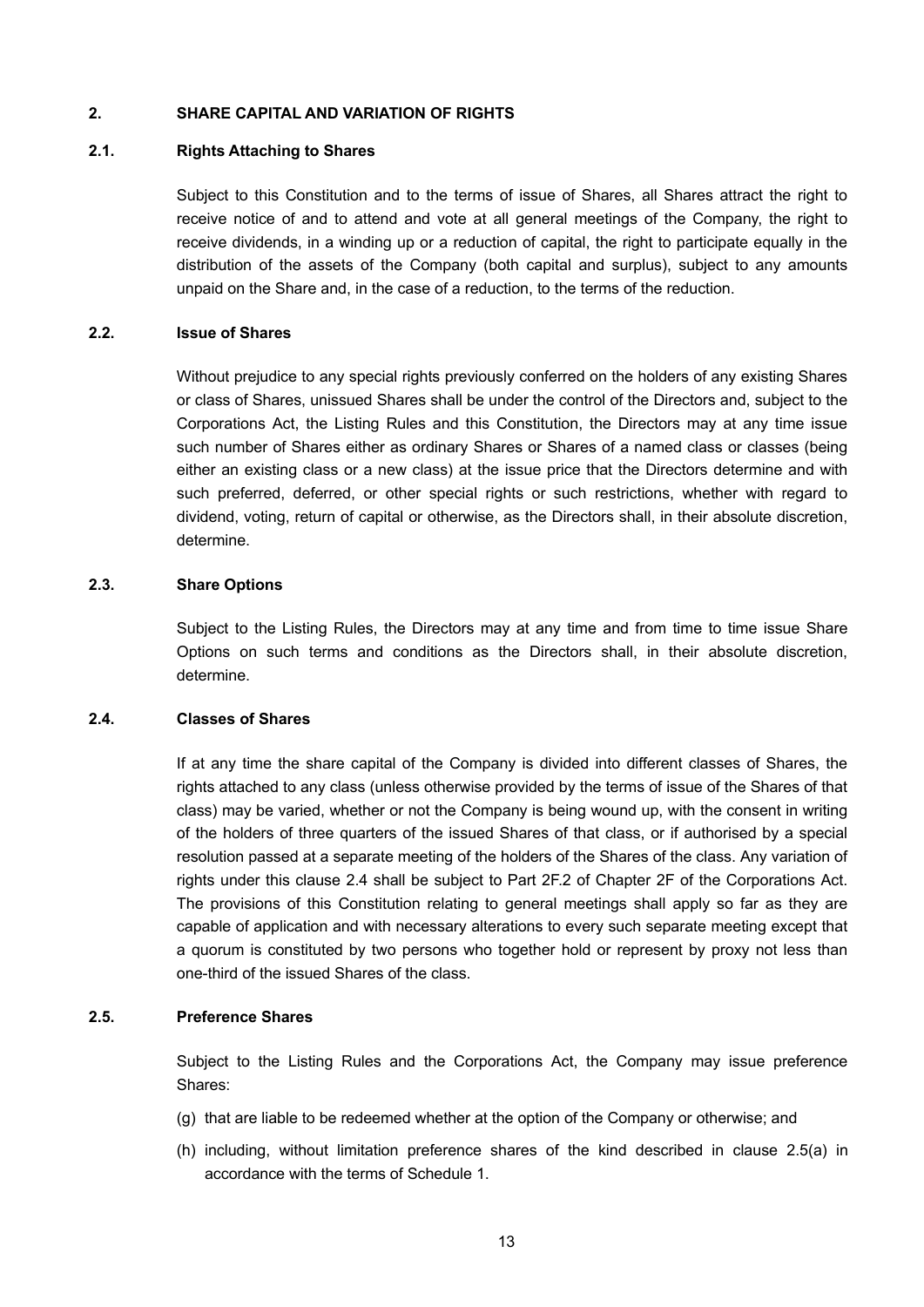## 2. SHARE CAPITAL AND VARIATION OF RIGHTS

### 2.1. Rights Attaching to Shares

Subject to this Constitution and to the terms of issue of Shares, all Shares attract the right to receive notice of and to attend and vote at all general meetings of the Company, the right to receive dividends, in a winding up or a reduction of capital, the right to participate equally in the distribution of the assets of the Company (both capital and surplus), subject to any amounts unpaid on the Share and, in the case of a reduction, to the terms of the reduction.

### 2.2. Issue of Shares

Without prejudice to any special rights previously conferred on the holders of any existing Shares or class of Shares, unissued Shares shall be under the control of the Directors and, subject to the Corporations Act, the Listing Rules and this Constitution, the Directors may at any time issue such number of Shares either as ordinary Shares or Shares of a named class or classes (being either an existing class or a new class) at the issue price that the Directors determine and with such preferred, deferred, or other special rights or such restrictions, whether with regard to dividend, voting, return of capital or otherwise, as the Directors shall, in their absolute discretion, determine.

### 2.3. Share Options

Subject to the Listing Rules, the Directors may at any time and from time to time issue Share Options on such terms and conditions as the Directors shall, in their absolute discretion, determine.

### 2.4. Classes of Shares

If at any time the share capital of the Company is divided into different classes of Shares, the rights attached to any class (unless otherwise provided by the terms of issue of the Shares of that class) may be varied, whether or not the Company is being wound up, with the consent in writing of the holders of three quarters of the issued Shares of that class, or if authorised by a special resolution passed at a separate meeting of the holders of the Shares of the class. Any variation of rights under this clause 2.4 shall be subject to Part 2F.2 of Chapter 2F of the Corporations Act. The provisions of this Constitution relating to general meetings shall apply so far as they are capable of application and with necessary alterations to every such separate meeting except that a quorum is constituted by two persons who together hold or represent by proxy not less than one-third of the issued Shares of the class.

### 2.5. Preference Shares

Subject to the Listing Rules and the Corporations Act, the Company may issue preference Shares:

(g) that are liable to be redeemed whether at the option of the Company or otherwise; and

(h) including, without limitation preference shares of the kind described in clause 2.5(a) in accordance with the terms of Schedule 1.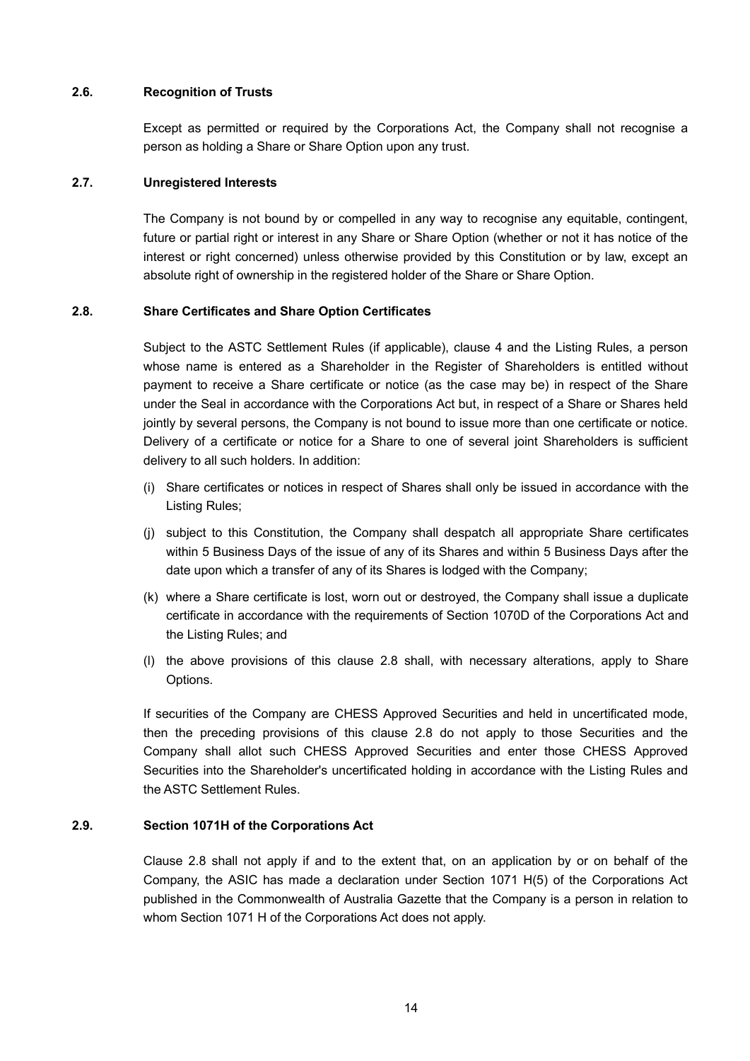### 2.6. Recognition of Trusts

Except as permitted or required by the Corporations Act, the Company shall not recognise a person as holding a Share or Share Option upon any trust.

### 2.7. Unregistered Interests

The Company is not bound by or compelled in any way to recognise any equitable, contingent, future or partial right or interest in any Share or Share Option (whether or not it has notice of the interest or right concerned) unless otherwise provided by this Constitution or by law, except an absolute right of ownership in the registered holder of the Share or Share Option.

### 2.8. Share Certificates and Share Option Certificates

Subject to the ASTC Settlement Rules (if applicable), clause 4 and the Listing Rules, a person whose name is entered as a Shareholder in the Register of Shareholders is entitled without payment to receive a Share certificate or notice (as the case may be) in respect of the Share under the Seal in accordance with the Corporations Act but, in respect of a Share or Shares held jointly by several persons, the Company is not bound to issue more than one certificate or notice. Delivery of a certificate or notice for a Share to one of several joint Shareholders is sufficient delivery to all such holders. In addition:

(i) Share certificates or notices in respect of Shares shall only be issued in accordance with the Listing Rules;

(j) subject to this Constitution, the Company shall despatch all appropriate Share certificates within 5 Business Days of the issue of any of its Shares and within 5 Business Days after the date upon which a transfer of any of its Shares is lodged with the Company;

(k) where a Share certificate is lost, worn out or destroyed, the Company shall issue a duplicate certificate in accordance with the requirements of Section 1070D of the Corporations Act and the Listing Rules; and

(l) the above provisions of this clause 2.8 shall, with necessary alterations, apply to Share Options.

If securities of the Company are CHESS Approved Securities and held in uncertificated mode, then the preceding provisions of this clause 2.8 do not apply to those Securities and the Company shall allot such CHESS Approved Securities and enter those CHESS Approved Securities into the Shareholder's uncertificated holding in accordance with the Listing Rules and the ASTC Settlement Rules.

### 2.9. Section 1071H of the Corporations Act

Clause 2.8 shall not apply if and to the extent that, on an application by or on behalf of the Company, the ASIC has made a declaration under Section 1071 H(5) of the Corporations Act published in the Commonwealth of Australia Gazette that the Company is a person in relation to whom Section 1071 H of the Corporations Act does not apply.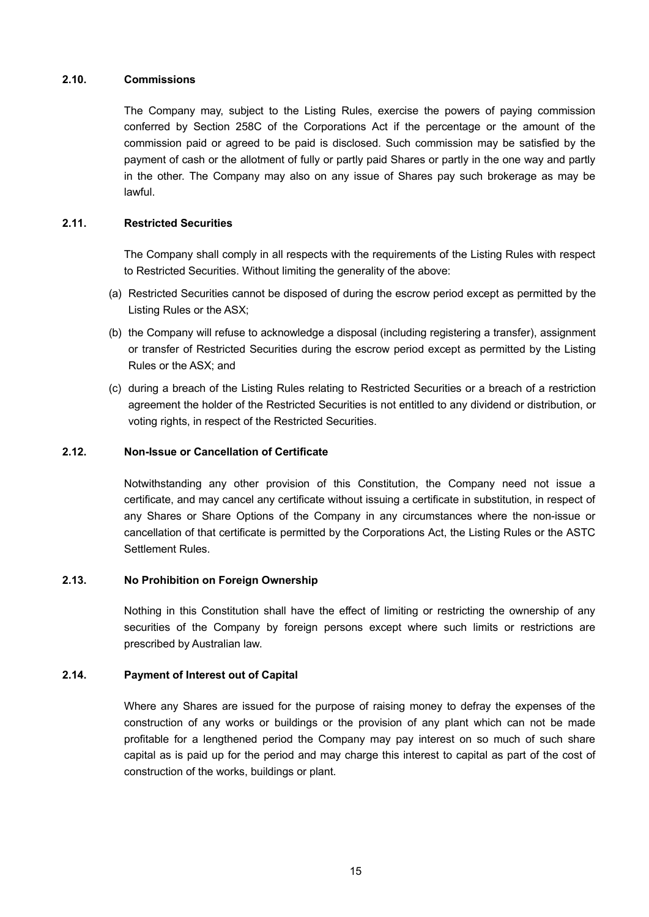### 2.10. Commissions

The Company may, subject to the Listing Rules, exercise the powers of paying commission conferred by Section 258C of the Corporations Act if the percentage or the amount of the commission paid or agreed to be paid is disclosed. Such commission may be satisfied by the payment of cash or the allotment of fully or partly paid Shares or partly in the one way and partly in the other. The Company may also on any issue of Shares pay such brokerage as may be lawful.

### 2.11. Restricted Securities

The Company shall comply in all respects with the requirements of the Listing Rules with respect to Restricted Securities. Without limiting the generality of the above:

(a) Restricted Securities cannot be disposed of during the escrow period except as permitted by the Listing Rules or the ASX;

(b) the Company will refuse to acknowledge a disposal (including registering a transfer), assignment or transfer of Restricted Securities during the escrow period except as permitted by the Listing Rules or the ASX; and

(c) during a breach of the Listing Rules relating to Restricted Securities or a breach of a restriction agreement the holder of the Restricted Securities is not entitled to any dividend or distribution, or voting rights, in respect of the Restricted Securities.

### 2.12. Non-Issue or Cancellation of Certificate

Notwithstanding any other provision of this Constitution, the Company need not issue a certificate, and may cancel any certificate without issuing a certificate in substitution, in respect of any Shares or Share Options of the Company in any circumstances where the non-issue or cancellation of that certificate is permitted by the Corporations Act, the Listing Rules or the ASTC Settlement Rules.

### 2.13. No Prohibition on Foreign Ownership

Nothing in this Constitution shall have the effect of limiting or restricting the ownership of any securities of the Company by foreign persons except where such limits or restrictions are prescribed by Australian law.

### 2.14. Payment of Interest out of Capital

Where any Shares are issued for the purpose of raising money to defray the expenses of the construction of any works or buildings or the provision of any plant which can not be made profitable for a lengthened period the Company may pay interest on so much of such share capital as is paid up for the period and may charge this interest to capital as part of the cost of construction of the works, buildings or plant.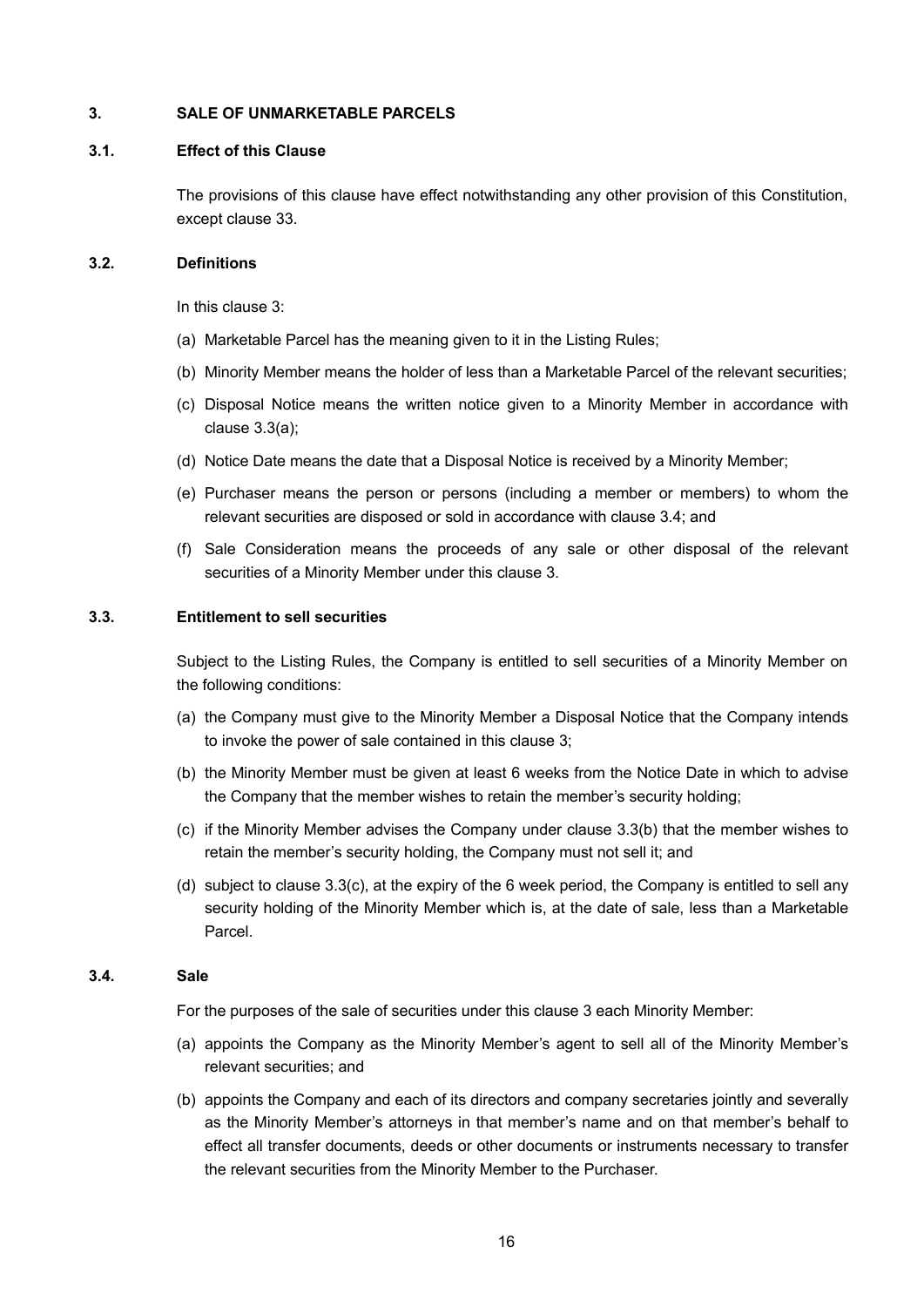## 3. SALE OF UNMARKETABLE PARCELS

### 3.1. Effect of this Clause

The provisions of this clause have effect notwithstanding any other provision of this Constitution, except clause 33.

### 3.2. Definitions

In this clause 3:

(a) Marketable Parcel has the meaning given to it in the Listing Rules;

(b) Minority Member means the holder of less than a Marketable Parcel of the relevant securities;

(c) Disposal Notice means the written notice given to a Minority Member in accordance with clause 3.3(a);

(d) Notice Date means the date that a Disposal Notice is received by a Minority Member;

(e) Purchaser means the person or persons (including a member or members) to whom the relevant securities are disposed or sold in accordance with clause 3.4; and

(f) Sale Consideration means the proceeds of any sale or other disposal of the relevant securities of a Minority Member under this clause 3.

### 3.3. Entitlement to sell securities

Subject to the Listing Rules, the Company is entitled to sell securities of a Minority Member on the following conditions:

(a) the Company must give to the Minority Member a Disposal Notice that the Company intends to invoke the power of sale contained in this clause 3;

(b) the Minority Member must be given at least 6 weeks from the Notice Date in which to advise the Company that the member wishes to retain the member's security holding;

(c) if the Minority Member advises the Company under clause 3.3(b) that the member wishes to retain the member's security holding, the Company must not sell it; and

(d) subject to clause 3.3(c), at the expiry of the 6 week period, the Company is entitled to sell any security holding of the Minority Member which is, at the date of sale, less than a Marketable Parcel.

### 3.4. Sale

For the purposes of the sale of securities under this clause 3 each Minority Member:

(a) appoints the Company as the Minority Member's agent to sell all of the Minority Member's relevant securities; and

(b) appoints the Company and each of its directors and company secretaries jointly and severally as the Minority Member's attorneys in that member's name and on that member's behalf to effect all transfer documents, deeds or other documents or instruments necessary to transfer the relevant securities from the Minority Member to the Purchaser.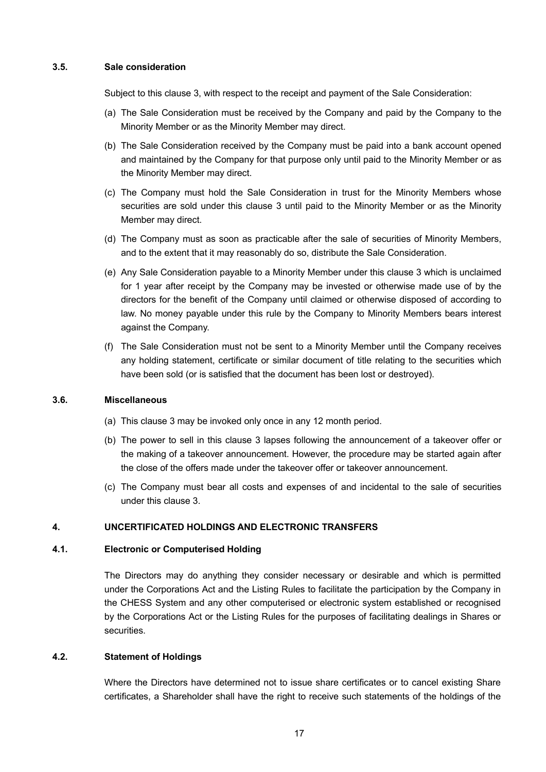### 3.5. Sale consideration

Subject to this clause 3, with respect to the receipt and payment of the Sale Consideration:

(a) The Sale Consideration must be received by the Company and paid by the Company to the Minority Member or as the Minority Member may direct.

(b) The Sale Consideration received by the Company must be paid into a bank account opened and maintained by the Company for that purpose only until paid to the Minority Member or as the Minority Member may direct.

(c) The Company must hold the Sale Consideration in trust for the Minority Members whose securities are sold under this clause 3 until paid to the Minority Member or as the Minority Member may direct.

(d) The Company must as soon as practicable after the sale of securities of Minority Members, and to the extent that it may reasonably do so, distribute the Sale Consideration.

(e) Any Sale Consideration payable to a Minority Member under this clause 3 which is unclaimed for 1 year after receipt by the Company may be invested or otherwise made use of by the directors for the benefit of the Company until claimed or otherwise disposed of according to law. No money payable under this rule by the Company to Minority Members bears interest against the Company.

(f) The Sale Consideration must not be sent to a Minority Member until the Company receives any holding statement, certificate or similar document of title relating to the securities which have been sold (or is satisfied that the document has been lost or destroyed).

### 3.6. Miscellaneous

(a) This clause 3 may be invoked only once in any 12 month period.

(b) The power to sell in this clause 3 lapses following the announcement of a takeover offer or the making of a takeover announcement. However, the procedure may be started again after the close of the offers made under the takeover offer or takeover announcement.

(c) The Company must bear all costs and expenses of and incidental to the sale of securities under this clause 3.

## 4. UNCERTIFICATED HOLDINGS AND ELECTRONIC TRANSFERS

### 4.1. Electronic or Computerised Holding

The Directors may do anything they consider necessary or desirable and which is permitted under the Corporations Act and the Listing Rules to facilitate the participation by the Company in the CHESS System and any other computerised or electronic system established or recognised by the Corporations Act or the Listing Rules for the purposes of facilitating dealings in Shares or securities.

### 4.2. Statement of Holdings

Where the Directors have determined not to issue share certificates or to cancel existing Share certificates, a Shareholder shall have the right to receive such statements of the holdings of the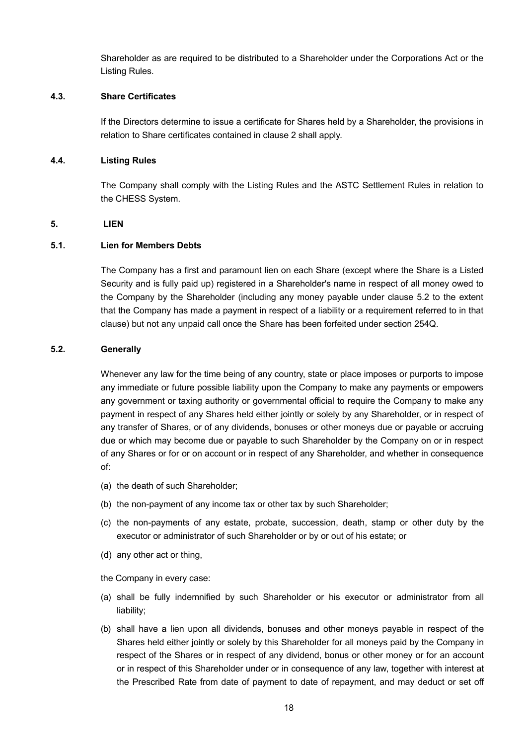Shareholder as are required to be distributed to a Shareholder under the Corporations Act or the Listing Rules.

### 4.3. Share Certificates

If the Directors determine to issue a certificate for Shares held by a Shareholder, the provisions in relation to Share certificates contained in clause 2 shall apply.

### 4.4. Listing Rules

The Company shall comply with the Listing Rules and the ASTC Settlement Rules in relation to the CHESS System.

## 5. LIEN

### 5.1. Lien for Members Debts

The Company has a first and paramount lien on each Share (except where the Share is a Listed Security and is fully paid up) registered in a Shareholder's name in respect of all money owed to the Company by the Shareholder (including any money payable under clause 5.2 to the extent that the Company has made a payment in respect of a liability or a requirement referred to in that clause) but not any unpaid call once the Share has been forfeited under section 254Q.

### 5.2. Generally

Whenever any law for the time being of any country, state or place imposes or purports to impose any immediate or future possible liability upon the Company to make any payments or empowers any government or taxing authority or governmental official to require the Company to make any payment in respect of any Shares held either jointly or solely by any Shareholder, or in respect of any transfer of Shares, or of any dividends, bonuses or other moneys due or payable or accruing due or which may become due or payable to such Shareholder by the Company on or in respect of any Shares or for or on account or in respect of any Shareholder, and whether in consequence of:

(a) the death of such Shareholder;

(b) the non-payment of any income tax or other tax by such Shareholder;

(c) the non-payments of any estate, probate, succession, death, stamp or other duty by the executor or administrator of such Shareholder or by or out of his estate; or

(d) any other act or thing,

the Company in every case:

(a) shall be fully indemnified by such Shareholder or his executor or administrator from all liability;

(b) shall have a lien upon all dividends, bonuses and other moneys payable in respect of the Shares held either jointly or solely by this Shareholder for all moneys paid by the Company in respect of the Shares or in respect of any dividend, bonus or other money or for an account or in respect of this Shareholder under or in consequence of any law, together with interest at the Prescribed Rate from date of payment to date of repayment, and may deduct or set off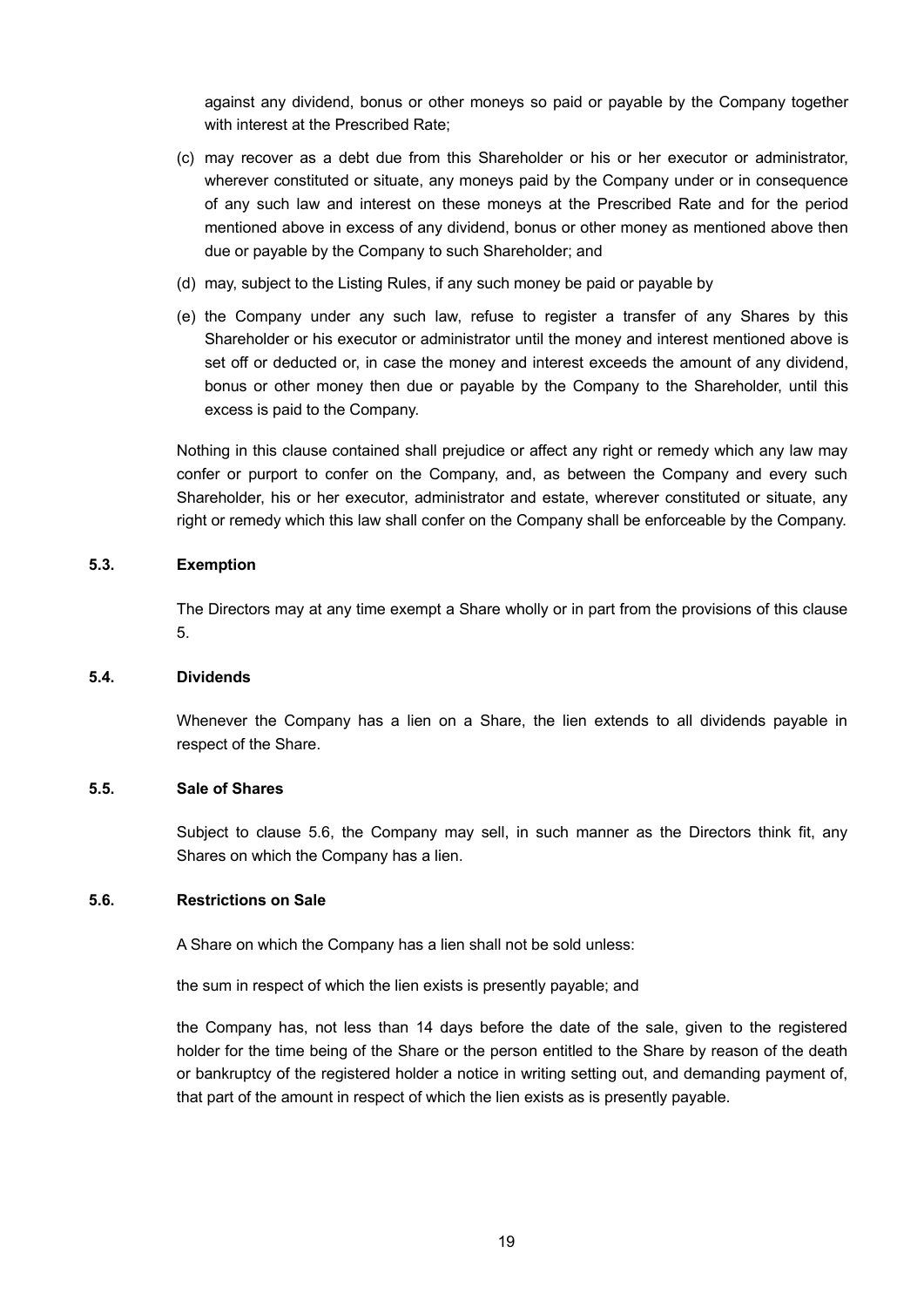against any dividend, bonus or other moneys so paid or payable by the Company together with interest at the Prescribed Rate;

(c) may recover as a debt due from this Shareholder or his or her executor or administrator, wherever constituted or situate, any moneys paid by the Company under or in consequence of any such law and interest on these moneys at the Prescribed Rate and for the period mentioned above in excess of any dividend, bonus or other money as mentioned above then due or payable by the Company to such Shareholder; and

(d) may, subject to the Listing Rules, if any such money be paid or payable by

(e) the Company under any such law, refuse to register a transfer of any Shares by this Shareholder or his executor or administrator until the money and interest mentioned above is set off or deducted or, in case the money and interest exceeds the amount of any dividend, bonus or other money then due or payable by the Company to the Shareholder, until this excess is paid to the Company.

Nothing in this clause contained shall prejudice or affect any right or remedy which any law may confer or purport to confer on the Company, and, as between the Company and every such Shareholder, his or her executor, administrator and estate, wherever constituted or situate, any right or remedy which this law shall confer on the Company shall be enforceable by the Company.

### 5.3. Exemption

The Directors may at any time exempt a Share wholly or in part from the provisions of this clause 5.

### 5.4. Dividends

Whenever the Company has a lien on a Share, the lien extends to all dividends payable in respect of the Share.

### 5.5. Sale of Shares

Subject to clause 5.6, the Company may sell, in such manner as the Directors think fit, any Shares on which the Company has a lien.

### 5.6. Restrictions on Sale

A Share on which the Company has a lien shall not be sold unless:

the sum in respect of which the lien exists is presently payable; and

the Company has, not less than 14 days before the date of the sale, given to the registered holder for the time being of the Share or the person entitled to the Share by reason of the death or bankruptcy of the registered holder a notice in writing setting out, and demanding payment of, that part of the amount in respect of which the lien exists as is presently payable.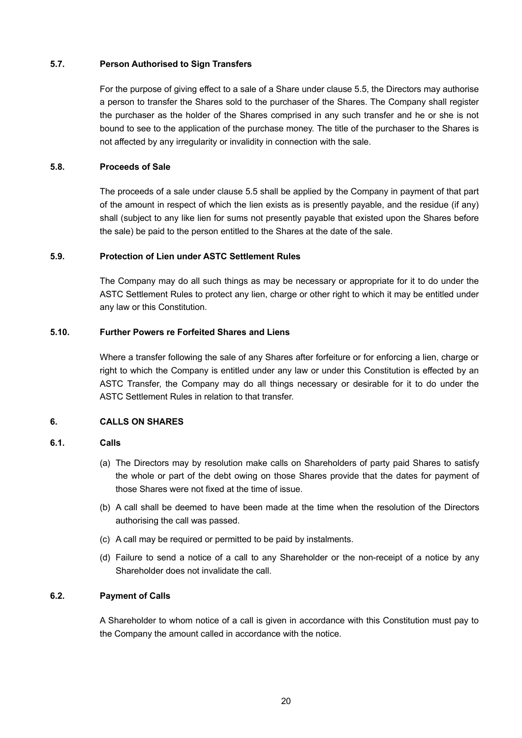### 5.7. Person Authorised to Sign Transfers

For the purpose of giving effect to a sale of a Share under clause 5.5, the Directors may authorise a person to transfer the Shares sold to the purchaser of the Shares. The Company shall register the purchaser as the holder of the Shares comprised in any such transfer and he or she is not bound to see to the application of the purchase money. The title of the purchaser to the Shares is not affected by any irregularity or invalidity in connection with the sale.

### 5.8. Proceeds of Sale

The proceeds of a sale under clause 5.5 shall be applied by the Company in payment of that part of the amount in respect of which the lien exists as is presently payable, and the residue (if any) shall (subject to any like lien for sums not presently payable that existed upon the Shares before the sale) be paid to the person entitled to the Shares at the date of the sale.

### 5.9. Protection of Lien under ASTC Settlement Rules

The Company may do all such things as may be necessary or appropriate for it to do under the ASTC Settlement Rules to protect any lien, charge or other right to which it may be entitled under any law or this Constitution.

### 5.10. Further Powers re Forfeited Shares and Liens

Where a transfer following the sale of any Shares after forfeiture or for enforcing a lien, charge or right to which the Company is entitled under any law or under this Constitution is effected by an ASTC Transfer, the Company may do all things necessary or desirable for it to do under the ASTC Settlement Rules in relation to that transfer.

## 6. CALLS ON SHARES

### 6.1. Calls

(a) The Directors may by resolution make calls on Shareholders of party paid Shares to satisfy the whole or part of the debt owing on those Shares provide that the dates for payment of those Shares were not fixed at the time of issue.

(b) A call shall be deemed to have been made at the time when the resolution of the Directors authorising the call was passed.

(c) A call may be required or permitted to be paid by instalments.

(d) Failure to send a notice of a call to any Shareholder or the non-receipt of a notice by any Shareholder does not invalidate the call.

### 6.2. Payment of Calls

A Shareholder to whom notice of a call is given in accordance with this Constitution must pay to the Company the amount called in accordance with the notice.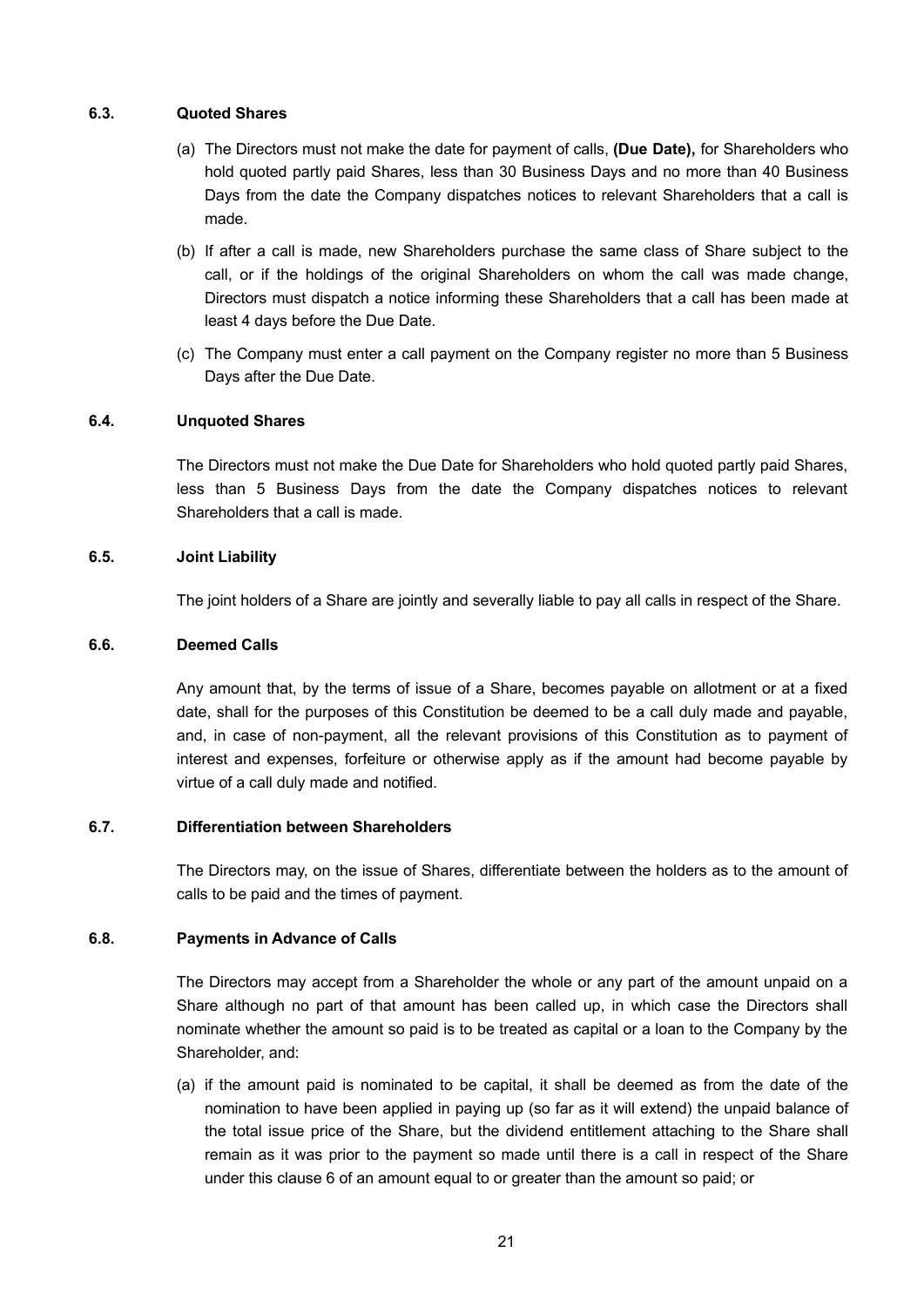### 6.3. Quoted Shares

(a) The Directors must not make the date for payment of calls, **(Due Date),** for Shareholders who hold quoted partly paid Shares, less than 30 Business Days and no more than 40 Business Days from the date the Company dispatches notices to relevant Shareholders that a call is made.

(b) If after a call is made, new Shareholders purchase the same class of Share subject to the call, or if the holdings of the original Shareholders on whom the call was made change, Directors must dispatch a notice informing these Shareholders that a call has been made at least 4 days before the Due Date.

(c) The Company must enter a call payment on the Company register no more than 5 Business Days after the Due Date.

### 6.4. Unquoted Shares

The Directors must not make the Due Date for Shareholders who hold quoted partly paid Shares, less than 5 Business Days from the date the Company dispatches notices to relevant Shareholders that a call is made.

### 6.5. Joint Liability

The joint holders of a Share are jointly and severally liable to pay all calls in respect of the Share.

### 6.6. Deemed Calls

Any amount that, by the terms of issue of a Share, becomes payable on allotment or at a fixed date, shall for the purposes of this Constitution be deemed to be a call duly made and payable, and, in case of non-payment, all the relevant provisions of this Constitution as to payment of interest and expenses, forfeiture or otherwise apply as if the amount had become payable by virtue of a call duly made and notified.

### 6.7. Differentiation between Shareholders

The Directors may, on the issue of Shares, differentiate between the holders as to the amount of calls to be paid and the times of payment.

### 6.8. Payments in Advance of Calls

The Directors may accept from a Shareholder the whole or any part of the amount unpaid on a Share although no part of that amount has been called up, in which case the Directors shall nominate whether the amount so paid is to be treated as capital or a loan to the Company by the Shareholder, and:

(a) if the amount paid is nominated to be capital, it shall be deemed as from the date of the nomination to have been applied in paying up (so far as it will extend) the unpaid balance of the total issue price of the Share, but the dividend entitlement attaching to the Share shall remain as it was prior to the payment so made until there is a call in respect of the Share under this clause 6 of an amount equal to or greater than the amount so paid; or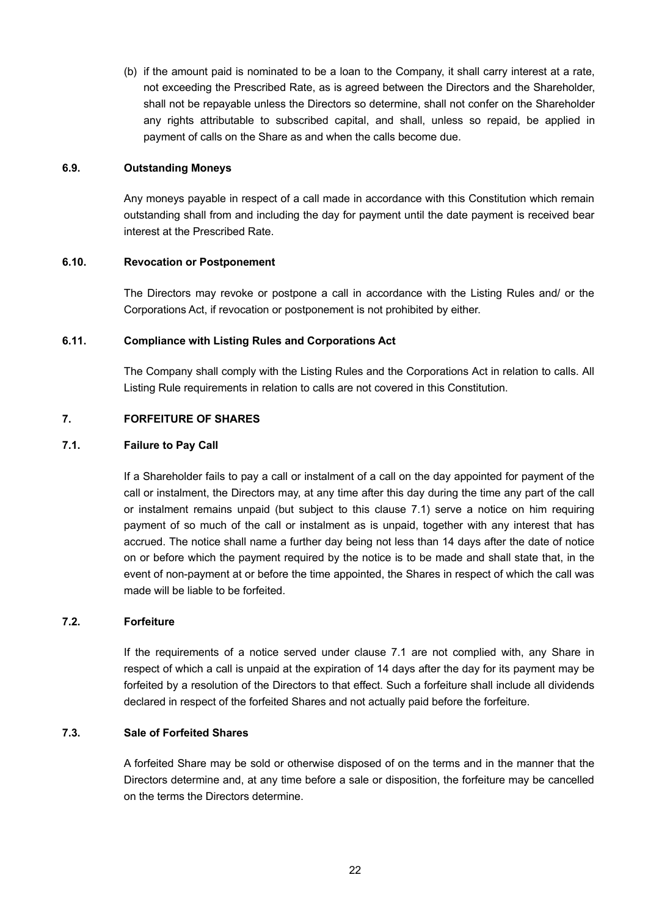(b) if the amount paid is nominated to be a loan to the Company, it shall carry interest at a rate, not exceeding the Prescribed Rate, as is agreed between the Directors and the Shareholder, shall not be repayable unless the Directors so determine, shall not confer on the Shareholder any rights attributable to subscribed capital, and shall, unless so repaid, be applied in payment of calls on the Share as and when the calls become due.

### 6.9. Outstanding Moneys

Any moneys payable in respect of a call made in accordance with this Constitution which remain outstanding shall from and including the day for payment until the date payment is received bear interest at the Prescribed Rate.

### 6.10. Revocation or Postponement

The Directors may revoke or postpone a call in accordance with the Listing Rules and/ or the Corporations Act, if revocation or postponement is not prohibited by either.

### 6.11. Compliance with Listing Rules and Corporations Act

The Company shall comply with the Listing Rules and the Corporations Act in relation to calls. All Listing Rule requirements in relation to calls are not covered in this Constitution.

## 7. FORFEITURE OF SHARES

### 7.1. Failure to Pay Call

If a Shareholder fails to pay a call or instalment of a call on the day appointed for payment of the call or instalment, the Directors may, at any time after this day during the time any part of the call or instalment remains unpaid (but subject to this clause 7.1) serve a notice on him requiring payment of so much of the call or instalment as is unpaid, together with any interest that has accrued. The notice shall name a further day being not less than 14 days after the date of notice on or before which the payment required by the notice is to be made and shall state that, in the event of non-payment at or before the time appointed, the Shares in respect of which the call was made will be liable to be forfeited.

### 7.2. Forfeiture

If the requirements of a notice served under clause 7.1 are not complied with, any Share in respect of which a call is unpaid at the expiration of 14 days after the day for its payment may be forfeited by a resolution of the Directors to that effect. Such a forfeiture shall include all dividends declared in respect of the forfeited Shares and not actually paid before the forfeiture.

### 7.3. Sale of Forfeited Shares

A forfeited Share may be sold or otherwise disposed of on the terms and in the manner that the Directors determine and, at any time before a sale or disposition, the forfeiture may be cancelled on the terms the Directors determine.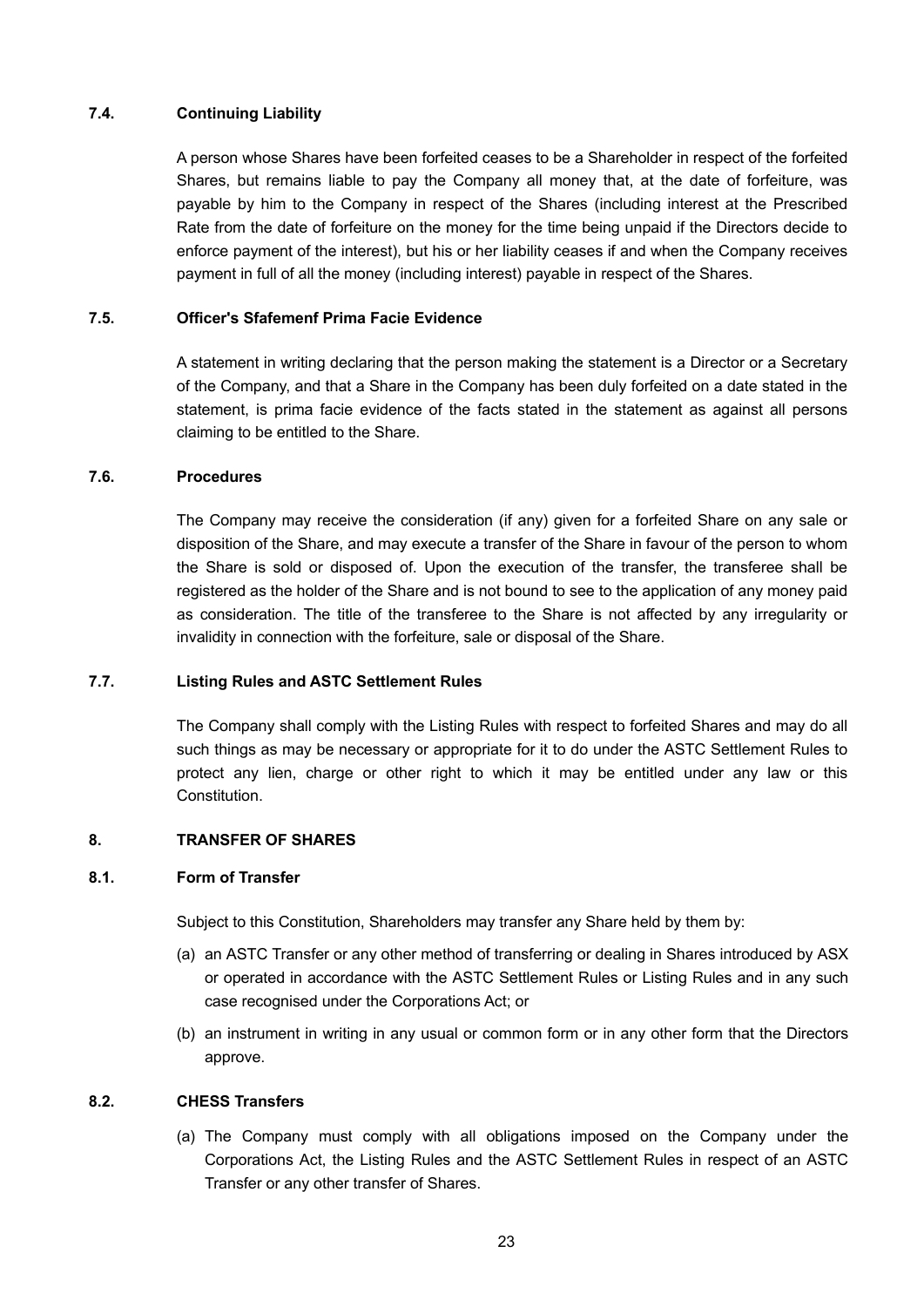### 7.4. Continuing Liability

A person whose Shares have been forfeited ceases to be a Shareholder in respect of the forfeited Shares, but remains liable to pay the Company all money that, at the date of forfeiture, was payable by him to the Company in respect of the Shares (including interest at the Prescribed Rate from the date of forfeiture on the money for the time being unpaid if the Directors decide to enforce payment of the interest), but his or her liability ceases if and when the Company receives payment in full of all the money (including interest) payable in respect of the Shares.

### 7.5. Officer's Sfafemenf Prima Facie Evidence

A statement in writing declaring that the person making the statement is a Director or a Secretary of the Company, and that a Share in the Company has been duly forfeited on a date stated in the statement, is prima facie evidence of the facts stated in the statement as against all persons claiming to be entitled to the Share.

### 7.6. Procedures

The Company may receive the consideration (if any) given for a forfeited Share on any sale or disposition of the Share, and may execute a transfer of the Share in favour of the person to whom the Share is sold or disposed of. Upon the execution of the transfer, the transferee shall be registered as the holder of the Share and is not bound to see to the application of any money paid as consideration. The title of the transferee to the Share is not affected by any irregularity or invalidity in connection with the forfeiture, sale or disposal of the Share.

### 7.7. Listing Rules and ASTC Settlement Rules

The Company shall comply with the Listing Rules with respect to forfeited Shares and may do all such things as may be necessary or appropriate for it to do under the ASTC Settlement Rules to protect any lien, charge or other right to which it may be entitled under any law or this Constitution.

## 8. TRANSFER OF SHARES

### 8.1. Form of Transfer

Subject to this Constitution, Shareholders may transfer any Share held by them by:

(a) an ASTC Transfer or any other method of transferring or dealing in Shares introduced by ASX or operated in accordance with the ASTC Settlement Rules or Listing Rules and in any such case recognised under the Corporations Act; or

(b) an instrument in writing in any usual or common form or in any other form that the Directors approve.

### 8.2. CHESS Transfers

(a) The Company must comply with all obligations imposed on the Company under the Corporations Act, the Listing Rules and the ASTC Settlement Rules in respect of an ASTC Transfer or any other transfer of Shares.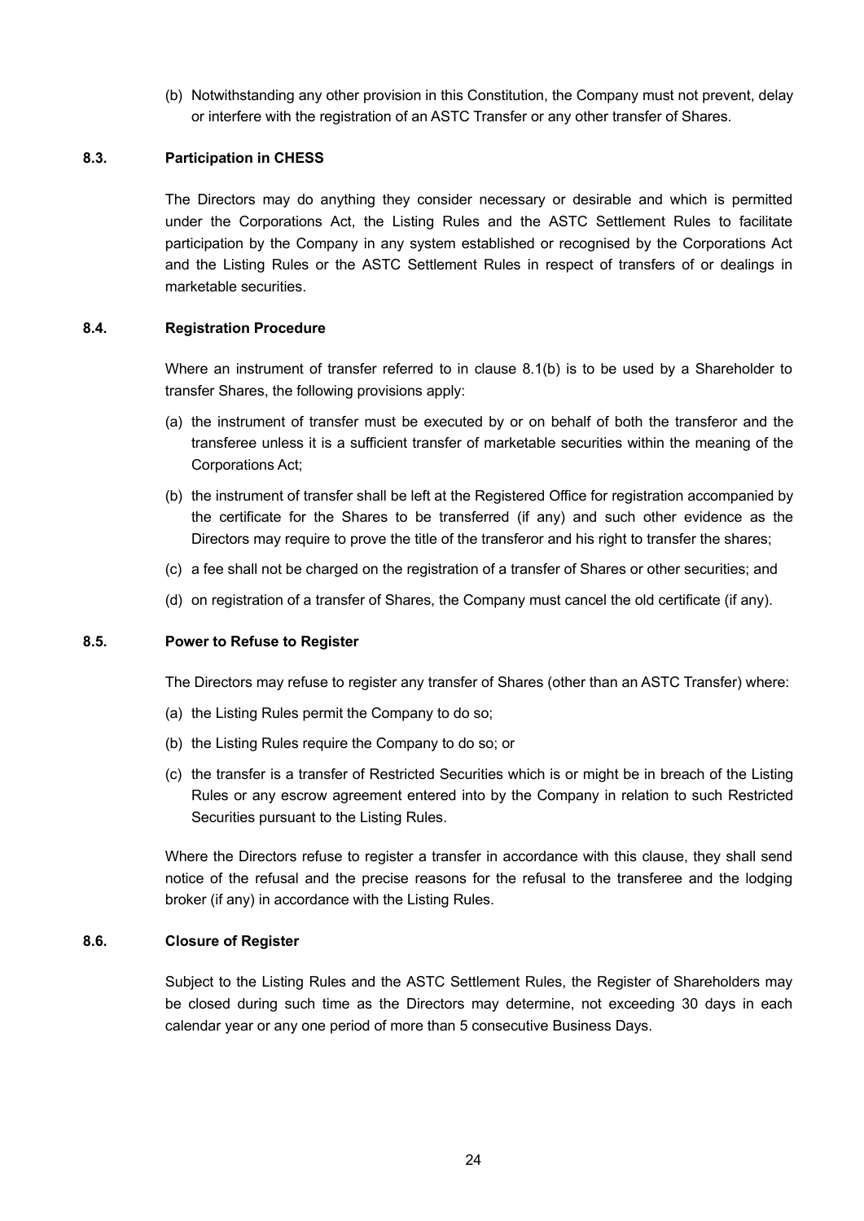(b) Notwithstanding any other provision in this Constitution, the Company must not prevent, delay or interfere with the registration of an ASTC Transfer or any other transfer of Shares.

### 8.3. Participation in CHESS

The Directors may do anything they consider necessary or desirable and which is permitted under the Corporations Act, the Listing Rules and the ASTC Settlement Rules to facilitate participation by the Company in any system established or recognised by the Corporations Act and the Listing Rules or the ASTC Settlement Rules in respect of transfers of or dealings in marketable securities.

### 8.4. Registration Procedure

Where an instrument of transfer referred to in clause 8.1(b) is to be used by a Shareholder to transfer Shares, the following provisions apply:

(a) the instrument of transfer must be executed by or on behalf of both the transferor and the transferee unless it is a sufficient transfer of marketable securities within the meaning of the Corporations Act;

(b) the instrument of transfer shall be left at the Registered Office for registration accompanied by the certificate for the Shares to be transferred (if any) and such other evidence as the Directors may require to prove the title of the transferor and his right to transfer the shares;

(c) a fee shall not be charged on the registration of a transfer of Shares or other securities; and

(d) on registration of a transfer of Shares, the Company must cancel the old certificate (if any).

### 8.5. Power to Refuse to Register

The Directors may refuse to register any transfer of Shares (other than an ASTC Transfer) where:

(a) the Listing Rules permit the Company to do so;

(b) the Listing Rules require the Company to do so; or

(c) the transfer is a transfer of Restricted Securities which is or might be in breach of the Listing Rules or any escrow agreement entered into by the Company in relation to such Restricted Securities pursuant to the Listing Rules.

Where the Directors refuse to register a transfer in accordance with this clause, they shall send notice of the refusal and the precise reasons for the refusal to the transferee and the lodging broker (if any) in accordance with the Listing Rules.

### 8.6. Closure of Register

Subject to the Listing Rules and the ASTC Settlement Rules, the Register of Shareholders may be closed during such time as the Directors may determine, not exceeding 30 days in each calendar year or any one period of more than 5 consecutive Business Days.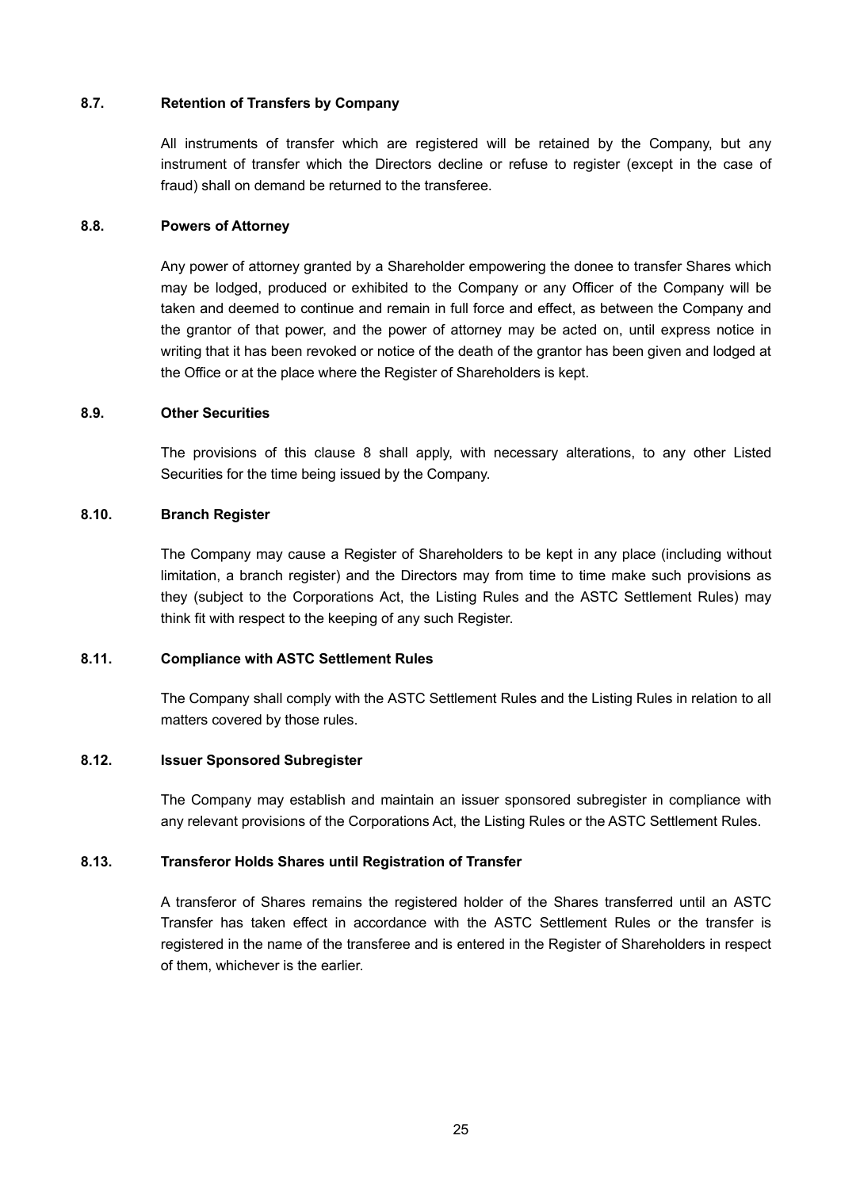### 8.7. Retention of Transfers by Company

All instruments of transfer which are registered will be retained by the Company, but any instrument of transfer which the Directors decline or refuse to register (except in the case of fraud) shall on demand be returned to the transferee.

### 8.8. Powers of Attorney

Any power of attorney granted by a Shareholder empowering the donee to transfer Shares which may be lodged, produced or exhibited to the Company or any Officer of the Company will be taken and deemed to continue and remain in full force and effect, as between the Company and the grantor of that power, and the power of attorney may be acted on, until express notice in writing that it has been revoked or notice of the death of the grantor has been given and lodged at the Office or at the place where the Register of Shareholders is kept.

### 8.9. Other Securities

The provisions of this clause 8 shall apply, with necessary alterations, to any other Listed Securities for the time being issued by the Company.

### 8.10. Branch Register

The Company may cause a Register of Shareholders to be kept in any place (including without limitation, a branch register) and the Directors may from time to time make such provisions as they (subject to the Corporations Act, the Listing Rules and the ASTC Settlement Rules) may think fit with respect to the keeping of any such Register.

### 8.11. Compliance with ASTC Settlement Rules

The Company shall comply with the ASTC Settlement Rules and the Listing Rules in relation to all matters covered by those rules.

### 8.12. Issuer Sponsored Subregister

The Company may establish and maintain an issuer sponsored subregister in compliance with any relevant provisions of the Corporations Act, the Listing Rules or the ASTC Settlement Rules.

### 8.13. Transferor Holds Shares until Registration of Transfer

A transferor of Shares remains the registered holder of the Shares transferred until an ASTC Transfer has taken effect in accordance with the ASTC Settlement Rules or the transfer is registered in the name of the transferee and is entered in the Register of Shareholders in respect of them, whichever is the earlier.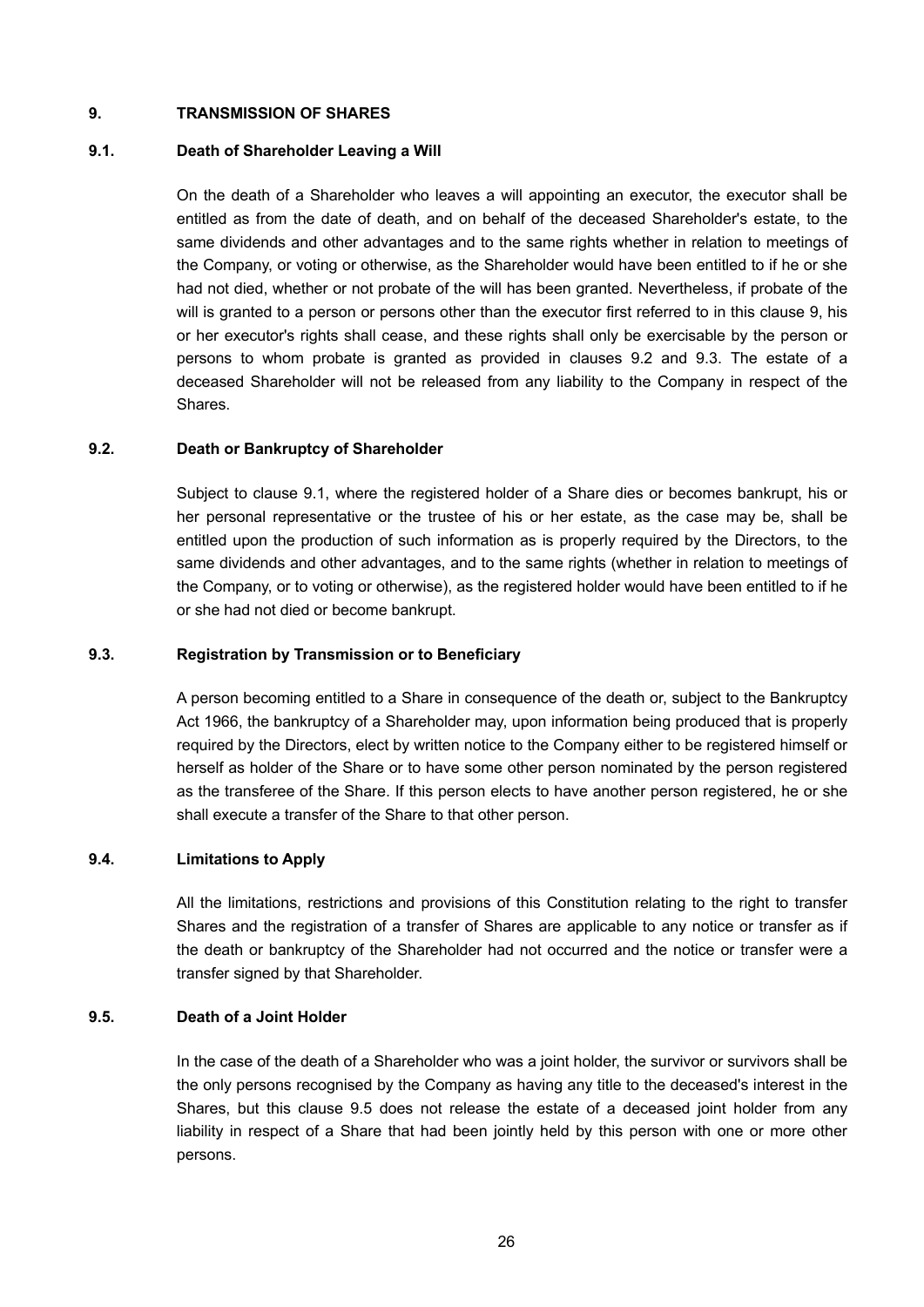## 9. TRANSMISSION OF SHARES

### 9.1. Death of Shareholder Leaving a Will

On the death of a Shareholder who leaves a will appointing an executor, the executor shall be entitled as from the date of death, and on behalf of the deceased Shareholder's estate, to the same dividends and other advantages and to the same rights whether in relation to meetings of the Company, or voting or otherwise, as the Shareholder would have been entitled to if he or she had not died, whether or not probate of the will has been granted. Nevertheless, if probate of the will is granted to a person or persons other than the executor first referred to in this clause 9, his or her executor's rights shall cease, and these rights shall only be exercisable by the person or persons to whom probate is granted as provided in clauses 9.2 and 9.3. The estate of a deceased Shareholder will not be released from any liability to the Company in respect of the Shares.

### 9.2. Death or Bankruptcy of Shareholder

Subject to clause 9.1, where the registered holder of a Share dies or becomes bankrupt, his or her personal representative or the trustee of his or her estate, as the case may be, shall be entitled upon the production of such information as is properly required by the Directors, to the same dividends and other advantages, and to the same rights (whether in relation to meetings of the Company, or to voting or otherwise), as the registered holder would have been entitled to if he or she had not died or become bankrupt.

### 9.3. Registration by Transmission or to Beneficiary

A person becoming entitled to a Share in consequence of the death or, subject to the Bankruptcy Act 1966, the bankruptcy of a Shareholder may, upon information being produced that is properly required by the Directors, elect by written notice to the Company either to be registered himself or herself as holder of the Share or to have some other person nominated by the person registered as the transferee of the Share. If this person elects to have another person registered, he or she shall execute a transfer of the Share to that other person.

### 9.4. Limitations to Apply

All the limitations, restrictions and provisions of this Constitution relating to the right to transfer Shares and the registration of a transfer of Shares are applicable to any notice or transfer as if the death or bankruptcy of the Shareholder had not occurred and the notice or transfer were a transfer signed by that Shareholder.

### 9.5. Death of a Joint Holder

In the case of the death of a Shareholder who was a joint holder, the survivor or survivors shall be the only persons recognised by the Company as having any title to the deceased's interest in the Shares, but this clause 9.5 does not release the estate of a deceased joint holder from any liability in respect of a Share that had been jointly held by this person with one or more other persons.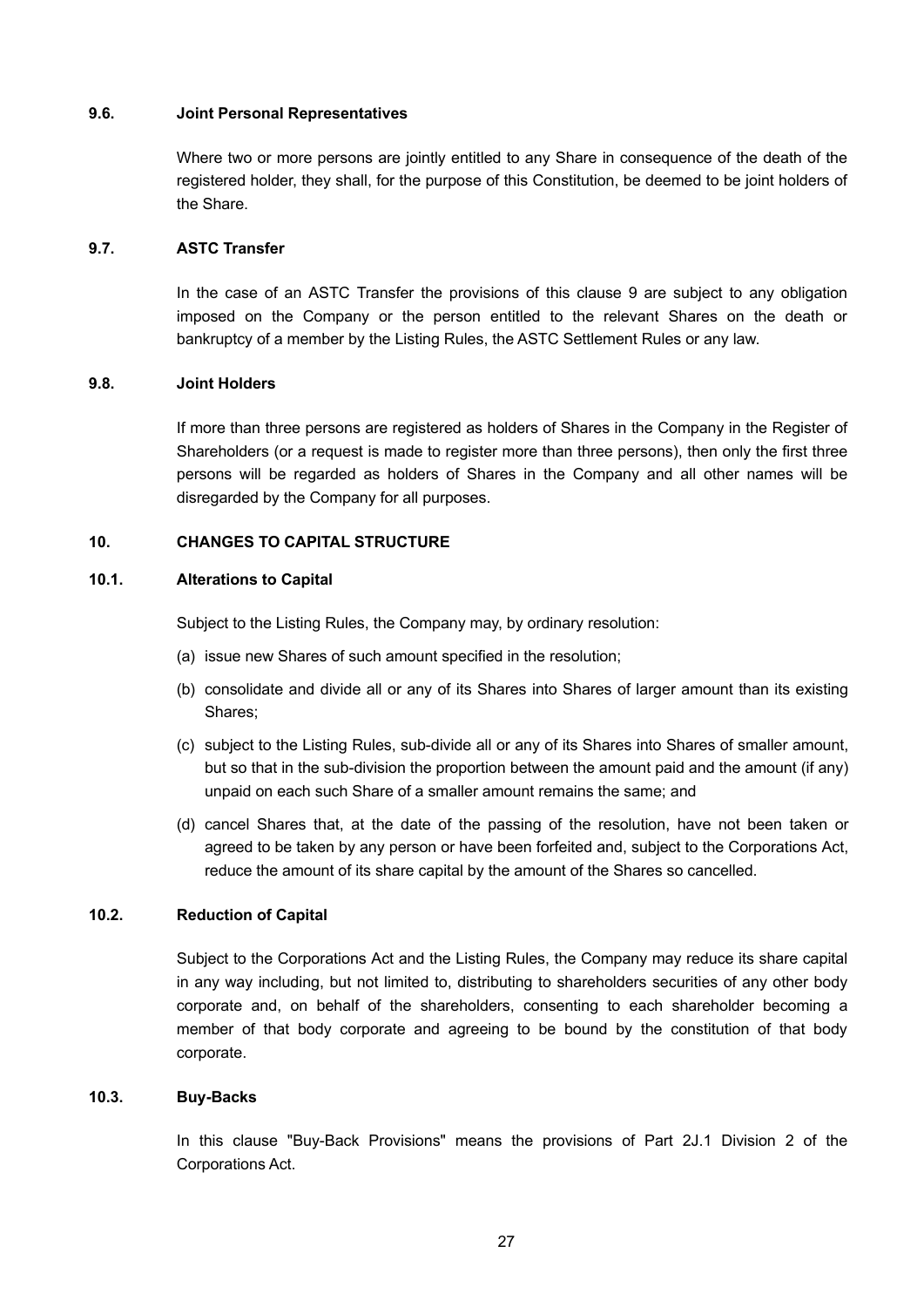### 9.6. Joint Personal Representatives

Where two or more persons are jointly entitled to any Share in consequence of the death of the registered holder, they shall, for the purpose of this Constitution, be deemed to be joint holders of the Share.

### 9.7. ASTC Transfer

In the case of an ASTC Transfer the provisions of this clause 9 are subject to any obligation imposed on the Company or the person entitled to the relevant Shares on the death or bankruptcy of a member by the Listing Rules, the ASTC Settlement Rules or any law.

### 9.8. Joint Holders

If more than three persons are registered as holders of Shares in the Company in the Register of Shareholders (or a request is made to register more than three persons), then only the first three persons will be regarded as holders of Shares in the Company and all other names will be disregarded by the Company for all purposes.

## 10. CHANGES TO CAPITAL STRUCTURE

### 10.1. Alterations to Capital

Subject to the Listing Rules, the Company may, by ordinary resolution:

(a) issue new Shares of such amount specified in the resolution;

(b) consolidate and divide all or any of its Shares into Shares of larger amount than its existing Shares;

(c) subject to the Listing Rules, sub-divide all or any of its Shares into Shares of smaller amount, but so that in the sub-division the proportion between the amount paid and the amount (if any) unpaid on each such Share of a smaller amount remains the same; and

(d) cancel Shares that, at the date of the passing of the resolution, have not been taken or agreed to be taken by any person or have been forfeited and, subject to the Corporations Act, reduce the amount of its share capital by the amount of the Shares so cancelled.

### 10.2. Reduction of Capital

Subject to the Corporations Act and the Listing Rules, the Company may reduce its share capital in any way including, but not limited to, distributing to shareholders securities of any other body corporate and, on behalf of the shareholders, consenting to each shareholder becoming a member of that body corporate and agreeing to be bound by the constitution of that body corporate.

### 10.3. Buy-Backs

In this clause "Buy-Back Provisions" means the provisions of Part 2J.1 Division 2 of the Corporations Act.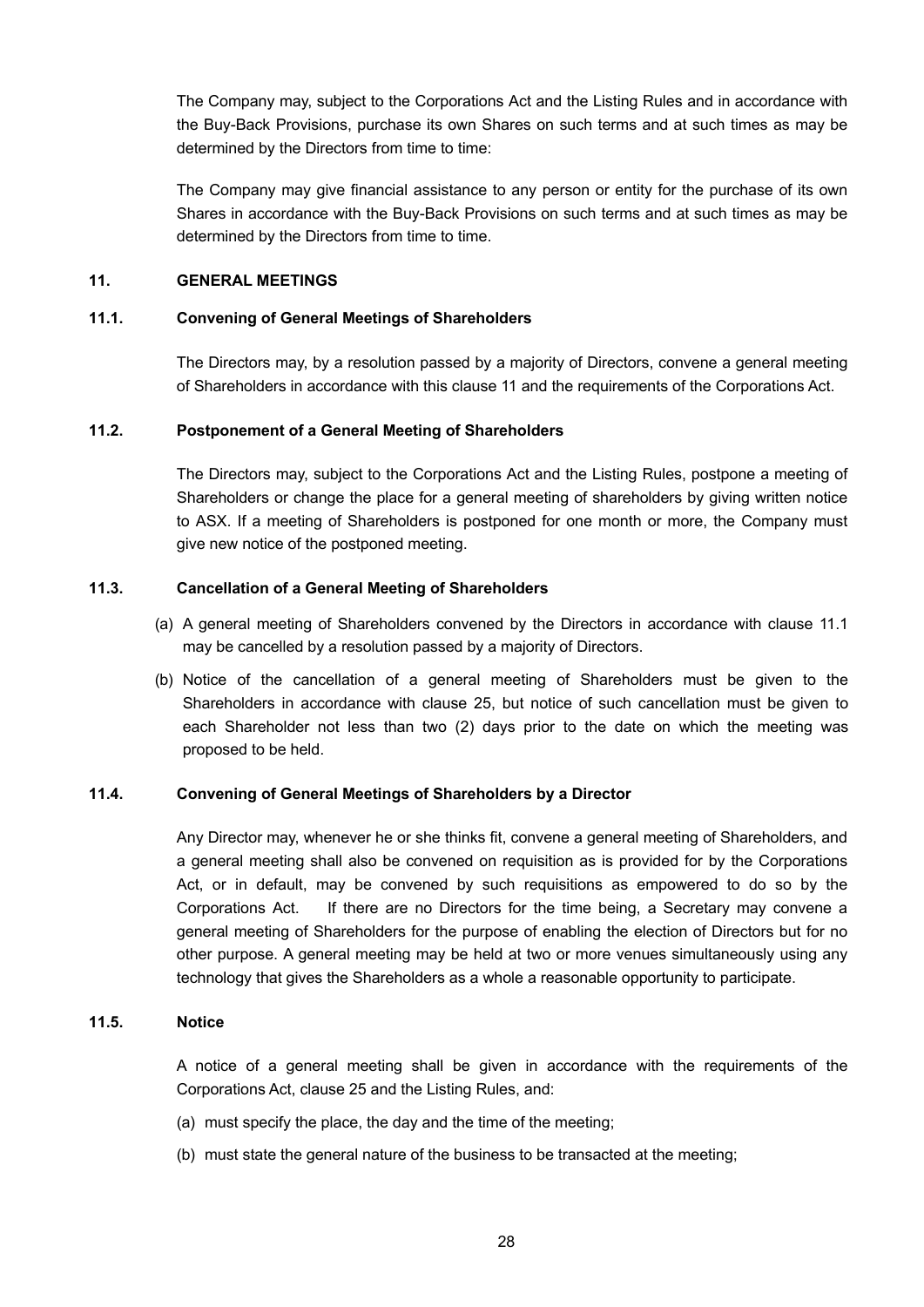The Company may, subject to the Corporations Act and the Listing Rules and in accordance with the Buy-Back Provisions, purchase its own Shares on such terms and at such times as may be determined by the Directors from time to time:

The Company may give financial assistance to any person or entity for the purchase of its own Shares in accordance with the Buy-Back Provisions on such terms and at such times as may be determined by the Directors from time to time.

## 11. GENERAL MEETINGS

### 11.1. Convening of General Meetings of Shareholders

The Directors may, by a resolution passed by a majority of Directors, convene a general meeting of Shareholders in accordance with this clause 11 and the requirements of the Corporations Act.

### 11.2. Postponement of a General Meeting of Shareholders

The Directors may, subject to the Corporations Act and the Listing Rules, postpone a meeting of Shareholders or change the place for a general meeting of shareholders by giving written notice to ASX. If a meeting of Shareholders is postponed for one month or more, the Company must give new notice of the postponed meeting.

### 11.3. Cancellation of a General Meeting of Shareholders

(a) A general meeting of Shareholders convened by the Directors in accordance with clause 11.1 may be cancelled by a resolution passed by a majority of Directors.

(b) Notice of the cancellation of a general meeting of Shareholders must be given to the Shareholders in accordance with clause 25, but notice of such cancellation must be given to each Shareholder not less than two (2) days prior to the date on which the meeting was proposed to be held.

### 11.4. Convening of General Meetings of Shareholders by a Director

Any Director may, whenever he or she thinks fit, convene a general meeting of Shareholders, and a general meeting shall also be convened on requisition as is provided for by the Corporations Act, or in default, may be convened by such requisitions as empowered to do so by the Corporations Act. If there are no Directors for the time being, a Secretary may convene a general meeting of Shareholders for the purpose of enabling the election of Directors but for no other purpose. A general meeting may be held at two or more venues simultaneously using any technology that gives the Shareholders as a whole a reasonable opportunity to participate.

### 11.5. Notice

A notice of a general meeting shall be given in accordance with the requirements of the Corporations Act, clause 25 and the Listing Rules, and:

(a) must specify the place, the day and the time of the meeting;

(b) must state the general nature of the business to be transacted at the meeting;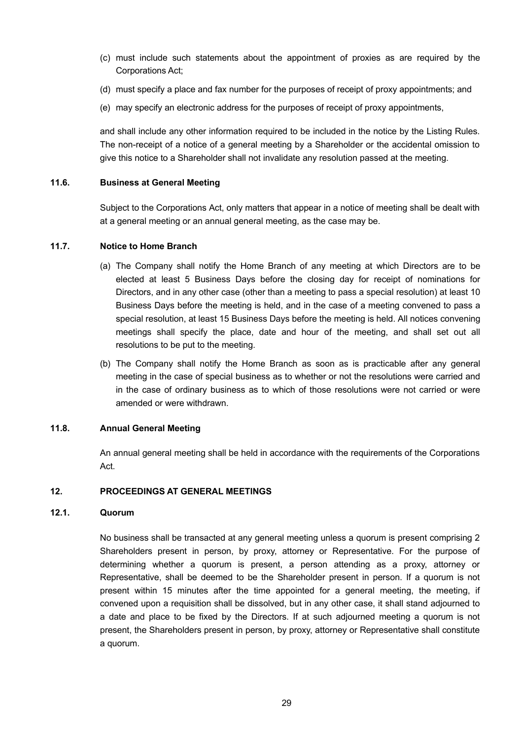(c) must include such statements about the appointment of proxies as are required by the Corporations Act;

(d) must specify a place and fax number for the purposes of receipt of proxy appointments; and

(e) may specify an electronic address for the purposes of receipt of proxy appointments,

and shall include any other information required to be included in the notice by the Listing Rules. The non-receipt of a notice of a general meeting by a Shareholder or the accidental omission to give this notice to a Shareholder shall not invalidate any resolution passed at the meeting.

### 11.6. Business at General Meeting

Subject to the Corporations Act, only matters that appear in a notice of meeting shall be dealt with at a general meeting or an annual general meeting, as the case may be.

### 11.7. Notice to Home Branch

(a) The Company shall notify the Home Branch of any meeting at which Directors are to be elected at least 5 Business Days before the closing day for receipt of nominations for Directors, and in any other case (other than a meeting to pass a special resolution) at least 10 Business Days before the meeting is held, and in the case of a meeting convened to pass a special resolution, at least 15 Business Days before the meeting is held. All notices convening meetings shall specify the place, date and hour of the meeting, and shall set out all resolutions to be put to the meeting.

(b) The Company shall notify the Home Branch as soon as is practicable after any general meeting in the case of special business as to whether or not the resolutions were carried and in the case of ordinary business as to which of those resolutions were not carried or were amended or were withdrawn.

### 11.8. Annual General Meeting

An annual general meeting shall be held in accordance with the requirements of the Corporations Act.

## 12. PROCEEDINGS AT GENERAL MEETINGS

### 12.1. Quorum

No business shall be transacted at any general meeting unless a quorum is present comprising 2 Shareholders present in person, by proxy, attorney or Representative. For the purpose of determining whether a quorum is present, a person attending as a proxy, attorney or Representative, shall be deemed to be the Shareholder present in person. If a quorum is not present within 15 minutes after the time appointed for a general meeting, the meeting, if convened upon a requisition shall be dissolved, but in any other case, it shall stand adjourned to a date and place to be fixed by the Directors. If at such adjourned meeting a quorum is not present, the Shareholders present in person, by proxy, attorney or Representative shall constitute a quorum.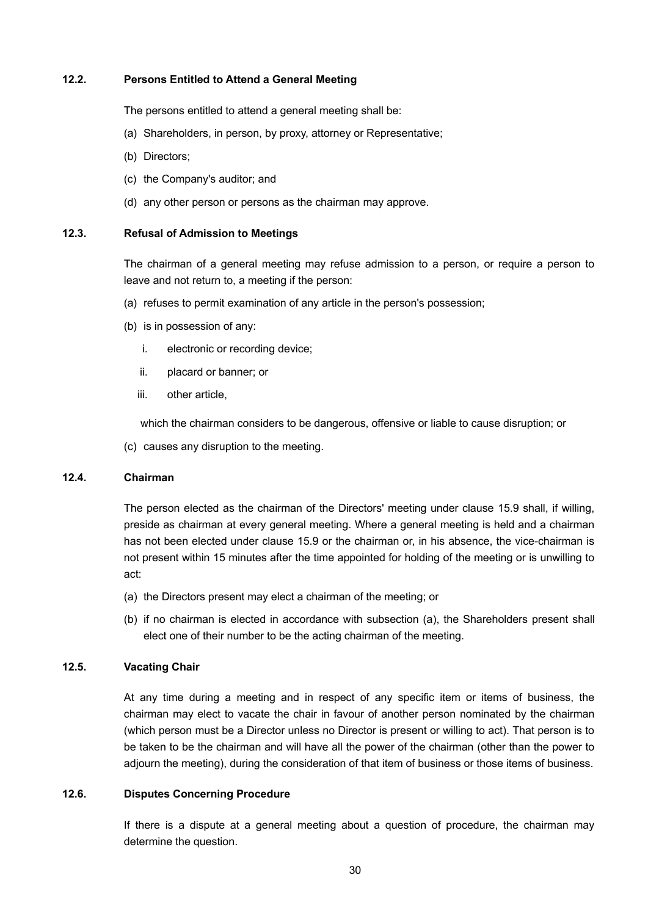### 12.2. Persons Entitled to Attend a General Meeting

The persons entitled to attend a general meeting shall be:

(a) Shareholders, in person, by proxy, attorney or Representative;

(b) Directors;

(c) the Company's auditor; and

(d) any other person or persons as the chairman may approve.

### 12.3. Refusal of Admission to Meetings

The chairman of a general meeting may refuse admission to a person, or require a person to leave and not return to, a meeting if the person:

(a) refuses to permit examination of any article in the person's possession;

(b) is in possession of any:

  i. electronic or recording device;

  ii. placard or banner; or

  iii. other article,

  which the chairman considers to be dangerous, offensive or liable to cause disruption; or

(c) causes any disruption to the meeting.

### 12.4. Chairman

The person elected as the chairman of the Directors' meeting under clause 15.9 shall, if willing, preside as chairman at every general meeting. Where a general meeting is held and a chairman has not been elected under clause 15.9 or the chairman or, in his absence, the vice-chairman is not present within 15 minutes after the time appointed for holding of the meeting or is unwilling to act:

(a) the Directors present may elect a chairman of the meeting; or

(b) if no chairman is elected in accordance with subsection (a), the Shareholders present shall elect one of their number to be the acting chairman of the meeting.

### 12.5. Vacating Chair

At any time during a meeting and in respect of any specific item or items of business, the chairman may elect to vacate the chair in favour of another person nominated by the chairman (which person must be a Director unless no Director is present or willing to act). That person is to be taken to be the chairman and will have all the power of the chairman (other than the power to adjourn the meeting), during the consideration of that item of business or those items of business.

### 12.6. Disputes Concerning Procedure

If there is a dispute at a general meeting about a question of procedure, the chairman may determine the question.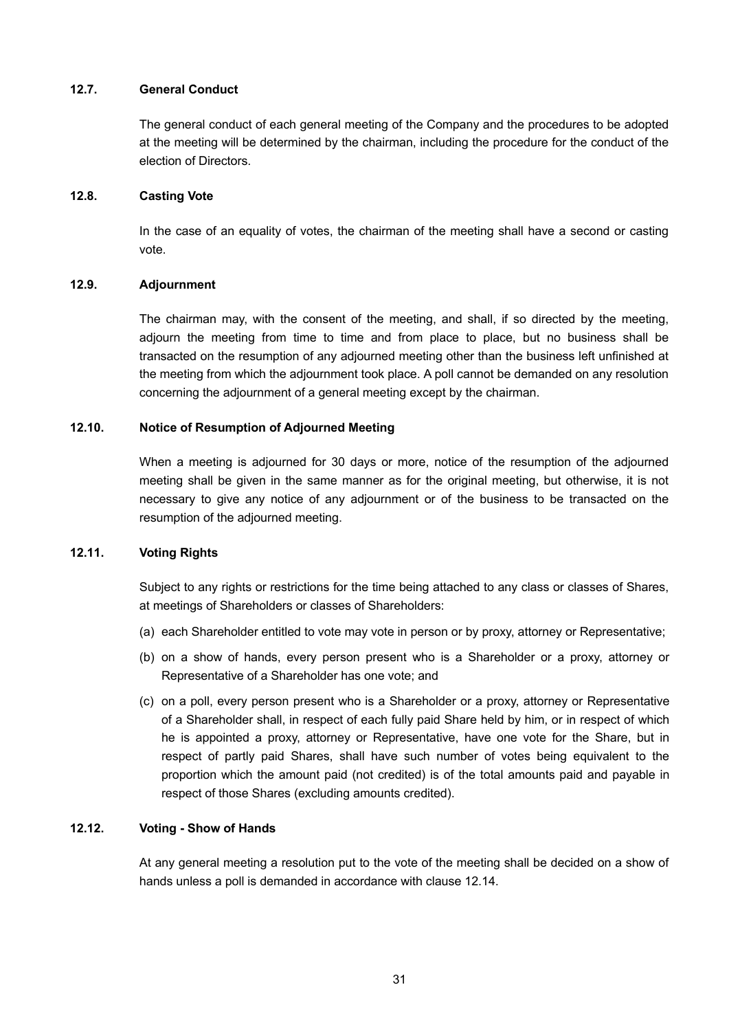### 12.7. General Conduct

The general conduct of each general meeting of the Company and the procedures to be adopted at the meeting will be determined by the chairman, including the procedure for the conduct of the election of Directors.

### 12.8. Casting Vote

In the case of an equality of votes, the chairman of the meeting shall have a second or casting vote.

### 12.9. Adjournment

The chairman may, with the consent of the meeting, and shall, if so directed by the meeting, adjourn the meeting from time to time and from place to place, but no business shall be transacted on the resumption of any adjourned meeting other than the business left unfinished at the meeting from which the adjournment took place. A poll cannot be demanded on any resolution concerning the adjournment of a general meeting except by the chairman.

### 12.10. Notice of Resumption of Adjourned Meeting

When a meeting is adjourned for 30 days or more, notice of the resumption of the adjourned meeting shall be given in the same manner as for the original meeting, but otherwise, it is not necessary to give any notice of any adjournment or of the business to be transacted on the resumption of the adjourned meeting.

### 12.11. Voting Rights

Subject to any rights or restrictions for the time being attached to any class or classes of Shares, at meetings of Shareholders or classes of Shareholders:

(a) each Shareholder entitled to vote may vote in person or by proxy, attorney or Representative;

(b) on a show of hands, every person present who is a Shareholder or a proxy, attorney or Representative of a Shareholder has one vote; and

(c) on a poll, every person present who is a Shareholder or a proxy, attorney or Representative of a Shareholder shall, in respect of each fully paid Share held by him, or in respect of which he is appointed a proxy, attorney or Representative, have one vote for the Share, but in respect of partly paid Shares, shall have such number of votes being equivalent to the proportion which the amount paid (not credited) is of the total amounts paid and payable in respect of those Shares (excluding amounts credited).

### 12.12. Voting - Show of Hands

At any general meeting a resolution put to the vote of the meeting shall be decided on a show of hands unless a poll is demanded in accordance with clause 12.14.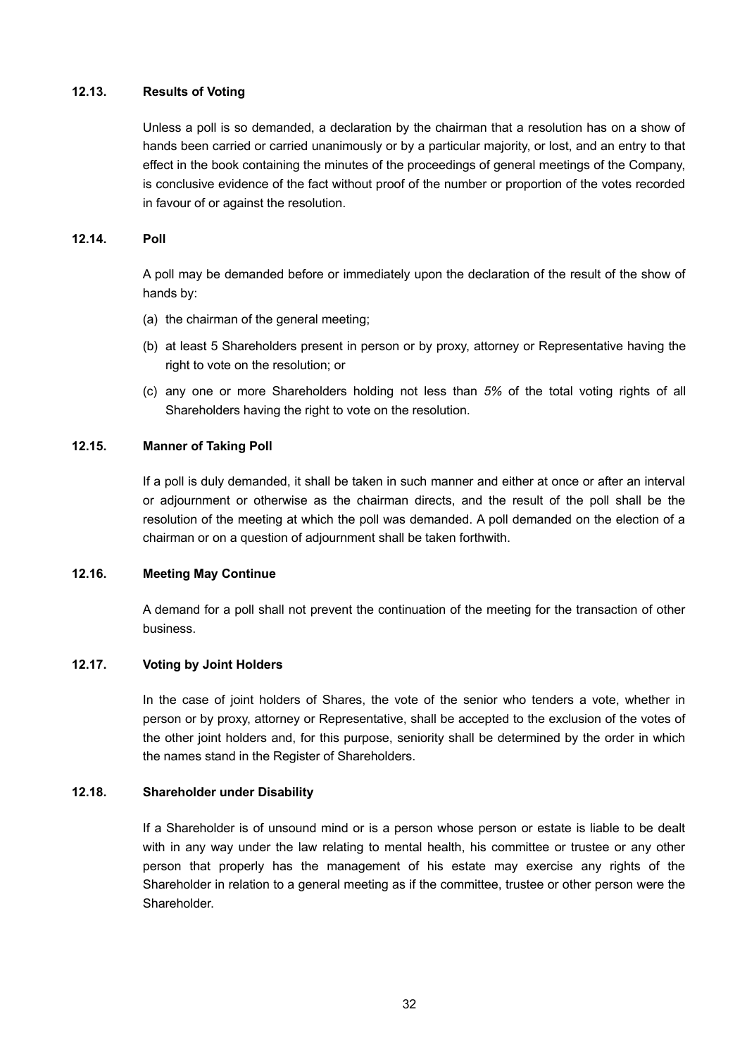### 12.13. Results of Voting

Unless a poll is so demanded, a declaration by the chairman that a resolution has on a show of hands been carried or carried unanimously or by a particular majority, or lost, and an entry to that effect in the book containing the minutes of the proceedings of general meetings of the Company, is conclusive evidence of the fact without proof of the number or proportion of the votes recorded in favour of or against the resolution.

### 12.14. Poll

A poll may be demanded before or immediately upon the declaration of the result of the show of hands by:

(a) the chairman of the general meeting;

(b) at least 5 Shareholders present in person or by proxy, attorney or Representative having the right to vote on the resolution; or

(c) any one or more Shareholders holding not less than *5%* of the total voting rights of all Shareholders having the right to vote on the resolution.

### 12.15. Manner of Taking Poll

If a poll is duly demanded, it shall be taken in such manner and either at once or after an interval or adjournment or otherwise as the chairman directs, and the result of the poll shall be the resolution of the meeting at which the poll was demanded. A poll demanded on the election of a chairman or on a question of adjournment shall be taken forthwith.

### 12.16. Meeting May Continue

A demand for a poll shall not prevent the continuation of the meeting for the transaction of other business.

### 12.17. Voting by Joint Holders

In the case of joint holders of Shares, the vote of the senior who tenders a vote, whether in person or by proxy, attorney or Representative, shall be accepted to the exclusion of the votes of the other joint holders and, for this purpose, seniority shall be determined by the order in which the names stand in the Register of Shareholders.

### 12.18. Shareholder under Disability

If a Shareholder is of unsound mind or is a person whose person or estate is liable to be dealt with in any way under the law relating to mental health, his committee or trustee or any other person that properly has the management of his estate may exercise any rights of the Shareholder in relation to a general meeting as if the committee, trustee or other person were the Shareholder.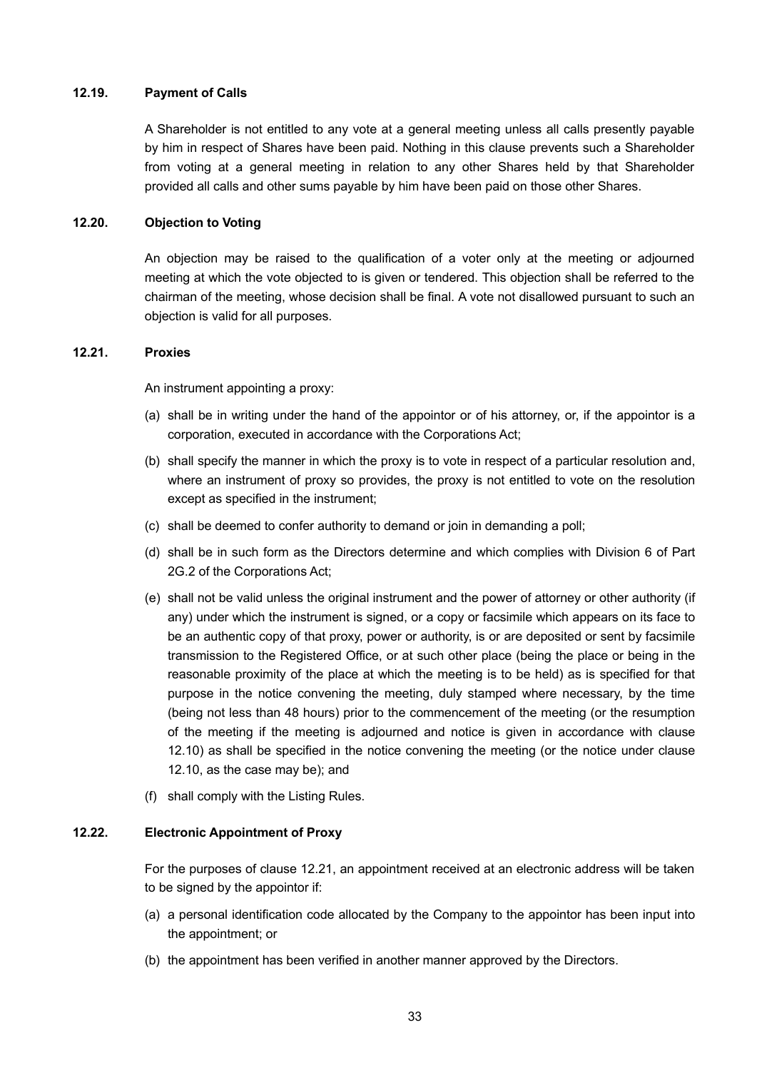### 12.19. Payment of Calls

A Shareholder is not entitled to any vote at a general meeting unless all calls presently payable by him in respect of Shares have been paid. Nothing in this clause prevents such a Shareholder from voting at a general meeting in relation to any other Shares held by that Shareholder provided all calls and other sums payable by him have been paid on those other Shares.

### 12.20. Objection to Voting

An objection may be raised to the qualification of a voter only at the meeting or adjourned meeting at which the vote objected to is given or tendered. This objection shall be referred to the chairman of the meeting, whose decision shall be final. A vote not disallowed pursuant to such an objection is valid for all purposes.

### 12.21. Proxies

An instrument appointing a proxy:

(a) shall be in writing under the hand of the appointor or of his attorney, or, if the appointor is a corporation, executed in accordance with the Corporations Act;

(b) shall specify the manner in which the proxy is to vote in respect of a particular resolution and, where an instrument of proxy so provides, the proxy is not entitled to vote on the resolution except as specified in the instrument;

(c) shall be deemed to confer authority to demand or join in demanding a poll;

(d) shall be in such form as the Directors determine and which complies with Division 6 of Part 2G.2 of the Corporations Act;

(e) shall not be valid unless the original instrument and the power of attorney or other authority (if any) under which the instrument is signed, or a copy or facsimile which appears on its face to be an authentic copy of that proxy, power or authority, is or are deposited or sent by facsimile transmission to the Registered Office, or at such other place (being the place or being in the reasonable proximity of the place at which the meeting is to be held) as is specified for that purpose in the notice convening the meeting, duly stamped where necessary, by the time (being not less than 48 hours) prior to the commencement of the meeting (or the resumption of the meeting if the meeting is adjourned and notice is given in accordance with clause 12.10) as shall be specified in the notice convening the meeting (or the notice under clause 12.10, as the case may be); and

(f) shall comply with the Listing Rules.

### 12.22. Electronic Appointment of Proxy

For the purposes of clause 12.21, an appointment received at an electronic address will be taken to be signed by the appointor if:

(a) a personal identification code allocated by the Company to the appointor has been input into the appointment; or

(b) the appointment has been verified in another manner approved by the Directors.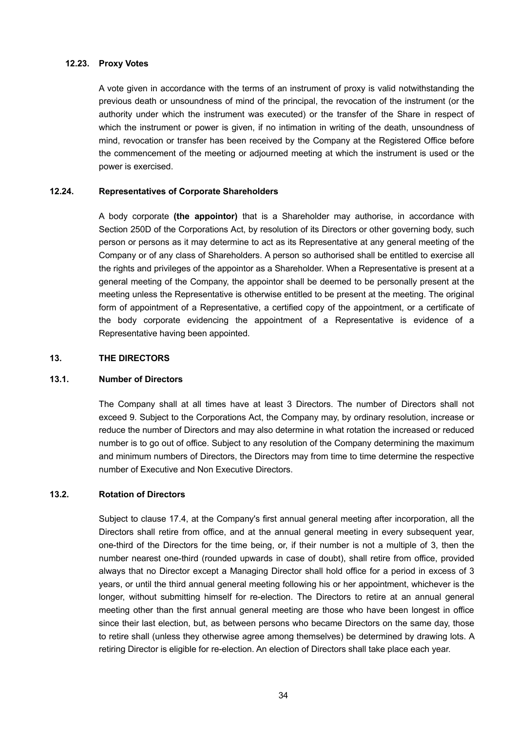### 12.23. Proxy Votes

A vote given in accordance with the terms of an instrument of proxy is valid notwithstanding the previous death or unsoundness of mind of the principal, the revocation of the instrument (or the authority under which the instrument was executed) or the transfer of the Share in respect of which the instrument or power is given, if no intimation in writing of the death, unsoundness of mind, revocation or transfer has been received by the Company at the Registered Office before the commencement of the meeting or adjourned meeting at which the instrument is used or the power is exercised.

### 12.24. Representatives of Corporate Shareholders

A body corporate **(the appointor)** that is a Shareholder may authorise, in accordance with Section 250D of the Corporations Act, by resolution of its Directors or other governing body, such person or persons as it may determine to act as its Representative at any general meeting of the Company or of any class of Shareholders. A person so authorised shall be entitled to exercise all the rights and privileges of the appointor as a Shareholder. When a Representative is present at a general meeting of the Company, the appointor shall be deemed to be personally present at the meeting unless the Representative is otherwise entitled to be present at the meeting. The original form of appointment of a Representative, a certified copy of the appointment, or a certificate of the body corporate evidencing the appointment of a Representative is evidence of a Representative having been appointed.

## 13. THE DIRECTORS

### 13.1. Number of Directors

The Company shall at all times have at least 3 Directors. The number of Directors shall not exceed 9. Subject to the Corporations Act, the Company may, by ordinary resolution, increase or reduce the number of Directors and may also determine in what rotation the increased or reduced number is to go out of office. Subject to any resolution of the Company determining the maximum and minimum numbers of Directors, the Directors may from time to time determine the respective number of Executive and Non Executive Directors.

### 13.2. Rotation of Directors

Subject to clause 17.4, at the Company's first annual general meeting after incorporation, all the Directors shall retire from office, and at the annual general meeting in every subsequent year, one-third of the Directors for the time being, or, if their number is not a multiple of 3, then the number nearest one-third (rounded upwards in case of doubt), shall retire from office, provided always that no Director except a Managing Director shall hold office for a period in excess of 3 years, or until the third annual general meeting following his or her appointment, whichever is the longer, without submitting himself for re-election. The Directors to retire at an annual general meeting other than the first annual general meeting are those who have been longest in office since their last election, but, as between persons who became Directors on the same day, those to retire shall (unless they otherwise agree among themselves) be determined by drawing lots. A retiring Director is eligible for re-election. An election of Directors shall take place each year.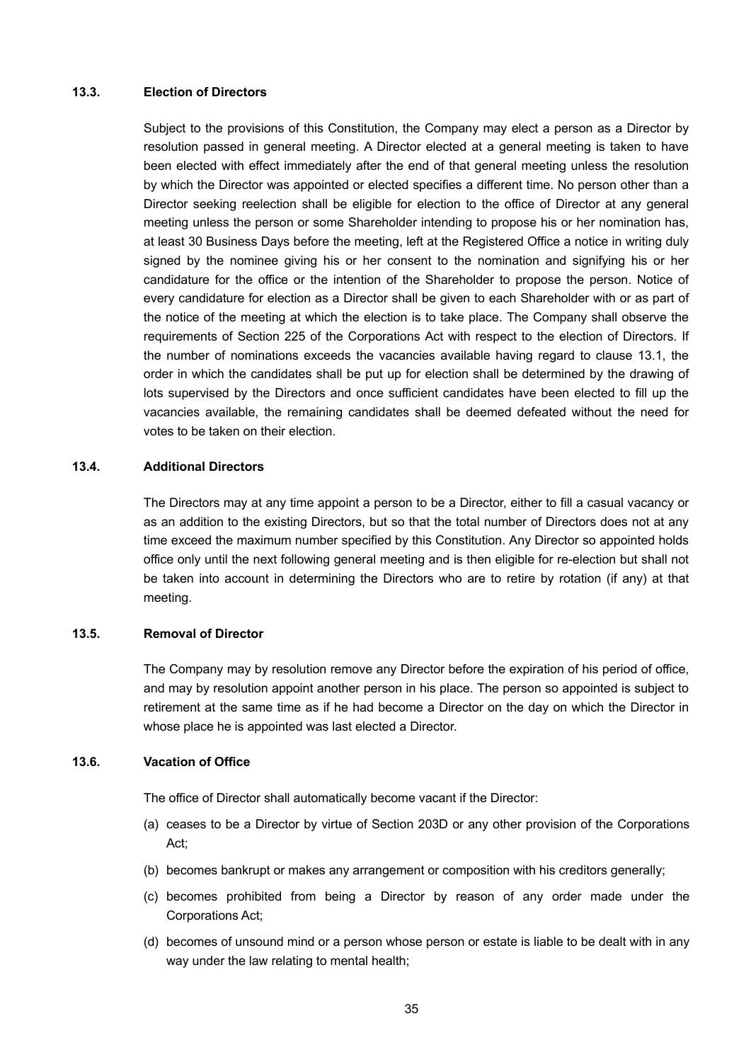### 13.3. Election of Directors

Subject to the provisions of this Constitution, the Company may elect a person as a Director by resolution passed in general meeting. A Director elected at a general meeting is taken to have been elected with effect immediately after the end of that general meeting unless the resolution by which the Director was appointed or elected specifies a different time. No person other than a Director seeking reelection shall be eligible for election to the office of Director at any general meeting unless the person or some Shareholder intending to propose his or her nomination has, at least 30 Business Days before the meeting, left at the Registered Office a notice in writing duly signed by the nominee giving his or her consent to the nomination and signifying his or her candidature for the office or the intention of the Shareholder to propose the person. Notice of every candidature for election as a Director shall be given to each Shareholder with or as part of the notice of the meeting at which the election is to take place. The Company shall observe the requirements of Section 225 of the Corporations Act with respect to the election of Directors. If the number of nominations exceeds the vacancies available having regard to clause 13.1, the order in which the candidates shall be put up for election shall be determined by the drawing of lots supervised by the Directors and once sufficient candidates have been elected to fill up the vacancies available, the remaining candidates shall be deemed defeated without the need for votes to be taken on their election.

### 13.4. Additional Directors

The Directors may at any time appoint a person to be a Director, either to fill a casual vacancy or as an addition to the existing Directors, but so that the total number of Directors does not at any time exceed the maximum number specified by this Constitution. Any Director so appointed holds office only until the next following general meeting and is then eligible for re-election but shall not be taken into account in determining the Directors who are to retire by rotation (if any) at that meeting.

### 13.5. Removal of Director

The Company may by resolution remove any Director before the expiration of his period of office, and may by resolution appoint another person in his place. The person so appointed is subject to retirement at the same time as if he had become a Director on the day on which the Director in whose place he is appointed was last elected a Director.

### 13.6. Vacation of Office

The office of Director shall automatically become vacant if the Director:

(a) ceases to be a Director by virtue of Section 203D or any other provision of the Corporations Act;

(b) becomes bankrupt or makes any arrangement or composition with his creditors generally;

(c) becomes prohibited from being a Director by reason of any order made under the Corporations Act;

(d) becomes of unsound mind or a person whose person or estate is liable to be dealt with in any way under the law relating to mental health;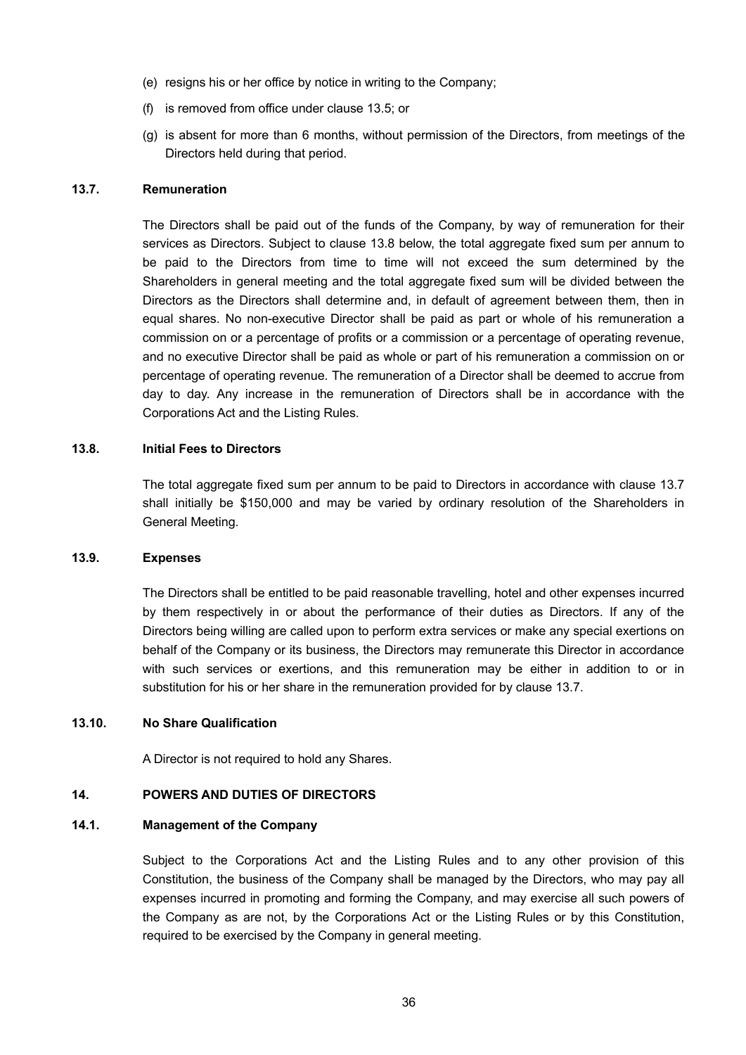(e) resigns his or her office by notice in writing to the Company;

(f) is removed from office under clause 13.5; or

(g) is absent for more than 6 months, without permission of the Directors, from meetings of the Directors held during that period.

### 13.7. Remuneration

The Directors shall be paid out of the funds of the Company, by way of remuneration for their services as Directors. Subject to clause 13.8 below, the total aggregate fixed sum per annum to be paid to the Directors from time to time will not exceed the sum determined by the Shareholders in general meeting and the total aggregate fixed sum will be divided between the Directors as the Directors shall determine and, in default of agreement between them, then in equal shares. No non-executive Director shall be paid as part or whole of his remuneration a commission on or a percentage of profits or a commission or a percentage of operating revenue, and no executive Director shall be paid as whole or part of his remuneration a commission on or percentage of operating revenue. The remuneration of a Director shall be deemed to accrue from day to day. Any increase in the remuneration of Directors shall be in accordance with the Corporations Act and the Listing Rules.

### 13.8. Initial Fees to Directors

The total aggregate fixed sum per annum to be paid to Directors in accordance with clause 13.7 shall initially be $150,000 and may be varied by ordinary resolution of the Shareholders in General Meeting.

### 13.9. Expenses

The Directors shall be entitled to be paid reasonable travelling, hotel and other expenses incurred by them respectively in or about the performance of their duties as Directors. If any of the Directors being willing are called upon to perform extra services or make any special exertions on behalf of the Company or its business, the Directors may remunerate this Director in accordance with such services or exertions, and this remuneration may be either in addition to or in substitution for his or her share in the remuneration provided for by clause 13.7.

### 13.10. No Share Qualification

A Director is not required to hold any Shares.

## 14. POWERS AND DUTIES OF DIRECTORS

### 14.1. Management of the Company

Subject to the Corporations Act and the Listing Rules and to any other provision of this Constitution, the business of the Company shall be managed by the Directors, who may pay all expenses incurred in promoting and forming the Company, and may exercise all such powers of the Company as are not, by the Corporations Act or the Listing Rules or by this Constitution, required to be exercised by the Company in general meeting.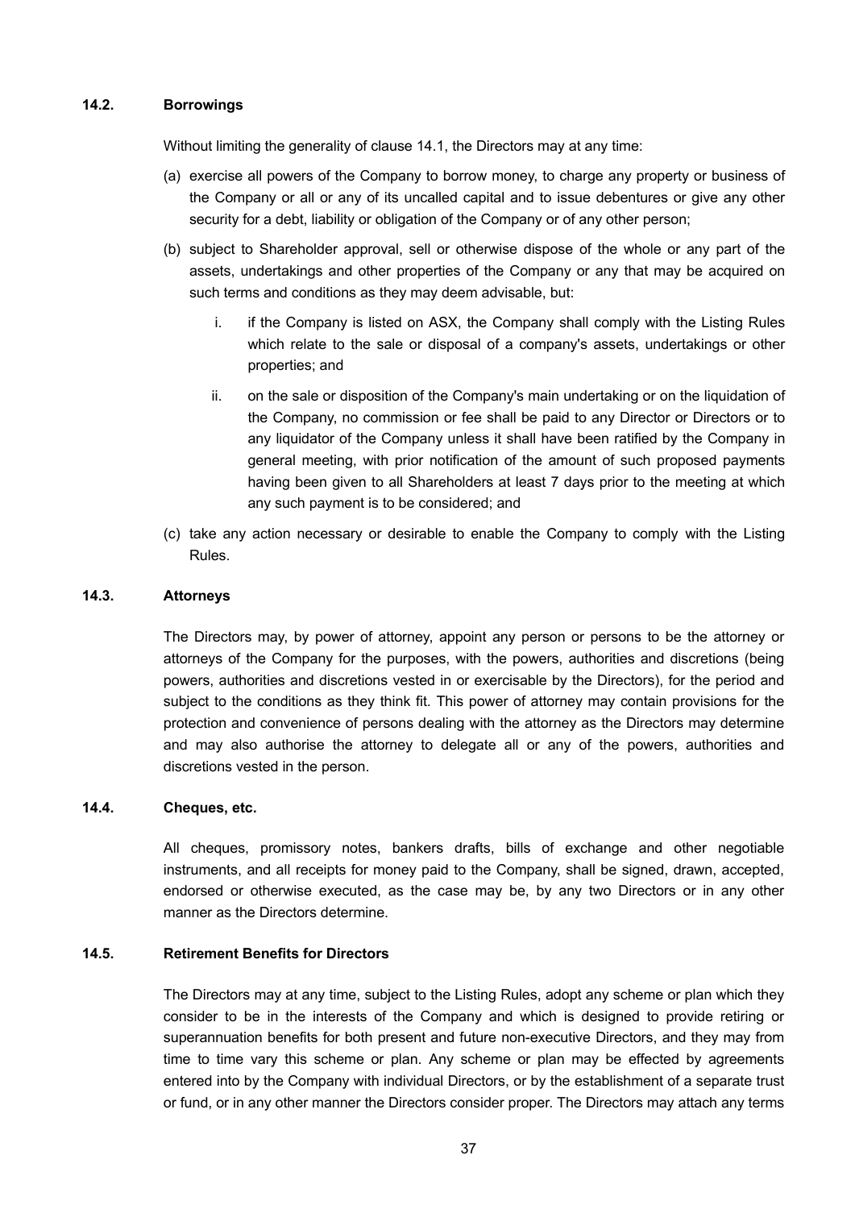### 14.2. Borrowings

Without limiting the generality of clause 14.1, the Directors may at any time:

(a) exercise all powers of the Company to borrow money, to charge any property or business of the Company or all or any of its uncalled capital and to issue debentures or give any other security for a debt, liability or obligation of the Company or of any other person;

(b) subject to Shareholder approval, sell or otherwise dispose of the whole or any part of the assets, undertakings and other properties of the Company or any that may be acquired on such terms and conditions as they may deem advisable, but:

   i. if the Company is listed on ASX, the Company shall comply with the Listing Rules which relate to the sale or disposal of a company's assets, undertakings or other properties; and

   ii. on the sale or disposition of the Company's main undertaking or on the liquidation of the Company, no commission or fee shall be paid to any Director or Directors or to any liquidator of the Company unless it shall have been ratified by the Company in general meeting, with prior notification of the amount of such proposed payments having been given to all Shareholders at least 7 days prior to the meeting at which any such payment is to be considered; and

(c) take any action necessary or desirable to enable the Company to comply with the Listing Rules.

### 14.3. Attorneys

The Directors may, by power of attorney, appoint any person or persons to be the attorney or attorneys of the Company for the purposes, with the powers, authorities and discretions (being powers, authorities and discretions vested in or exercisable by the Directors), for the period and subject to the conditions as they think fit. This power of attorney may contain provisions for the protection and convenience of persons dealing with the attorney as the Directors may determine and may also authorise the attorney to delegate all or any of the powers, authorities and discretions vested in the person.

### 14.4. Cheques, etc.

All cheques, promissory notes, bankers drafts, bills of exchange and other negotiable instruments, and all receipts for money paid to the Company, shall be signed, drawn, accepted, endorsed or otherwise executed, as the case may be, by any two Directors or in any other manner as the Directors determine.

### 14.5. Retirement Benefits for Directors

The Directors may at any time, subject to the Listing Rules, adopt any scheme or plan which they consider to be in the interests of the Company and which is designed to provide retiring or superannuation benefits for both present and future non-executive Directors, and they may from time to time vary this scheme or plan. Any scheme or plan may be effected by agreements entered into by the Company with individual Directors, or by the establishment of a separate trust or fund, or in any other manner the Directors consider proper. The Directors may attach any terms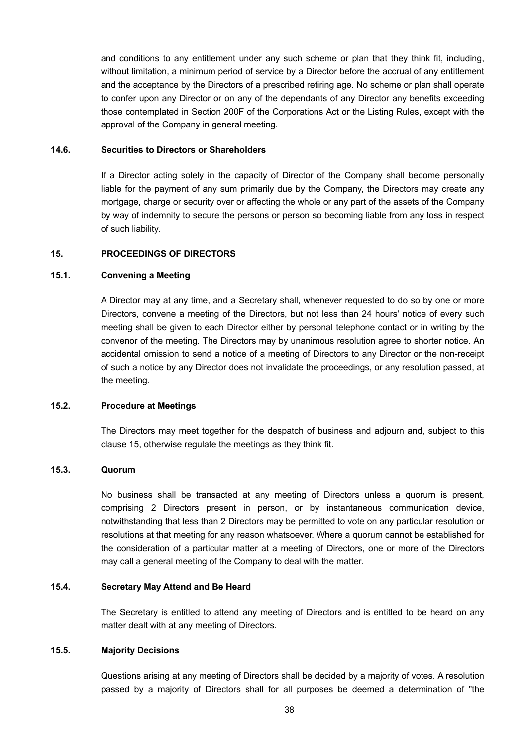and conditions to any entitlement under any such scheme or plan that they think fit, including, without limitation, a minimum period of service by a Director before the accrual of any entitlement and the acceptance by the Directors of a prescribed retiring age. No scheme or plan shall operate to confer upon any Director or on any of the dependants of any Director any benefits exceeding those contemplated in Section 200F of the Corporations Act or the Listing Rules, except with the approval of the Company in general meeting.

### 14.6. Securities to Directors or Shareholders

If a Director acting solely in the capacity of Director of the Company shall become personally liable for the payment of any sum primarily due by the Company, the Directors may create any mortgage, charge or security over or affecting the whole or any part of the assets of the Company by way of indemnity to secure the persons or person so becoming liable from any loss in respect of such liability.

## 15. PROCEEDINGS OF DIRECTORS

### 15.1. Convening a Meeting

A Director may at any time, and a Secretary shall, whenever requested to do so by one or more Directors, convene a meeting of the Directors, but not less than 24 hours' notice of every such meeting shall be given to each Director either by personal telephone contact or in writing by the convenor of the meeting. The Directors may by unanimous resolution agree to shorter notice. An accidental omission to send a notice of a meeting of Directors to any Director or the non-receipt of such a notice by any Director does not invalidate the proceedings, or any resolution passed, at the meeting.

### 15.2. Procedure at Meetings

The Directors may meet together for the despatch of business and adjourn and, subject to this clause 15, otherwise regulate the meetings as they think fit.

### 15.3. Quorum

No business shall be transacted at any meeting of Directors unless a quorum is present, comprising 2 Directors present in person, or by instantaneous communication device, notwithstanding that less than 2 Directors may be permitted to vote on any particular resolution or resolutions at that meeting for any reason whatsoever. Where a quorum cannot be established for the consideration of a particular matter at a meeting of Directors, one or more of the Directors may call a general meeting of the Company to deal with the matter.

### 15.4. Secretary May Attend and Be Heard

The Secretary is entitled to attend any meeting of Directors and is entitled to be heard on any matter dealt with at any meeting of Directors.

### 15.5. Majority Decisions

Questions arising at any meeting of Directors shall be decided by a majority of votes. A resolution passed by a majority of Directors shall for all purposes be deemed a determination of "the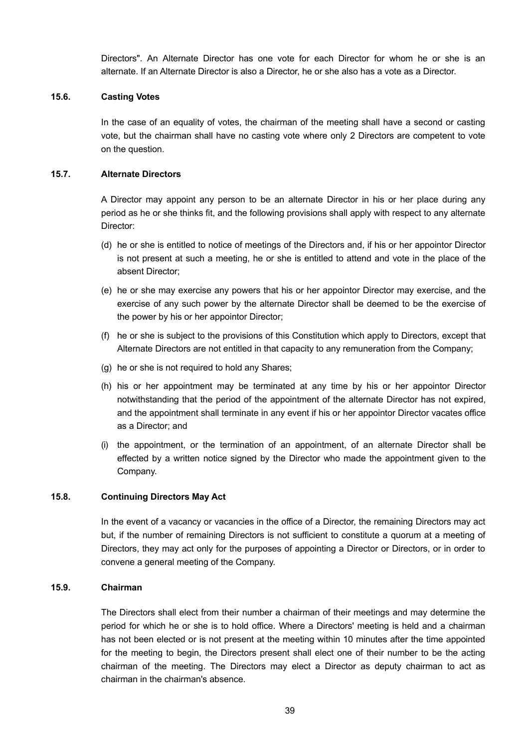Directors". An Alternate Director has one vote for each Director for whom he or she is an alternate. If an Alternate Director is also a Director, he or she also has a vote as a Director.

### 15.6. Casting Votes

In the case of an equality of votes, the chairman of the meeting shall have a second or casting vote, but the chairman shall have no casting vote where only 2 Directors are competent to vote on the question.

### 15.7. Alternate Directors

A Director may appoint any person to be an alternate Director in his or her place during any period as he or she thinks fit, and the following provisions shall apply with respect to any alternate Director:

(d) he or she is entitled to notice of meetings of the Directors and, if his or her appointor Director is not present at such a meeting, he or she is entitled to attend and vote in the place of the absent Director;

(e) he or she may exercise any powers that his or her appointor Director may exercise, and the exercise of any such power by the alternate Director shall be deemed to be the exercise of the power by his or her appointor Director;

(f) he or she is subject to the provisions of this Constitution which apply to Directors, except that Alternate Directors are not entitled in that capacity to any remuneration from the Company;

(g) he or she is not required to hold any Shares;

(h) his or her appointment may be terminated at any time by his or her appointor Director notwithstanding that the period of the appointment of the alternate Director has not expired, and the appointment shall terminate in any event if his or her appointor Director vacates office as a Director; and

(i) the appointment, or the termination of an appointment, of an alternate Director shall be effected by a written notice signed by the Director who made the appointment given to the Company.

### 15.8. Continuing Directors May Act

In the event of a vacancy or vacancies in the office of a Director, the remaining Directors may act but, if the number of remaining Directors is not sufficient to constitute a quorum at a meeting of Directors, they may act only for the purposes of appointing a Director or Directors, or in order to convene a general meeting of the Company.

### 15.9. Chairman

The Directors shall elect from their number a chairman of their meetings and may determine the period for which he or she is to hold office. Where a Directors' meeting is held and a chairman has not been elected or is not present at the meeting within 10 minutes after the time appointed for the meeting to begin, the Directors present shall elect one of their number to be the acting chairman of the meeting. The Directors may elect a Director as deputy chairman to act as chairman in the chairman's absence.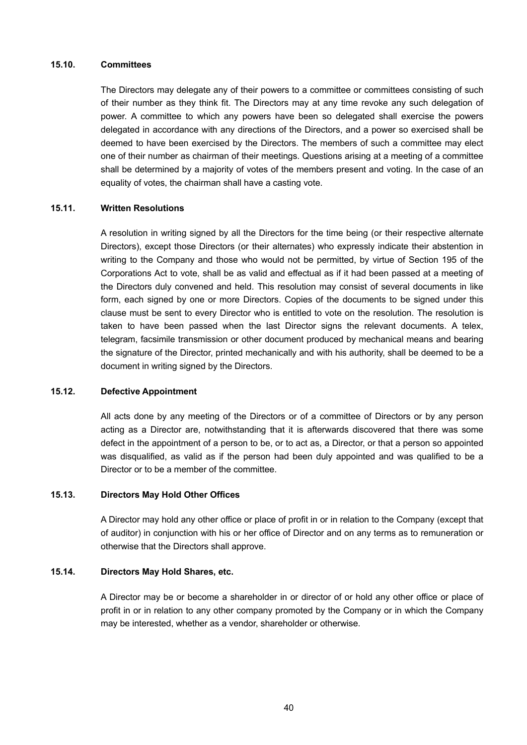### 15.10. Committees

The Directors may delegate any of their powers to a committee or committees consisting of such of their number as they think fit. The Directors may at any time revoke any such delegation of power. A committee to which any powers have been so delegated shall exercise the powers delegated in accordance with any directions of the Directors, and a power so exercised shall be deemed to have been exercised by the Directors. The members of such a committee may elect one of their number as chairman of their meetings. Questions arising at a meeting of a committee shall be determined by a majority of votes of the members present and voting. In the case of an equality of votes, the chairman shall have a casting vote.

### 15.11. Written Resolutions

A resolution in writing signed by all the Directors for the time being (or their respective alternate Directors), except those Directors (or their alternates) who expressly indicate their abstention in writing to the Company and those who would not be permitted, by virtue of Section 195 of the Corporations Act to vote, shall be as valid and effectual as if it had been passed at a meeting of the Directors duly convened and held. This resolution may consist of several documents in like form, each signed by one or more Directors. Copies of the documents to be signed under this clause must be sent to every Director who is entitled to vote on the resolution. The resolution is taken to have been passed when the last Director signs the relevant documents. A telex, telegram, facsimile transmission or other document produced by mechanical means and bearing the signature of the Director, printed mechanically and with his authority, shall be deemed to be a document in writing signed by the Directors.

### 15.12. Defective Appointment

All acts done by any meeting of the Directors or of a committee of Directors or by any person acting as a Director are, notwithstanding that it is afterwards discovered that there was some defect in the appointment of a person to be, or to act as, a Director, or that a person so appointed was disqualified, as valid as if the person had been duly appointed and was qualified to be a Director or to be a member of the committee.

### 15.13. Directors May Hold Other Offices

A Director may hold any other office or place of profit in or in relation to the Company (except that of auditor) in conjunction with his or her office of Director and on any terms as to remuneration or otherwise that the Directors shall approve.

### 15.14. Directors May Hold Shares, etc.

A Director may be or become a shareholder in or director of or hold any other office or place of profit in or in relation to any other company promoted by the Company or in which the Company may be interested, whether as a vendor, shareholder or otherwise.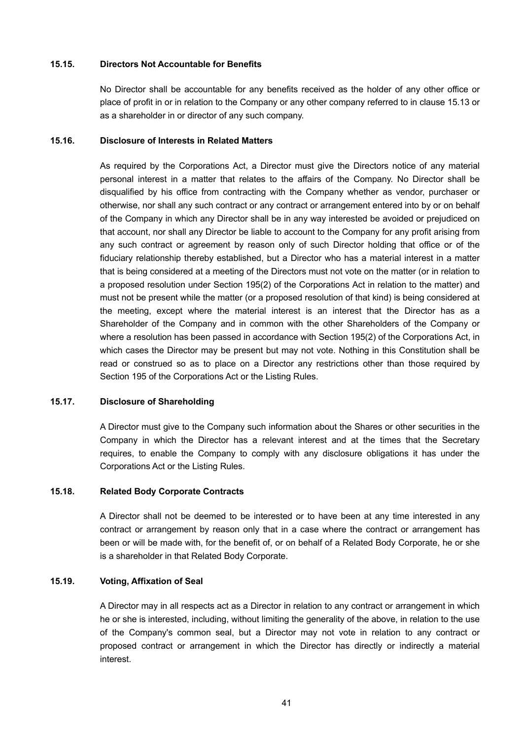### 15.15. Directors Not Accountable for Benefits

No Director shall be accountable for any benefits received as the holder of any other office or place of profit in or in relation to the Company or any other company referred to in clause 15.13 or as a shareholder in or director of any such company.

### 15.16. Disclosure of Interests in Related Matters

As required by the Corporations Act, a Director must give the Directors notice of any material personal interest in a matter that relates to the affairs of the Company. No Director shall be disqualified by his office from contracting with the Company whether as vendor, purchaser or otherwise, nor shall any such contract or any contract or arrangement entered into by or on behalf of the Company in which any Director shall be in any way interested be avoided or prejudiced on that account, nor shall any Director be liable to account to the Company for any profit arising from any such contract or agreement by reason only of such Director holding that office or of the fiduciary relationship thereby established, but a Director who has a material interest in a matter that is being considered at a meeting of the Directors must not vote on the matter (or in relation to a proposed resolution under Section 195(2) of the Corporations Act in relation to the matter) and must not be present while the matter (or a proposed resolution of that kind) is being considered at the meeting, except where the material interest is an interest that the Director has as a Shareholder of the Company and in common with the other Shareholders of the Company or where a resolution has been passed in accordance with Section 195(2) of the Corporations Act, in which cases the Director may be present but may not vote. Nothing in this Constitution shall be read or construed so as to place on a Director any restrictions other than those required by Section 195 of the Corporations Act or the Listing Rules.

### 15.17. Disclosure of Shareholding

A Director must give to the Company such information about the Shares or other securities in the Company in which the Director has a relevant interest and at the times that the Secretary requires, to enable the Company to comply with any disclosure obligations it has under the Corporations Act or the Listing Rules.

### 15.18. Related Body Corporate Contracts

A Director shall not be deemed to be interested or to have been at any time interested in any contract or arrangement by reason only that in a case where the contract or arrangement has been or will be made with, for the benefit of, or on behalf of a Related Body Corporate, he or she is a shareholder in that Related Body Corporate.

### 15.19. Voting, Affixation of Seal

A Director may in all respects act as a Director in relation to any contract or arrangement in which he or she is interested, including, without limiting the generality of the above, in relation to the use of the Company's common seal, but a Director may not vote in relation to any contract or proposed contract or arrangement in which the Director has directly or indirectly a material interest.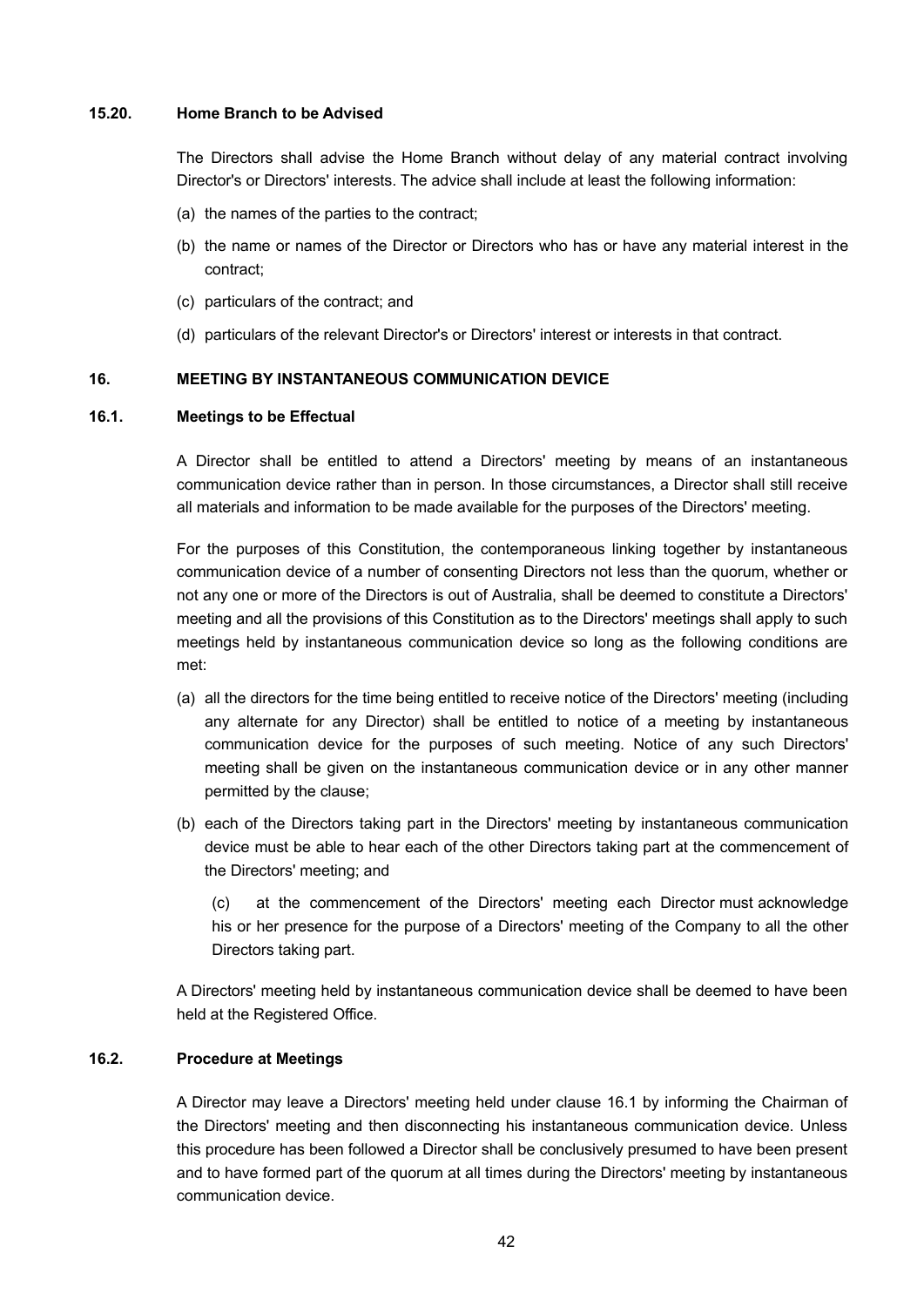### 15.20. Home Branch to be Advised

The Directors shall advise the Home Branch without delay of any material contract involving Director's or Directors' interests. The advice shall include at least the following information:

(a) the names of the parties to the contract;

(b) the name or names of the Director or Directors who has or have any material interest in the contract;

(c) particulars of the contract; and

(d) particulars of the relevant Director's or Directors' interest or interests in that contract.

## 16. MEETING BY INSTANTANEOUS COMMUNICATION DEVICE

### 16.1. Meetings to be Effectual

A Director shall be entitled to attend a Directors' meeting by means of an instantaneous communication device rather than in person. In those circumstances, a Director shall still receive all materials and information to be made available for the purposes of the Directors' meeting.

For the purposes of this Constitution, the contemporaneous linking together by instantaneous communication device of a number of consenting Directors not less than the quorum, whether or not any one or more of the Directors is out of Australia, shall be deemed to constitute a Directors' meeting and all the provisions of this Constitution as to the Directors' meetings shall apply to such meetings held by instantaneous communication device so long as the following conditions are met:

(a) all the directors for the time being entitled to receive notice of the Directors' meeting (including any alternate for any Director) shall be entitled to notice of a meeting by instantaneous communication device for the purposes of such meeting. Notice of any such Directors' meeting shall be given on the instantaneous communication device or in any other manner permitted by the clause;

(b) each of the Directors taking part in the Directors' meeting by instantaneous communication device must be able to hear each of the other Directors taking part at the commencement of the Directors' meeting; and

(c) at the commencement of the Directors' meeting each Director must acknowledge his or her presence for the purpose of a Directors' meeting of the Company to all the other Directors taking part.

A Directors' meeting held by instantaneous communication device shall be deemed to have been held at the Registered Office.

### 16.2. Procedure at Meetings

A Director may leave a Directors' meeting held under clause 16.1 by informing the Chairman of the Directors' meeting and then disconnecting his instantaneous communication device. Unless this procedure has been followed a Director shall be conclusively presumed to have been present and to have formed part of the quorum at all times during the Directors' meeting by instantaneous communication device.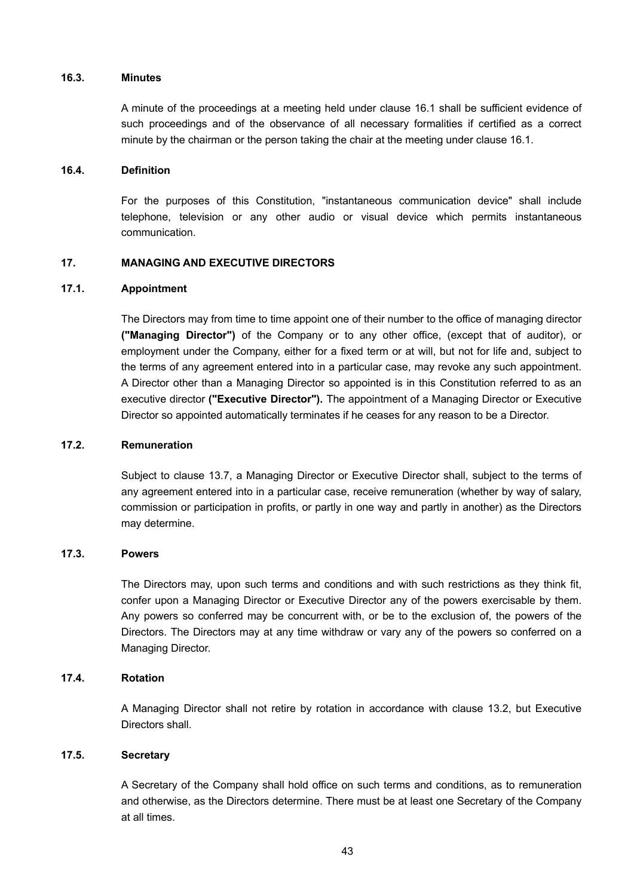### 16.3. Minutes

A minute of the proceedings at a meeting held under clause 16.1 shall be sufficient evidence of such proceedings and of the observance of all necessary formalities if certified as a correct minute by the chairman or the person taking the chair at the meeting under clause 16.1.

### 16.4. Definition

For the purposes of this Constitution, "instantaneous communication device" shall include telephone, television or any other audio or visual device which permits instantaneous communication.

## 17. MANAGING AND EXECUTIVE DIRECTORS

### 17.1. Appointment

The Directors may from time to time appoint one of their number to the office of managing director **("Managing Director")** of the Company or to any other office, (except that of auditor), or employment under the Company, either for a fixed term or at will, but not for life and, subject to the terms of any agreement entered into in a particular case, may revoke any such appointment. A Director other than a Managing Director so appointed is in this Constitution referred to as an executive director **("Executive Director").** The appointment of a Managing Director or Executive Director so appointed automatically terminates if he ceases for any reason to be a Director.

### 17.2. Remuneration

Subject to clause 13.7, a Managing Director or Executive Director shall, subject to the terms of any agreement entered into in a particular case, receive remuneration (whether by way of salary, commission or participation in profits, or partly in one way and partly in another) as the Directors may determine.

### 17.3. Powers

The Directors may, upon such terms and conditions and with such restrictions as they think fit, confer upon a Managing Director or Executive Director any of the powers exercisable by them. Any powers so conferred may be concurrent with, or be to the exclusion of, the powers of the Directors. The Directors may at any time withdraw or vary any of the powers so conferred on a Managing Director.

### 17.4. Rotation

A Managing Director shall not retire by rotation in accordance with clause 13.2, but Executive Directors shall.

### 17.5. Secretary

A Secretary of the Company shall hold office on such terms and conditions, as to remuneration and otherwise, as the Directors determine. There must be at least one Secretary of the Company at all times.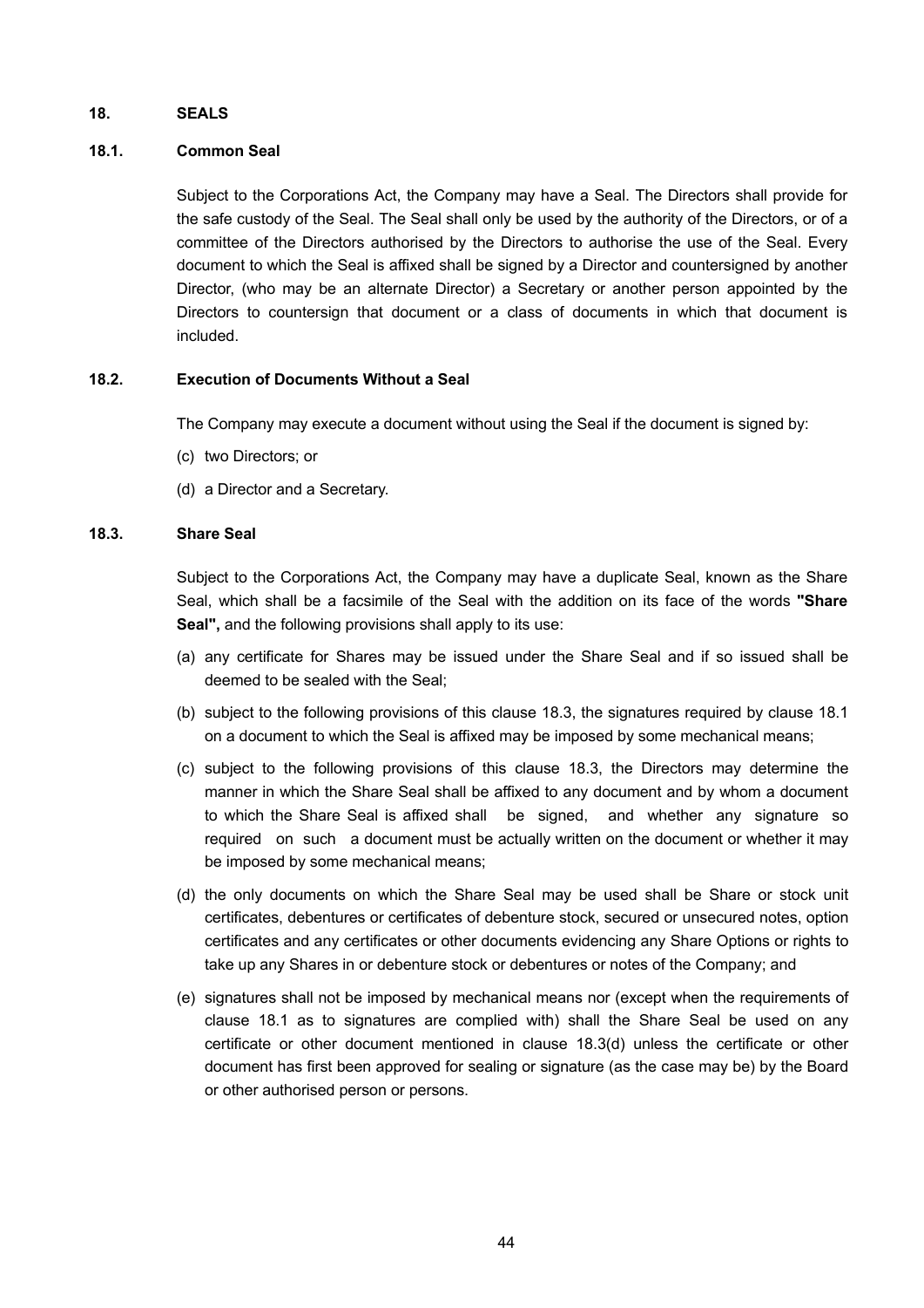## 18. SEALS

### 18.1. Common Seal

Subject to the Corporations Act, the Company may have a Seal. The Directors shall provide for the safe custody of the Seal. The Seal shall only be used by the authority of the Directors, or of a committee of the Directors authorised by the Directors to authorise the use of the Seal. Every document to which the Seal is affixed shall be signed by a Director and countersigned by another Director, (who may be an alternate Director) a Secretary or another person appointed by the Directors to countersign that document or a class of documents in which that document is included.

### 18.2. Execution of Documents Without a Seal

The Company may execute a document without using the Seal if the document is signed by:

(c) two Directors; or

(d) a Director and a Secretary.

### 18.3. Share Seal

Subject to the Corporations Act, the Company may have a duplicate Seal, known as the Share Seal, which shall be a facsimile of the Seal with the addition on its face of the words **"Share Seal",** and the following provisions shall apply to its use:

(a) any certificate for Shares may be issued under the Share Seal and if so issued shall be deemed to be sealed with the Seal;

(b) subject to the following provisions of this clause 18.3, the signatures required by clause 18.1 on a document to which the Seal is affixed may be imposed by some mechanical means;

(c) subject to the following provisions of this clause 18.3, the Directors may determine the manner in which the Share Seal shall be affixed to any document and by whom a document to which the Share Seal is affixed shall be signed, and whether any signature so required on such a document must be actually written on the document or whether it may be imposed by some mechanical means;

(d) the only documents on which the Share Seal may be used shall be Share or stock unit certificates, debentures or certificates of debenture stock, secured or unsecured notes, option certificates and any certificates or other documents evidencing any Share Options or rights to take up any Shares in or debenture stock or debentures or notes of the Company; and

(e) signatures shall not be imposed by mechanical means nor (except when the requirements of clause 18.1 as to signatures are complied with) shall the Share Seal be used on any certificate or other document mentioned in clause 18.3(d) unless the certificate or other document has first been approved for sealing or signature (as the case may be) by the Board or other authorised person or persons.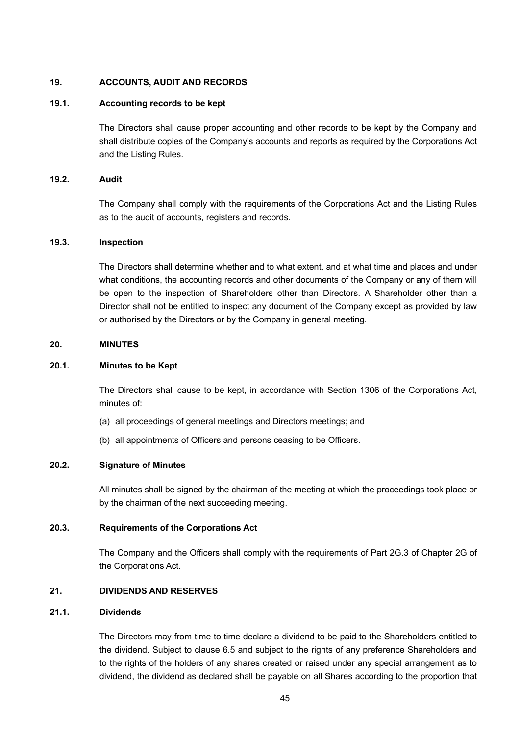## 19. ACCOUNTS, AUDIT AND RECORDS

### 19.1. Accounting records to be kept

The Directors shall cause proper accounting and other records to be kept by the Company and shall distribute copies of the Company's accounts and reports as required by the Corporations Act and the Listing Rules.

### 19.2. Audit

The Company shall comply with the requirements of the Corporations Act and the Listing Rules as to the audit of accounts, registers and records.

### 19.3. Inspection

The Directors shall determine whether and to what extent, and at what time and places and under what conditions, the accounting records and other documents of the Company or any of them will be open to the inspection of Shareholders other than Directors. A Shareholder other than a Director shall not be entitled to inspect any document of the Company except as provided by law or authorised by the Directors or by the Company in general meeting.

## 20. MINUTES

### 20.1. Minutes to be Kept

The Directors shall cause to be kept, in accordance with Section 1306 of the Corporations Act, minutes of:

(a) all proceedings of general meetings and Directors meetings; and

(b) all appointments of Officers and persons ceasing to be Officers.

### 20.2. Signature of Minutes

All minutes shall be signed by the chairman of the meeting at which the proceedings took place or by the chairman of the next succeeding meeting.

### 20.3. Requirements of the Corporations Act

The Company and the Officers shall comply with the requirements of Part 2G.3 of Chapter 2G of the Corporations Act.

## 21. DIVIDENDS AND RESERVES

### 21.1. Dividends

The Directors may from time to time declare a dividend to be paid to the Shareholders entitled to the dividend. Subject to clause 6.5 and subject to the rights of any preference Shareholders and to the rights of the holders of any shares created or raised under any special arrangement as to dividend, the dividend as declared shall be payable on all Shares according to the proportion that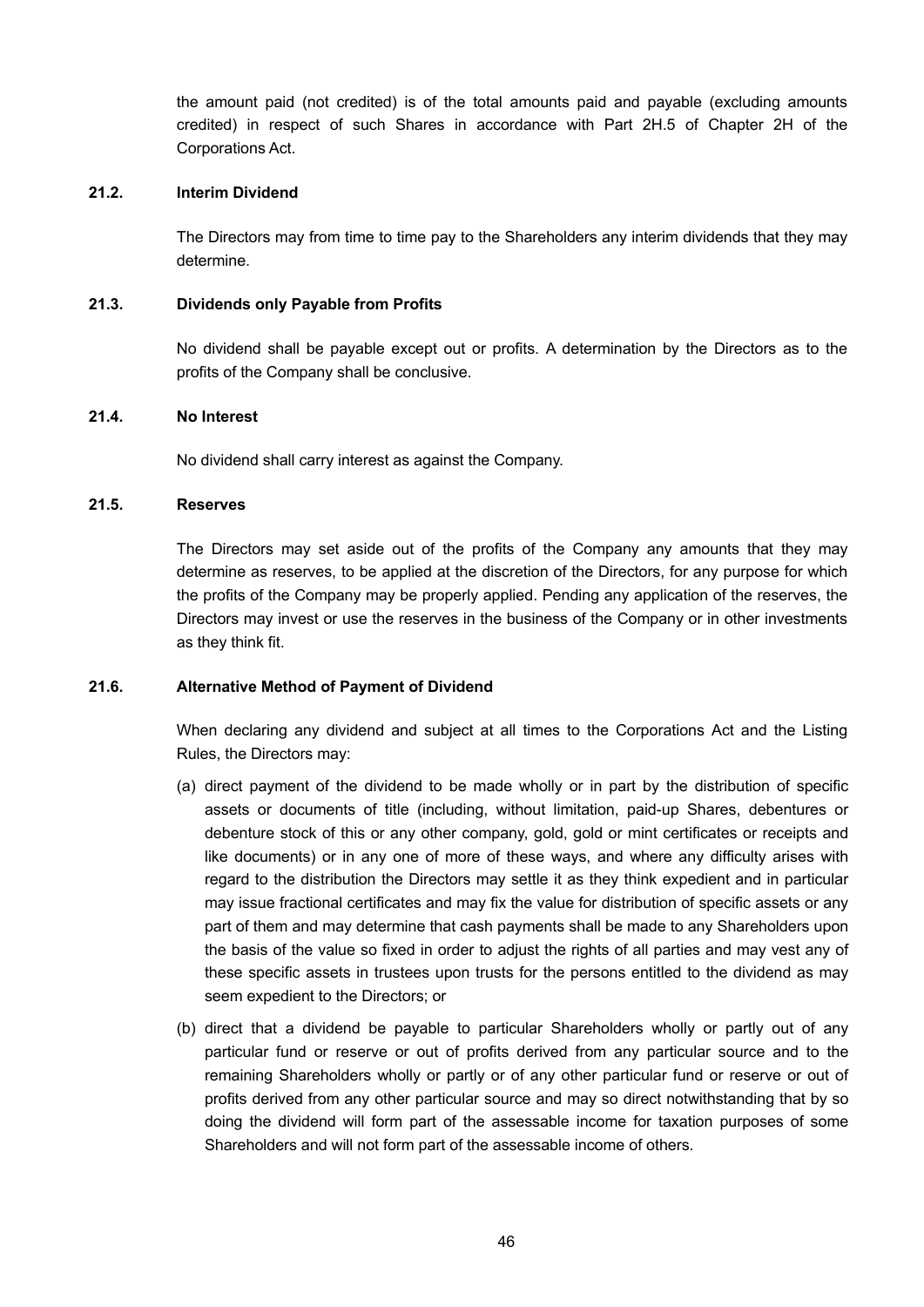the amount paid (not credited) is of the total amounts paid and payable (excluding amounts credited) in respect of such Shares in accordance with Part 2H.5 of Chapter 2H of the Corporations Act.

### 21.2. Interim Dividend

The Directors may from time to time pay to the Shareholders any interim dividends that they may determine.

### 21.3. Dividends only Payable from Profits

No dividend shall be payable except out or profits. A determination by the Directors as to the profits of the Company shall be conclusive.

### 21.4. No Interest

No dividend shall carry interest as against the Company.

### 21.5. Reserves

The Directors may set aside out of the profits of the Company any amounts that they may determine as reserves, to be applied at the discretion of the Directors, for any purpose for which the profits of the Company may be properly applied. Pending any application of the reserves, the Directors may invest or use the reserves in the business of the Company or in other investments as they think fit.

### 21.6. Alternative Method of Payment of Dividend

When declaring any dividend and subject at all times to the Corporations Act and the Listing Rules, the Directors may:

(a) direct payment of the dividend to be made wholly or in part by the distribution of specific assets or documents of title (including, without limitation, paid-up Shares, debentures or debenture stock of this or any other company, gold, gold or mint certificates or receipts and like documents) or in any one of more of these ways, and where any difficulty arises with regard to the distribution the Directors may settle it as they think expedient and in particular may issue fractional certificates and may fix the value for distribution of specific assets or any part of them and may determine that cash payments shall be made to any Shareholders upon the basis of the value so fixed in order to adjust the rights of all parties and may vest any of these specific assets in trustees upon trusts for the persons entitled to the dividend as may seem expedient to the Directors; or

(b) direct that a dividend be payable to particular Shareholders wholly or partly out of any particular fund or reserve or out of profits derived from any particular source and to the remaining Shareholders wholly or partly or of any other particular fund or reserve or out of profits derived from any other particular source and may so direct notwithstanding that by so doing the dividend will form part of the assessable income for taxation purposes of some Shareholders and will not form part of the assessable income of others.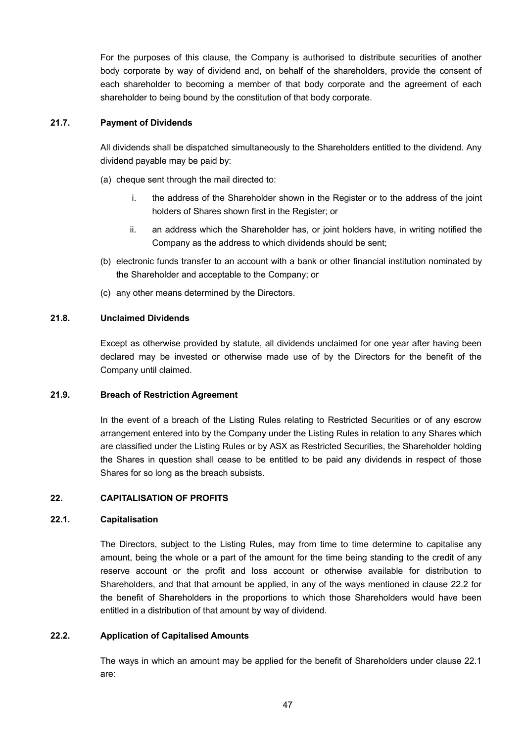For the purposes of this clause, the Company is authorised to distribute securities of another body corporate by way of dividend and, on behalf of the shareholders, provide the consent of each shareholder to becoming a member of that body corporate and the agreement of each shareholder to being bound by the constitution of that body corporate.

### 21.7. Payment of Dividends

All dividends shall be dispatched simultaneously to the Shareholders entitled to the dividend. Any dividend payable may be paid by:

(a) cheque sent through the mail directed to:

   i. the address of the Shareholder shown in the Register or to the address of the joint holders of Shares shown first in the Register; or

   ii. an address which the Shareholder has, or joint holders have, in writing notified the Company as the address to which dividends should be sent;

(b) electronic funds transfer to an account with a bank or other financial institution nominated by the Shareholder and acceptable to the Company; or

(c) any other means determined by the Directors.

### 21.8. Unclaimed Dividends

Except as otherwise provided by statute, all dividends unclaimed for one year after having been declared may be invested or otherwise made use of by the Directors for the benefit of the Company until claimed.

### 21.9. Breach of Restriction Agreement

In the event of a breach of the Listing Rules relating to Restricted Securities or of any escrow arrangement entered into by the Company under the Listing Rules in relation to any Shares which are classified under the Listing Rules or by ASX as Restricted Securities, the Shareholder holding the Shares in question shall cease to be entitled to be paid any dividends in respect of those Shares for so long as the breach subsists.

## 22. CAPITALISATION OF PROFITS

### 22.1. Capitalisation

The Directors, subject to the Listing Rules, may from time to time determine to capitalise any amount, being the whole or a part of the amount for the time being standing to the credit of any reserve account or the profit and loss account or otherwise available for distribution to Shareholders, and that that amount be applied, in any of the ways mentioned in clause 22.2 for the benefit of Shareholders in the proportions to which those Shareholders would have been entitled in a distribution of that amount by way of dividend.

### 22.2. Application of Capitalised Amounts

The ways in which an amount may be applied for the benefit of Shareholders under clause 22.1 are: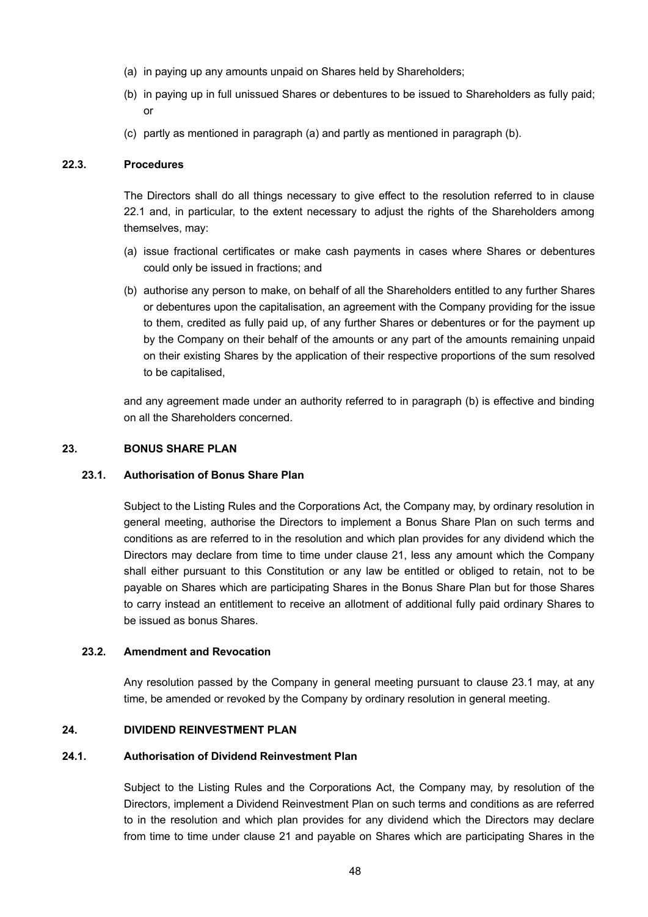(a) in paying up any amounts unpaid on Shares held by Shareholders;

(b) in paying up in full unissued Shares or debentures to be issued to Shareholders as fully paid; or

(c) partly as mentioned in paragraph (a) and partly as mentioned in paragraph (b).

### 22.3. Procedures

The Directors shall do all things necessary to give effect to the resolution referred to in clause 22.1 and, in particular, to the extent necessary to adjust the rights of the Shareholders among themselves, may:

(a) issue fractional certificates or make cash payments in cases where Shares or debentures could only be issued in fractions; and

(b) authorise any person to make, on behalf of all the Shareholders entitled to any further Shares or debentures upon the capitalisation, an agreement with the Company providing for the issue to them, credited as fully paid up, of any further Shares or debentures or for the payment up by the Company on their behalf of the amounts or any part of the amounts remaining unpaid on their existing Shares by the application of their respective proportions of the sum resolved to be capitalised,

and any agreement made under an authority referred to in paragraph (b) is effective and binding on all the Shareholders concerned.

## 23. BONUS SHARE PLAN

### 23.1. Authorisation of Bonus Share Plan

Subject to the Listing Rules and the Corporations Act, the Company may, by ordinary resolution in general meeting, authorise the Directors to implement a Bonus Share Plan on such terms and conditions as are referred to in the resolution and which plan provides for any dividend which the Directors may declare from time to time under clause 21, less any amount which the Company shall either pursuant to this Constitution or any law be entitled or obliged to retain, not to be payable on Shares which are participating Shares in the Bonus Share Plan but for those Shares to carry instead an entitlement to receive an allotment of additional fully paid ordinary Shares to be issued as bonus Shares.

### 23.2. Amendment and Revocation

Any resolution passed by the Company in general meeting pursuant to clause 23.1 may, at any time, be amended or revoked by the Company by ordinary resolution in general meeting.

## 24. DIVIDEND REINVESTMENT PLAN

### 24.1. Authorisation of Dividend Reinvestment Plan

Subject to the Listing Rules and the Corporations Act, the Company may, by resolution of the Directors, implement a Dividend Reinvestment Plan on such terms and conditions as are referred to in the resolution and which plan provides for any dividend which the Directors may declare from time to time under clause 21 and payable on Shares which are participating Shares in the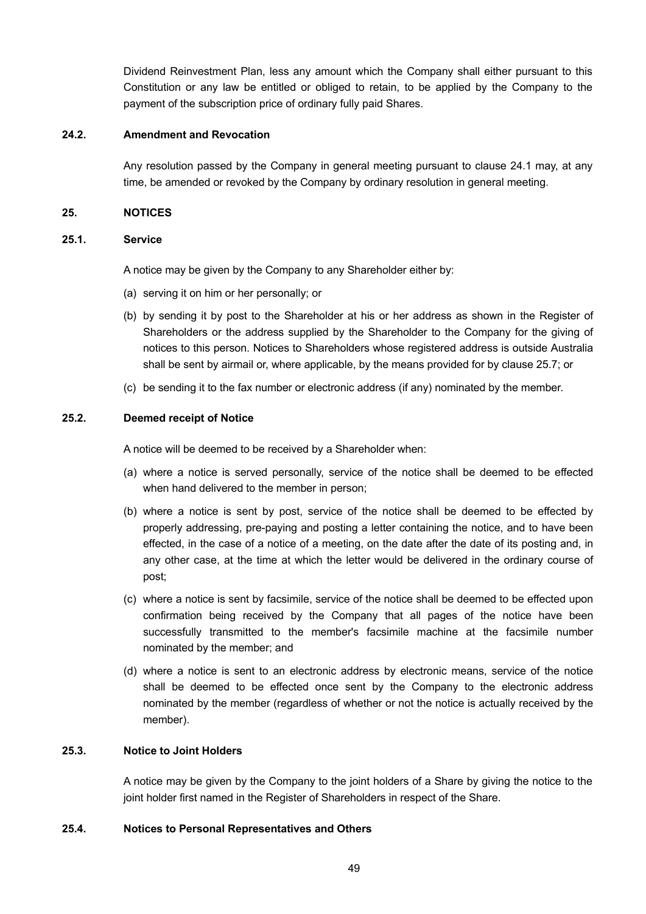Dividend Reinvestment Plan, less any amount which the Company shall either pursuant to this Constitution or any law be entitled or obliged to retain, to be applied by the Company to the payment of the subscription price of ordinary fully paid Shares.

### 24.2. Amendment and Revocation

Any resolution passed by the Company in general meeting pursuant to clause 24.1 may, at any time, be amended or revoked by the Company by ordinary resolution in general meeting.

## 25. NOTICES

### 25.1. Service

A notice may be given by the Company to any Shareholder either by:

(a) serving it on him or her personally; or

(b) by sending it by post to the Shareholder at his or her address as shown in the Register of Shareholders or the address supplied by the Shareholder to the Company for the giving of notices to this person. Notices to Shareholders whose registered address is outside Australia shall be sent by airmail or, where applicable, by the means provided for by clause 25.7; or

(c) be sending it to the fax number or electronic address (if any) nominated by the member.

### 25.2. Deemed receipt of Notice

A notice will be deemed to be received by a Shareholder when:

(a) where a notice is served personally, service of the notice shall be deemed to be effected when hand delivered to the member in person;

(b) where a notice is sent by post, service of the notice shall be deemed to be effected by properly addressing, pre-paying and posting a letter containing the notice, and to have been effected, in the case of a notice of a meeting, on the date after the date of its posting and, in any other case, at the time at which the letter would be delivered in the ordinary course of post;

(c) where a notice is sent by facsimile, service of the notice shall be deemed to be effected upon confirmation being received by the Company that all pages of the notice have been successfully transmitted to the member's facsimile machine at the facsimile number nominated by the member; and

(d) where a notice is sent to an electronic address by electronic means, service of the notice shall be deemed to be effected once sent by the Company to the electronic address nominated by the member (regardless of whether or not the notice is actually received by the member).

### 25.3. Notice to Joint Holders

A notice may be given by the Company to the joint holders of a Share by giving the notice to the joint holder first named in the Register of Shareholders in respect of the Share.

### 25.4. Notices to Personal Representatives and Others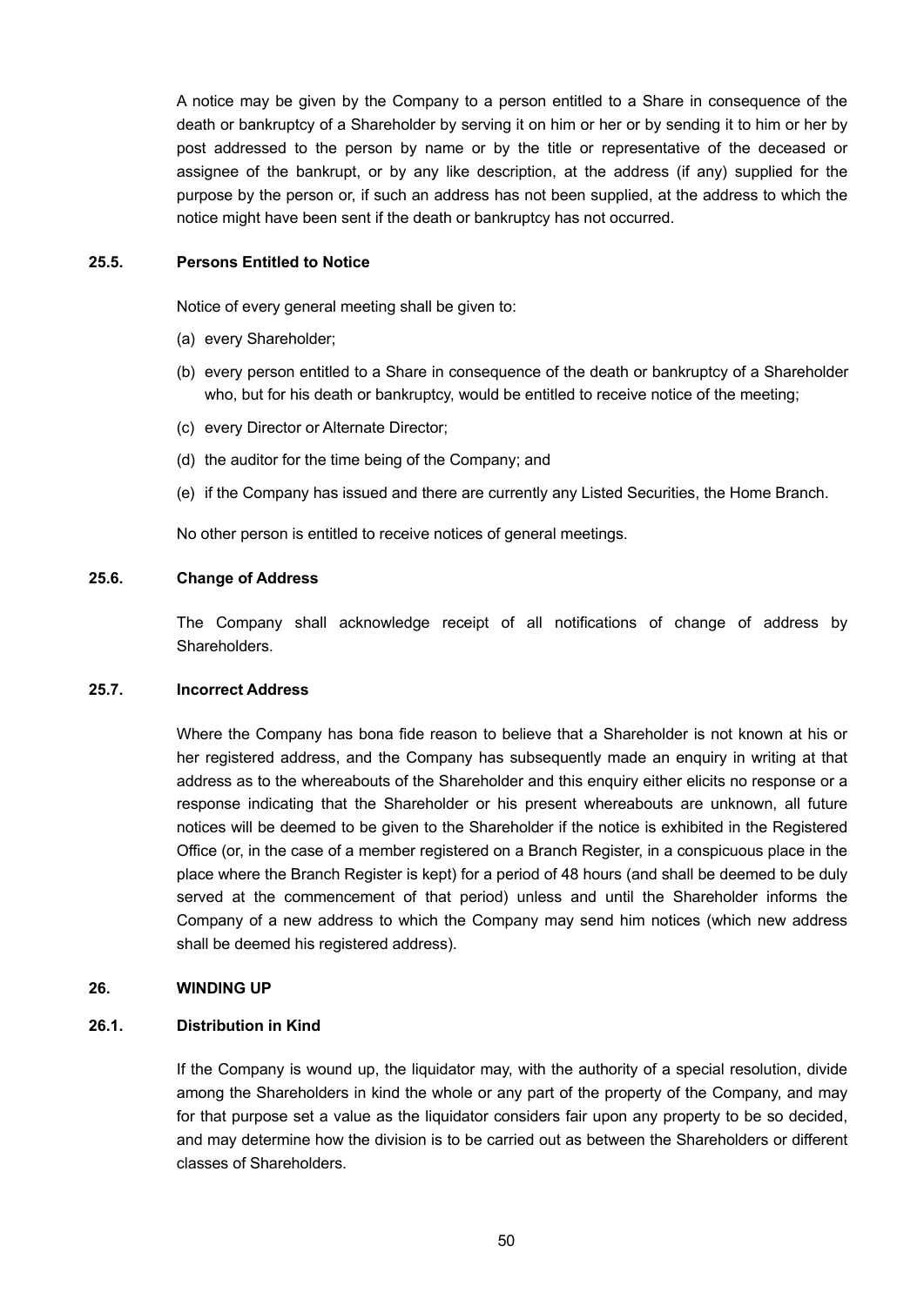A notice may be given by the Company to a person entitled to a Share in consequence of the death or bankruptcy of a Shareholder by serving it on him or her or by sending it to him or her by post addressed to the person by name or by the title or representative of the deceased or assignee of the bankrupt, or by any like description, at the address (if any) supplied for the purpose by the person or, if such an address has not been supplied, at the address to which the notice might have been sent if the death or bankruptcy has not occurred.

### 25.5. Persons Entitled to Notice

Notice of every general meeting shall be given to:

(a) every Shareholder;

(b) every person entitled to a Share in consequence of the death or bankruptcy of a Shareholder who, but for his death or bankruptcy, would be entitled to receive notice of the meeting;

(c) every Director or Alternate Director;

(d) the auditor for the time being of the Company; and

(e) if the Company has issued and there are currently any Listed Securities, the Home Branch.

No other person is entitled to receive notices of general meetings.

### 25.6. Change of Address

The Company shall acknowledge receipt of all notifications of change of address by Shareholders.

### 25.7. Incorrect Address

Where the Company has bona fide reason to believe that a Shareholder is not known at his or her registered address, and the Company has subsequently made an enquiry in writing at that address as to the whereabouts of the Shareholder and this enquiry either elicits no response or a response indicating that the Shareholder or his present whereabouts are unknown, all future notices will be deemed to be given to the Shareholder if the notice is exhibited in the Registered Office (or, in the case of a member registered on a Branch Register, in a conspicuous place in the place where the Branch Register is kept) for a period of 48 hours (and shall be deemed to be duly served at the commencement of that period) unless and until the Shareholder informs the Company of a new address to which the Company may send him notices (which new address shall be deemed his registered address).

## 26. WINDING UP

### 26.1. Distribution in Kind

If the Company is wound up, the liquidator may, with the authority of a special resolution, divide among the Shareholders in kind the whole or any part of the property of the Company, and may for that purpose set a value as the liquidator considers fair upon any property to be so decided, and may determine how the division is to be carried out as between the Shareholders or different classes of Shareholders.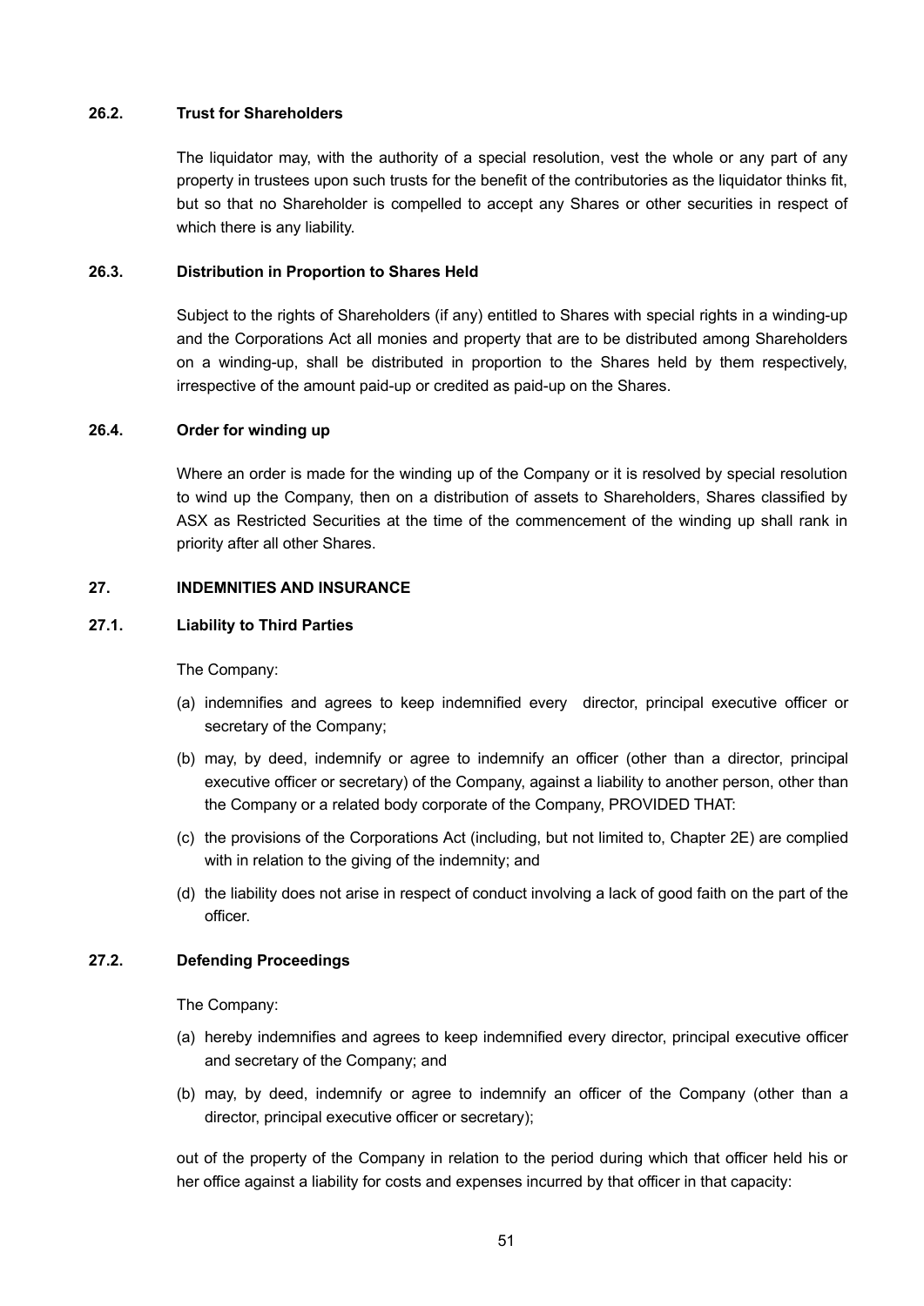### 26.2. Trust for Shareholders

The liquidator may, with the authority of a special resolution, vest the whole or any part of any property in trustees upon such trusts for the benefit of the contributories as the liquidator thinks fit, but so that no Shareholder is compelled to accept any Shares or other securities in respect of which there is any liability.

### 26.3. Distribution in Proportion to Shares Held

Subject to the rights of Shareholders (if any) entitled to Shares with special rights in a winding-up and the Corporations Act all monies and property that are to be distributed among Shareholders on a winding-up, shall be distributed in proportion to the Shares held by them respectively, irrespective of the amount paid-up or credited as paid-up on the Shares.

### 26.4. Order for winding up

Where an order is made for the winding up of the Company or it is resolved by special resolution to wind up the Company, then on a distribution of assets to Shareholders, Shares classified by ASX as Restricted Securities at the time of the commencement of the winding up shall rank in priority after all other Shares.

## 27. INDEMNITIES AND INSURANCE

### 27.1. Liability to Third Parties

The Company:

(a) indemnifies and agrees to keep indemnified every director, principal executive officer or secretary of the Company;

(b) may, by deed, indemnify or agree to indemnify an officer (other than a director, principal executive officer or secretary) of the Company, against a liability to another person, other than the Company or a related body corporate of the Company, PROVIDED THAT:

(c) the provisions of the Corporations Act (including, but not limited to, Chapter 2E) are complied with in relation to the giving of the indemnity; and

(d) the liability does not arise in respect of conduct involving a lack of good faith on the part of the officer.

### 27.2. Defending Proceedings

The Company:

(a) hereby indemnifies and agrees to keep indemnified every director, principal executive officer and secretary of the Company; and

(b) may, by deed, indemnify or agree to indemnify an officer of the Company (other than a director, principal executive officer or secretary);

out of the property of the Company in relation to the period during which that officer held his or her office against a liability for costs and expenses incurred by that officer in that capacity: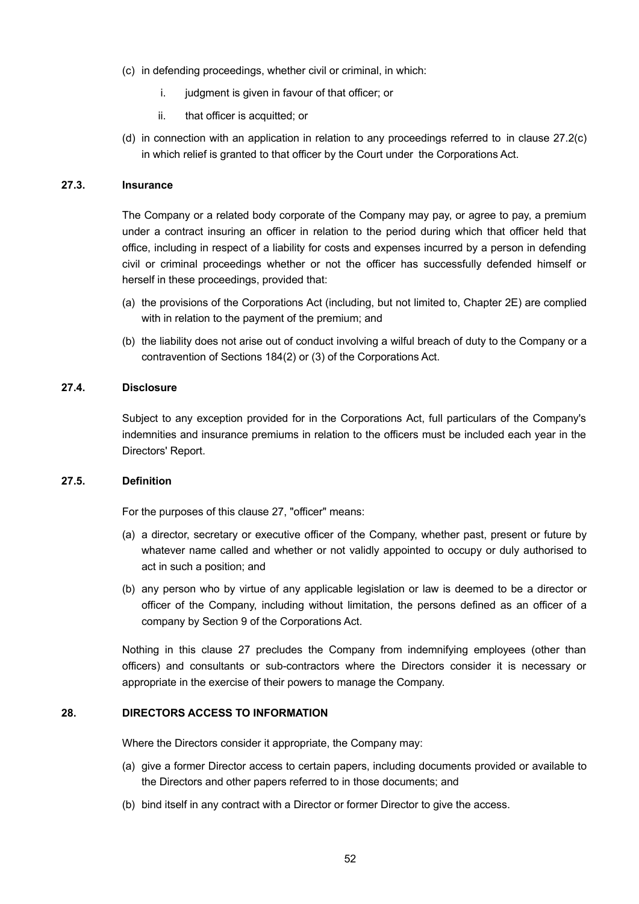(c) in defending proceedings, whether civil or criminal, in which:

   i. judgment is given in favour of that officer; or

   ii. that officer is acquitted; or

(d) in connection with an application in relation to any proceedings referred to in clause 27.2(c) in which relief is granted to that officer by the Court under the Corporations Act.

**27.3. Insurance**

The Company or a related body corporate of the Company may pay, or agree to pay, a premium under a contract insuring an officer in relation to the period during which that officer held that office, including in respect of a liability for costs and expenses incurred by a person in defending civil or criminal proceedings whether or not the officer has successfully defended himself or herself in these proceedings, provided that:

(a) the provisions of the Corporations Act (including, but not limited to, Chapter 2E) are complied with in relation to the payment of the premium; and

(b) the liability does not arise out of conduct involving a wilful breach of duty to the Company or a contravention of Sections 184(2) or (3) of the Corporations Act.

**27.4. Disclosure**

Subject to any exception provided for in the Corporations Act, full particulars of the Company's indemnities and insurance premiums in relation to the officers must be included each year in the Directors' Report.

**27.5. Definition**

For the purposes of this clause 27, "officer" means:

(a) a director, secretary or executive officer of the Company, whether past, present or future by whatever name called and whether or not validly appointed to occupy or duly authorised to act in such a position; and

(b) any person who by virtue of any applicable legislation or law is deemed to be a director or officer of the Company, including without limitation, the persons defined as an officer of a company by Section 9 of the Corporations Act.

Nothing in this clause 27 precludes the Company from indemnifying employees (other than officers) and consultants or sub-contractors where the Directors consider it is necessary or appropriate in the exercise of their powers to manage the Company.

**28. DIRECTORS ACCESS TO INFORMATION**

Where the Directors consider it appropriate, the Company may:

(a) give a former Director access to certain papers, including documents provided or available to the Directors and other papers referred to in those documents; and

(b) bind itself in any contract with a Director or former Director to give the access.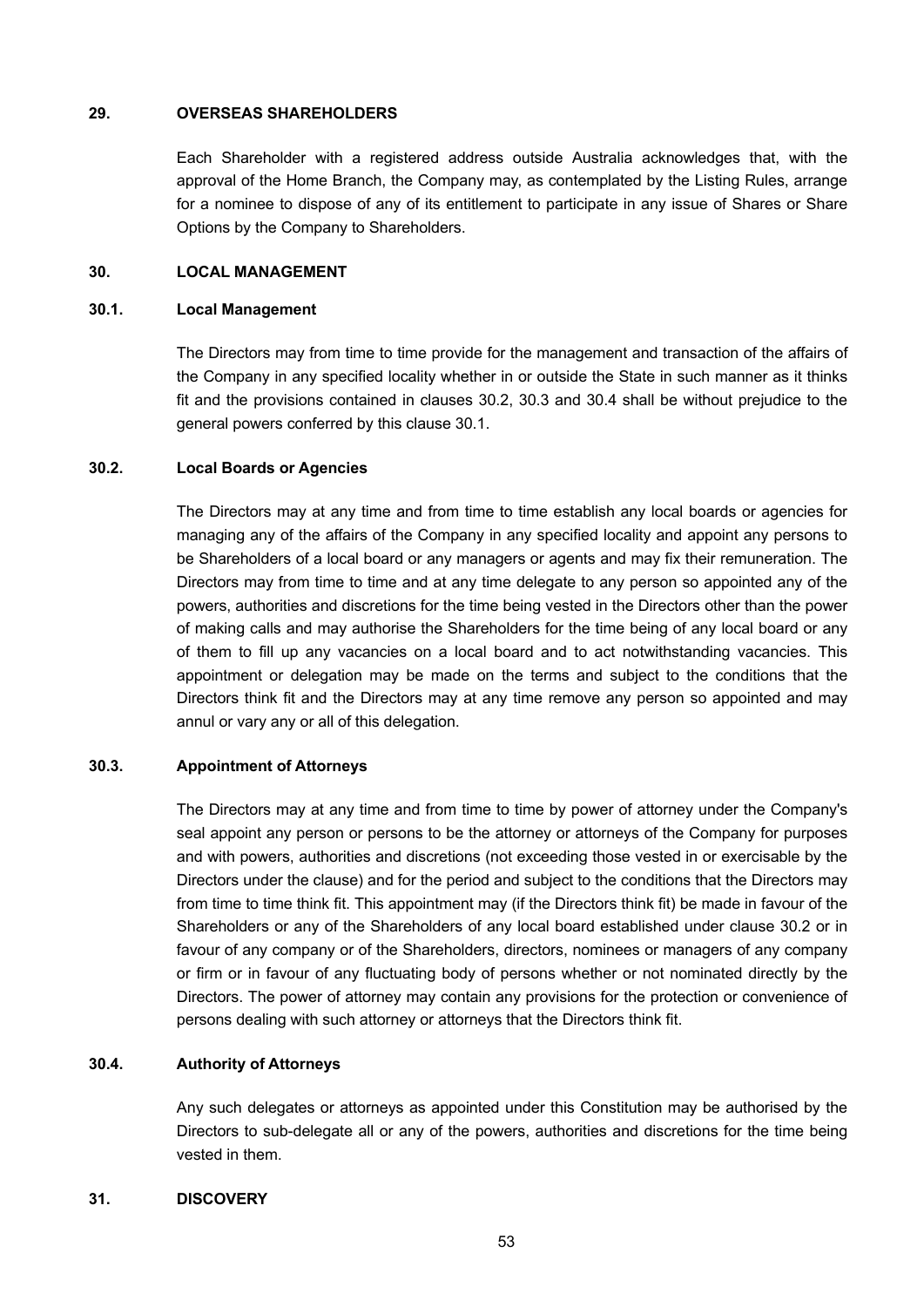## 29. OVERSEAS SHAREHOLDERS

Each Shareholder with a registered address outside Australia acknowledges that, with the approval of the Home Branch, the Company may, as contemplated by the Listing Rules, arrange for a nominee to dispose of any of its entitlement to participate in any issue of Shares or Share Options by the Company to Shareholders.

## 30. LOCAL MANAGEMENT

### 30.1. Local Management

The Directors may from time to time provide for the management and transaction of the affairs of the Company in any specified locality whether in or outside the State in such manner as it thinks fit and the provisions contained in clauses 30.2, 30.3 and 30.4 shall be without prejudice to the general powers conferred by this clause 30.1.

### 30.2. Local Boards or Agencies

The Directors may at any time and from time to time establish any local boards or agencies for managing any of the affairs of the Company in any specified locality and appoint any persons to be Shareholders of a local board or any managers or agents and may fix their remuneration. The Directors may from time to time and at any time delegate to any person so appointed any of the powers, authorities and discretions for the time being vested in the Directors other than the power of making calls and may authorise the Shareholders for the time being of any local board or any of them to fill up any vacancies on a local board and to act notwithstanding vacancies. This appointment or delegation may be made on the terms and subject to the conditions that the Directors think fit and the Directors may at any time remove any person so appointed and may annul or vary any or all of this delegation.

### 30.3. Appointment of Attorneys

The Directors may at any time and from time to time by power of attorney under the Company's seal appoint any person or persons to be the attorney or attorneys of the Company for purposes and with powers, authorities and discretions (not exceeding those vested in or exercisable by the Directors under the clause) and for the period and subject to the conditions that the Directors may from time to time think fit. This appointment may (if the Directors think fit) be made in favour of the Shareholders or any of the Shareholders of any local board established under clause 30.2 or in favour of any company or of the Shareholders, directors, nominees or managers of any company or firm or in favour of any fluctuating body of persons whether or not nominated directly by the Directors. The power of attorney may contain any provisions for the protection or convenience of persons dealing with such attorney or attorneys that the Directors think fit.

### 30.4. Authority of Attorneys

Any such delegates or attorneys as appointed under this Constitution may be authorised by the Directors to sub-delegate all or any of the powers, authorities and discretions for the time being vested in them.

## 31. DISCOVERY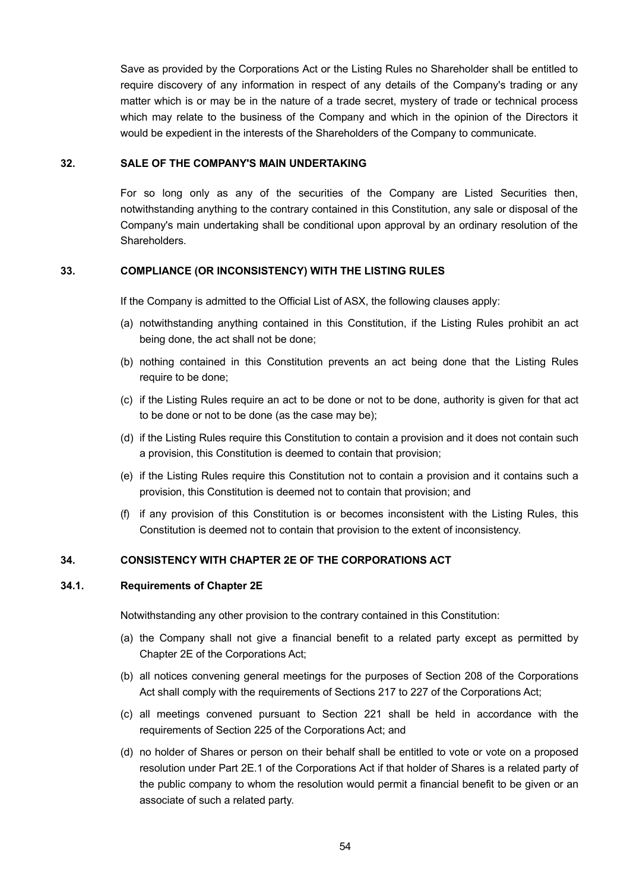Save as provided by the Corporations Act or the Listing Rules no Shareholder shall be entitled to require discovery of any information in respect of any details of the Company's trading or any matter which is or may be in the nature of a trade secret, mystery of trade or technical process which may relate to the business of the Company and which in the opinion of the Directors it would be expedient in the interests of the Shareholders of the Company to communicate.

## 32. SALE OF THE COMPANY'S MAIN UNDERTAKING

For so long only as any of the securities of the Company are Listed Securities then, notwithstanding anything to the contrary contained in this Constitution, any sale or disposal of the Company's main undertaking shall be conditional upon approval by an ordinary resolution of the Shareholders.

## 33. COMPLIANCE (OR INCONSISTENCY) WITH THE LISTING RULES

If the Company is admitted to the Official List of ASX, the following clauses apply:

(a) notwithstanding anything contained in this Constitution, if the Listing Rules prohibit an act being done, the act shall not be done;

(b) nothing contained in this Constitution prevents an act being done that the Listing Rules require to be done;

(c) if the Listing Rules require an act to be done or not to be done, authority is given for that act to be done or not to be done (as the case may be);

(d) if the Listing Rules require this Constitution to contain a provision and it does not contain such a provision, this Constitution is deemed to contain that provision;

(e) if the Listing Rules require this Constitution not to contain a provision and it contains such a provision, this Constitution is deemed not to contain that provision; and

(f) if any provision of this Constitution is or becomes inconsistent with the Listing Rules, this Constitution is deemed not to contain that provision to the extent of inconsistency.

## 34. CONSISTENCY WITH CHAPTER 2E OF THE CORPORATIONS ACT

### 34.1. Requirements of Chapter 2E

Notwithstanding any other provision to the contrary contained in this Constitution:

(a) the Company shall not give a financial benefit to a related party except as permitted by Chapter 2E of the Corporations Act;

(b) all notices convening general meetings for the purposes of Section 208 of the Corporations Act shall comply with the requirements of Sections 217 to 227 of the Corporations Act;

(c) all meetings convened pursuant to Section 221 shall be held in accordance with the requirements of Section 225 of the Corporations Act; and

(d) no holder of Shares or person on their behalf shall be entitled to vote or vote on a proposed resolution under Part 2E.1 of the Corporations Act if that holder of Shares is a related party of the public company to whom the resolution would permit a financial benefit to be given or an associate of such a related party.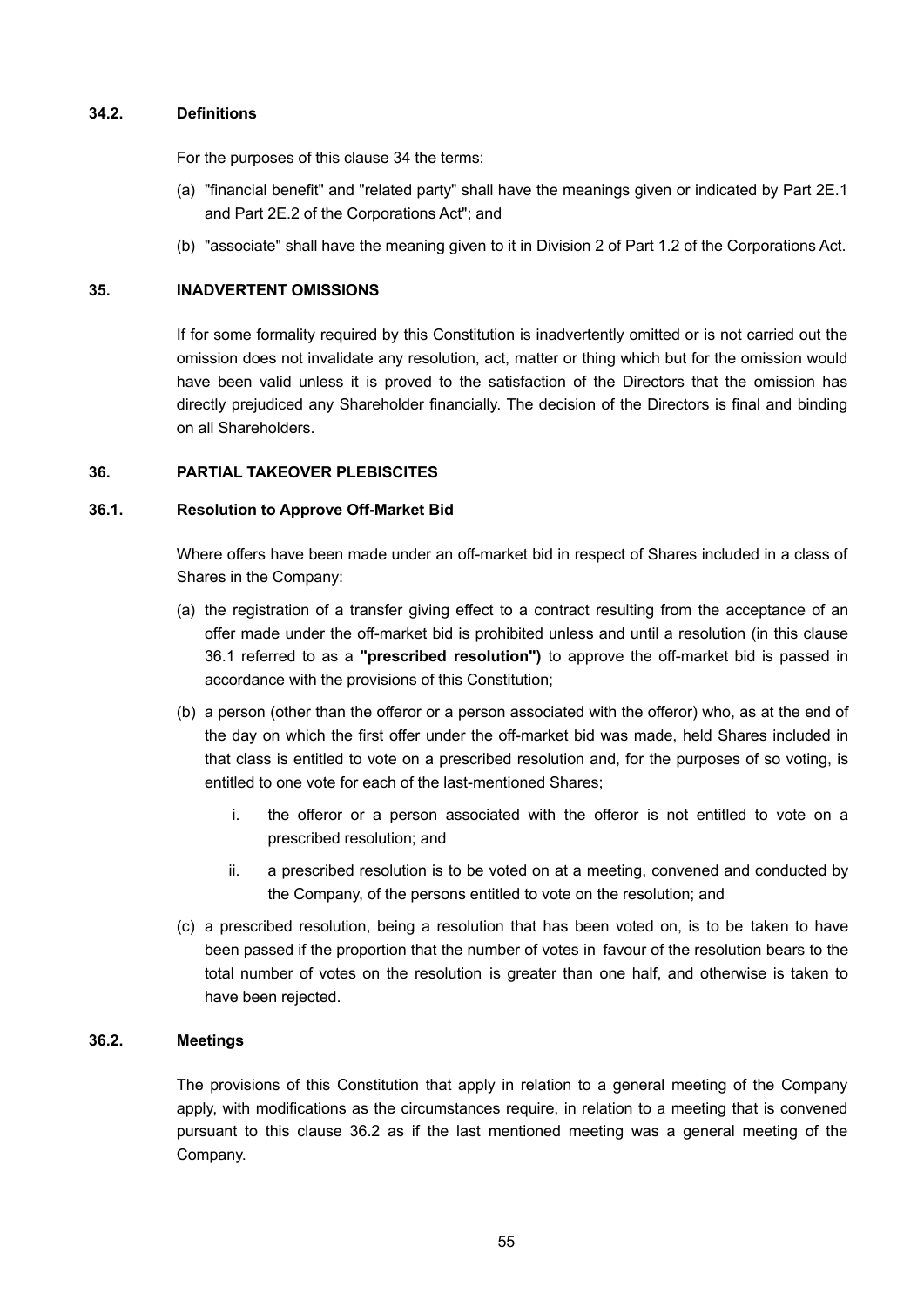### 34.2. Definitions

For the purposes of this clause 34 the terms:

(a) "financial benefit" and "related party" shall have the meanings given or indicated by Part 2E.1 and Part 2E.2 of the Corporations Act"; and

(b) "associate" shall have the meaning given to it in Division 2 of Part 1.2 of the Corporations Act.

## 35. INADVERTENT OMISSIONS

If for some formality required by this Constitution is inadvertently omitted or is not carried out the omission does not invalidate any resolution, act, matter or thing which but for the omission would have been valid unless it is proved to the satisfaction of the Directors that the omission has directly prejudiced any Shareholder financially. The decision of the Directors is final and binding on all Shareholders.

## 36. PARTIAL TAKEOVER PLEBISCITES

### 36.1. Resolution to Approve Off-Market Bid

Where offers have been made under an off-market bid in respect of Shares included in a class of Shares in the Company:

(a) the registration of a transfer giving effect to a contract resulting from the acceptance of an offer made under the off-market bid is prohibited unless and until a resolution (in this clause 36.1 referred to as a **"prescribed resolution")** to approve the off-market bid is passed in accordance with the provisions of this Constitution;

(b) a person (other than the offeror or a person associated with the offeror) who, as at the end of the day on which the first offer under the off-market bid was made, held Shares included in that class is entitled to vote on a prescribed resolution and, for the purposes of so voting, is entitled to one vote for each of the last-mentioned Shares;

   i. the offeror or a person associated with the offeror is not entitled to vote on a prescribed resolution; and

   ii. a prescribed resolution is to be voted on at a meeting, convened and conducted by the Company, of the persons entitled to vote on the resolution; and

(c) a prescribed resolution, being a resolution that has been voted on, is to be taken to have been passed if the proportion that the number of votes in favour of the resolution bears to the total number of votes on the resolution is greater than one half, and otherwise is taken to have been rejected.

### 36.2. Meetings

The provisions of this Constitution that apply in relation to a general meeting of the Company apply, with modifications as the circumstances require, in relation to a meeting that is convened pursuant to this clause 36.2 as if the last mentioned meeting was a general meeting of the Company.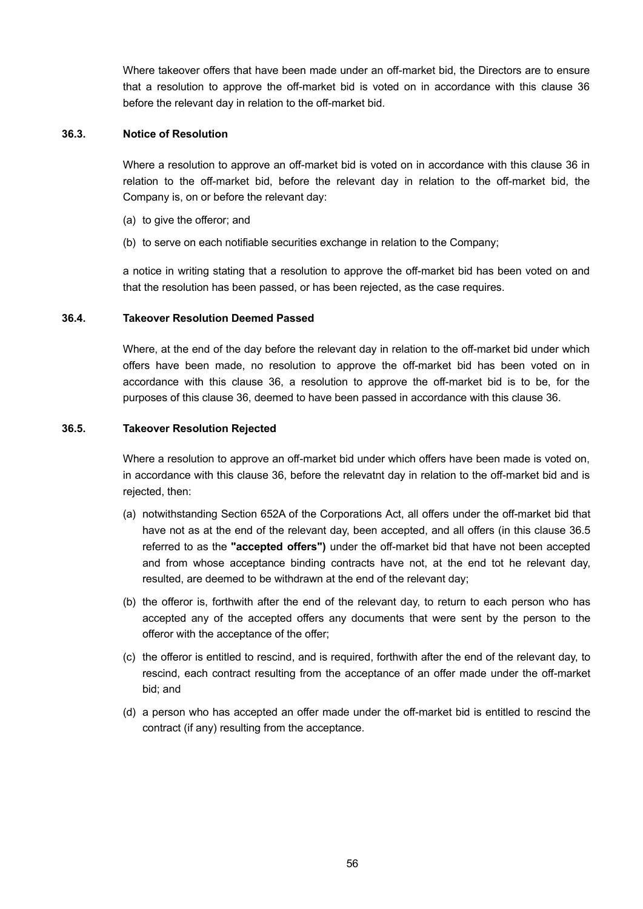Where takeover offers that have been made under an off-market bid, the Directors are to ensure that a resolution to approve the off-market bid is voted on in accordance with this clause 36 before the relevant day in relation to the off-market bid.

### 36.3. Notice of Resolution

Where a resolution to approve an off-market bid is voted on in accordance with this clause 36 in relation to the off-market bid, before the relevant day in relation to the off-market bid, the Company is, on or before the relevant day:

(a) to give the offeror; and

(b) to serve on each notifiable securities exchange in relation to the Company;

a notice in writing stating that a resolution to approve the off-market bid has been voted on and that the resolution has been passed, or has been rejected, as the case requires.

### 36.4. Takeover Resolution Deemed Passed

Where, at the end of the day before the relevant day in relation to the off-market bid under which offers have been made, no resolution to approve the off-market bid has been voted on in accordance with this clause 36, a resolution to approve the off-market bid is to be, for the purposes of this clause 36, deemed to have been passed in accordance with this clause 36.

### 36.5. Takeover Resolution Rejected

Where a resolution to approve an off-market bid under which offers have been made is voted on, in accordance with this clause 36, before the relevatnt day in relation to the off-market bid and is rejected, then:

(a) notwithstanding Section 652A of the Corporations Act, all offers under the off-market bid that have not as at the end of the relevant day, been accepted, and all offers (in this clause 36.5 referred to as the **"accepted offers")** under the off-market bid that have not been accepted and from whose acceptance binding contracts have not, at the end tot he relevant day, resulted, are deemed to be withdrawn at the end of the relevant day;

(b) the offeror is, forthwith after the end of the relevant day, to return to each person who has accepted any of the accepted offers any documents that were sent by the person to the offeror with the acceptance of the offer;

(c) the offeror is entitled to rescind, and is required, forthwith after the end of the relevant day, to rescind, each contract resulting from the acceptance of an offer made under the off-market bid; and

(d) a person who has accepted an offer made under the off-market bid is entitled to rescind the contract (if any) resulting from the acceptance.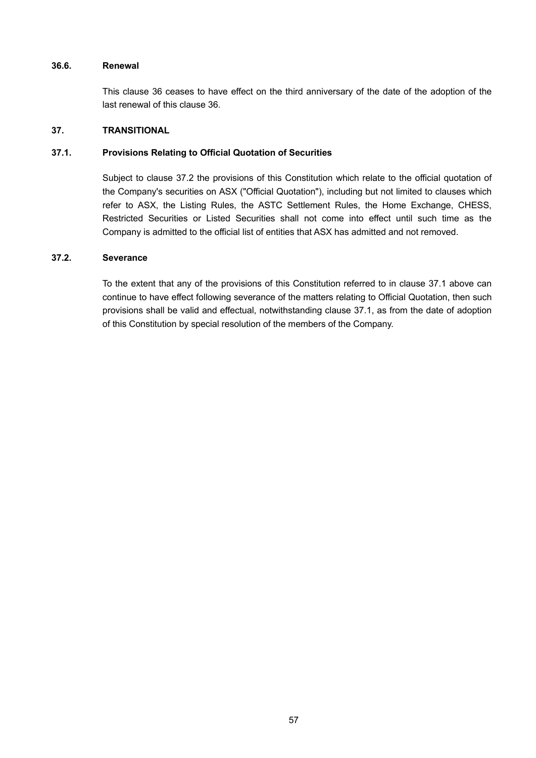### 36.6. Renewal

This clause 36 ceases to have effect on the third anniversary of the date of the adoption of the last renewal of this clause 36.

## 37. TRANSITIONAL

### 37.1. Provisions Relating to Official Quotation of Securities

Subject to clause 37.2 the provisions of this Constitution which relate to the official quotation of the Company's securities on ASX ("Official Quotation"), including but not limited to clauses which refer to ASX, the Listing Rules, the ASTC Settlement Rules, the Home Exchange, CHESS, Restricted Securities or Listed Securities shall not come into effect until such time as the Company is admitted to the official list of entities that ASX has admitted and not removed.

### 37.2. Severance

To the extent that any of the provisions of this Constitution referred to in clause 37.1 above can continue to have effect following severance of the matters relating to Official Quotation, then such provisions shall be valid and effectual, notwithstanding clause 37.1, as from the date of adoption of this Constitution by special resolution of the members of the Company.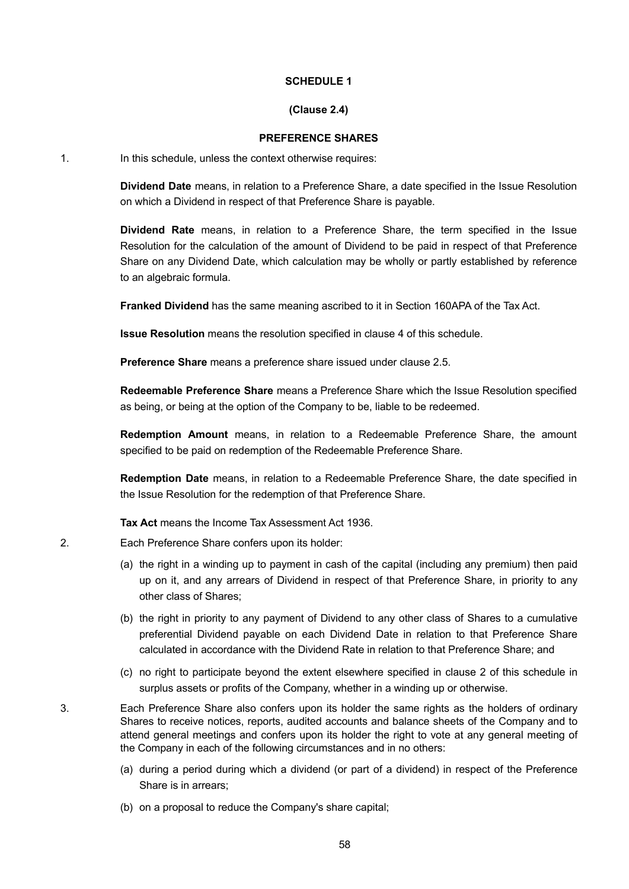**SCHEDULE 1**

**(Clause 2.4)**

**PREFERENCE SHARES**

1. In this schedule, unless the context otherwise requires:

   **Dividend Date** means, in relation to a Preference Share, a date specified in the Issue Resolution on which a Dividend in respect of that Preference Share is payable.

   **Dividend Rate** means, in relation to a Preference Share, the term specified in the Issue Resolution for the calculation of the amount of Dividend to be paid in respect of that Preference Share on any Dividend Date, which calculation may be wholly or partly established by reference to an algebraic formula.

   **Franked Dividend** has the same meaning ascribed to it in Section 160APA of the Tax Act.

   **Issue Resolution** means the resolution specified in clause 4 of this schedule.

   **Preference Share** means a preference share issued under clause 2.5.

   **Redeemable Preference Share** means a Preference Share which the Issue Resolution specified as being, or being at the option of the Company to be, liable to be redeemed.

   **Redemption Amount** means, in relation to a Redeemable Preference Share, the amount specified to be paid on redemption of the Redeemable Preference Share.

   **Redemption Date** means, in relation to a Redeemable Preference Share, the date specified in the Issue Resolution for the redemption of that Preference Share.

   **Tax Act** means the Income Tax Assessment Act 1936.

2. Each Preference Share confers upon its holder:

   (a) the right in a winding up to payment in cash of the capital (including any premium) then paid up on it, and any arrears of Dividend in respect of that Preference Share, in priority to any other class of Shares;

   (b) the right in priority to any payment of Dividend to any other class of Shares to a cumulative preferential Dividend payable on each Dividend Date in relation to that Preference Share calculated in accordance with the Dividend Rate in relation to that Preference Share; and

   (c) no right to participate beyond the extent elsewhere specified in clause 2 of this schedule in surplus assets or profits of the Company, whether in a winding up or otherwise.

3. Each Preference Share also confers upon its holder the same rights as the holders of ordinary Shares to receive notices, reports, audited accounts and balance sheets of the Company and to attend general meetings and confers upon its holder the right to vote at any general meeting of the Company in each of the following circumstances and in no others:

   (a) during a period during which a dividend (or part of a dividend) in respect of the Preference Share is in arrears;

   (b) on a proposal to reduce the Company's share capital;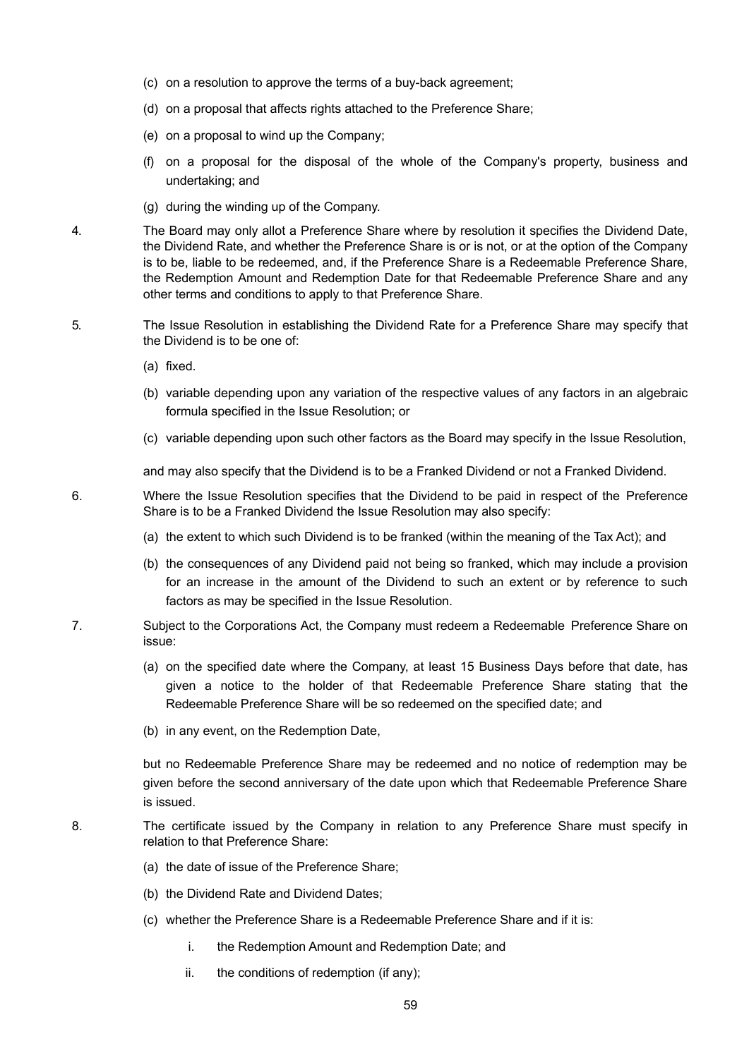(c) on a resolution to approve the terms of a buy-back agreement;

(d) on a proposal that affects rights attached to the Preference Share;

(e) on a proposal to wind up the Company;

(f) on a proposal for the disposal of the whole of the Company's property, business and undertaking; and

(g) during the winding up of the Company.

4. The Board may only allot a Preference Share where by resolution it specifies the Dividend Date, the Dividend Rate, and whether the Preference Share is or is not, or at the option of the Company is to be, liable to be redeemed, and, if the Preference Share is a Redeemable Preference Share, the Redemption Amount and Redemption Date for that Redeemable Preference Share and any other terms and conditions to apply to that Preference Share.

5. The Issue Resolution in establishing the Dividend Rate for a Preference Share may specify that the Dividend is to be one of:

(a) fixed.

(b) variable depending upon any variation of the respective values of any factors in an algebraic formula specified in the Issue Resolution; or

(c) variable depending upon such other factors as the Board may specify in the Issue Resolution,

and may also specify that the Dividend is to be a Franked Dividend or not a Franked Dividend.

6. Where the Issue Resolution specifies that the Dividend to be paid in respect of the Preference Share is to be a Franked Dividend the Issue Resolution may also specify:

(a) the extent to which such Dividend is to be franked (within the meaning of the Tax Act); and

(b) the consequences of any Dividend paid not being so franked, which may include a provision for an increase in the amount of the Dividend to such an extent or by reference to such factors as may be specified in the Issue Resolution.

7. Subject to the Corporations Act, the Company must redeem a Redeemable Preference Share on issue:

(a) on the specified date where the Company, at least 15 Business Days before that date, has given a notice to the holder of that Redeemable Preference Share stating that the Redeemable Preference Share will be so redeemed on the specified date; and

(b) in any event, on the Redemption Date,

but no Redeemable Preference Share may be redeemed and no notice of redemption may be given before the second anniversary of the date upon which that Redeemable Preference Share is issued.

8. The certificate issued by the Company in relation to any Preference Share must specify in relation to that Preference Share:

(a) the date of issue of the Preference Share;

(b) the Dividend Rate and Dividend Dates;

(c) whether the Preference Share is a Redeemable Preference Share and if it is:

  i. the Redemption Amount and Redemption Date; and

  ii. the conditions of redemption (if any);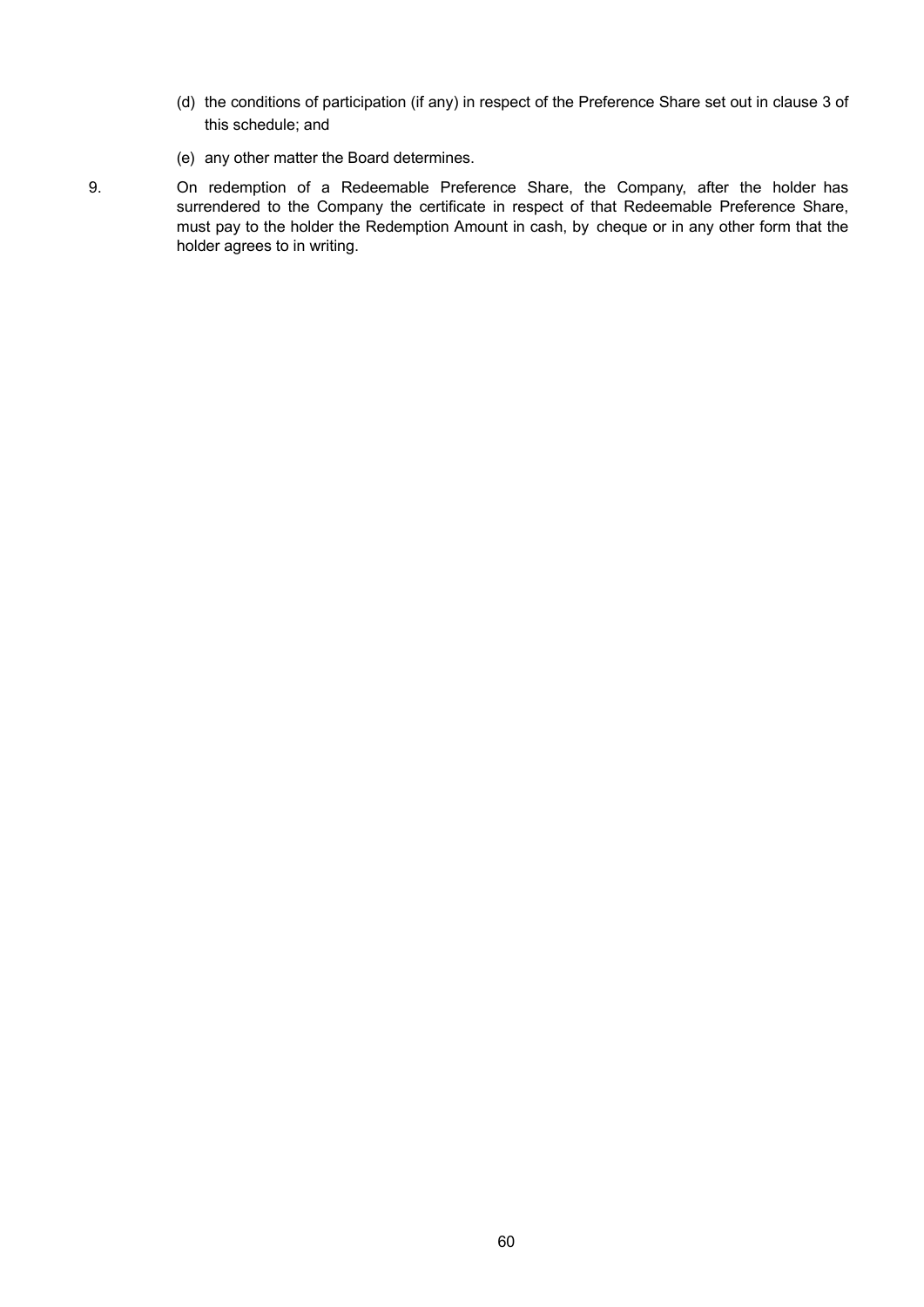(d) the conditions of participation (if any) in respect of the Preference Share set out in clause 3 of this schedule; and

(e) any other matter the Board determines.

9. On redemption of a Redeemable Preference Share, the Company, after the holder has surrendered to the Company the certificate in respect of that Redeemable Preference Share, must pay to the holder the Redemption Amount in cash, by cheque or in any other form that the holder agrees to in writing.